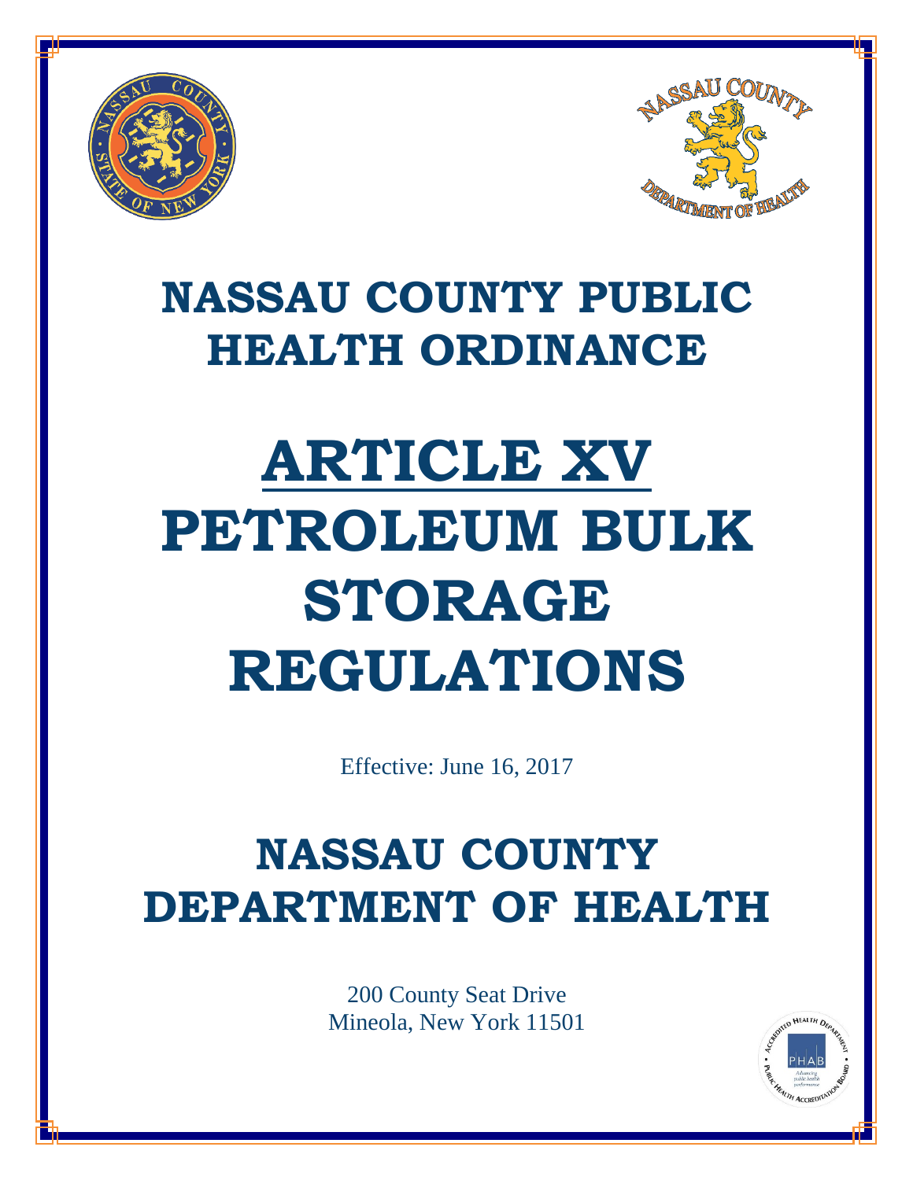# NASSAU COUNTY PUBLIC HEALTH ORDINANCE

# ARTICLE XV
# PETROLEUM BULK STORAGE REGULATIONS

Effective: June 16, 2017

## NASSAU COUNTY DEPARTMENT OF HEALTH

200 County Seat Drive
Mineola, New York 11501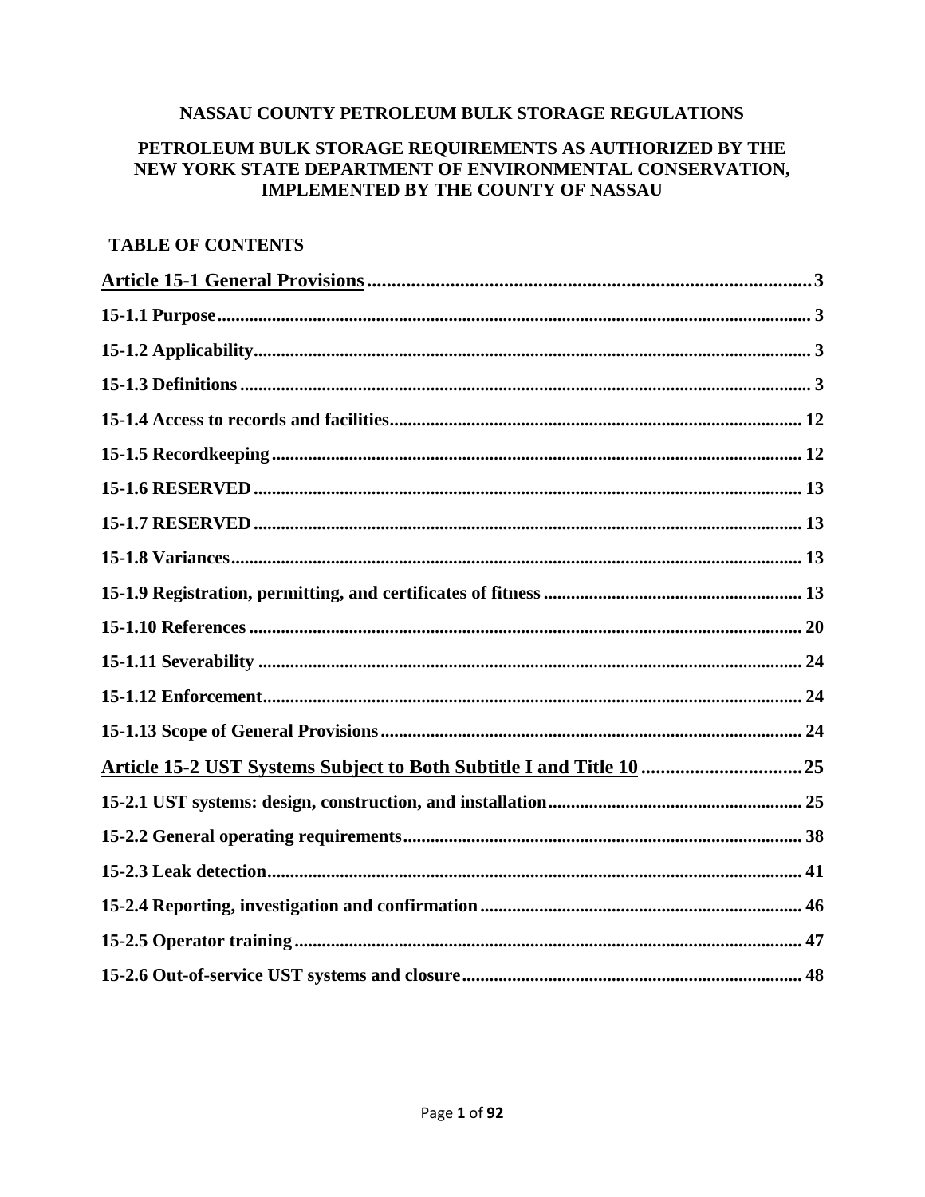**NASSAU COUNTY PETROLEUM BULK STORAGE REGULATIONS**

**PETROLEUM BULK STORAGE REQUIREMENTS AS AUTHORIZED BY THE NEW YORK STATE DEPARTMENT OF ENVIRONMENTAL CONSERVATION, IMPLEMENTED BY THE COUNTY OF NASSAU**

**TABLE OF CONTENTS**

**Article 15-1 General Provisions** .......... 3

**15-1.1 Purpose** .......... 3

**15-1.2 Applicability** .......... 3

**15-1.3 Definitions** .......... 3

**15-1.4 Access to records and facilities** .......... 12

**15-1.5 Recordkeeping** .......... 12

**15-1.6 RESERVED** .......... 13

**15-1.7 RESERVED** .......... 13

**15-1.8 Variances** .......... 13

**15-1.9 Registration, permitting, and certificates of fitness** .......... 13

**15-1.10 References** .......... 20

**15-1.11 Severability** .......... 24

**15-1.12 Enforcement** .......... 24

**15-1.13 Scope of General Provisions** .......... 24

**Article 15-2 UST Systems Subject to Both Subtitle I and Title 10** .......... 25

**15-2.1 UST systems: design, construction, and installation** .......... 25

**15-2.2 General operating requirements** .......... 38

**15-2.3 Leak detection** .......... 41

**15-2.4 Reporting, investigation and confirmation** .......... 46

**15-2.5 Operator training** .......... 47

**15-2.6 Out-of-service UST systems and closure** .......... 48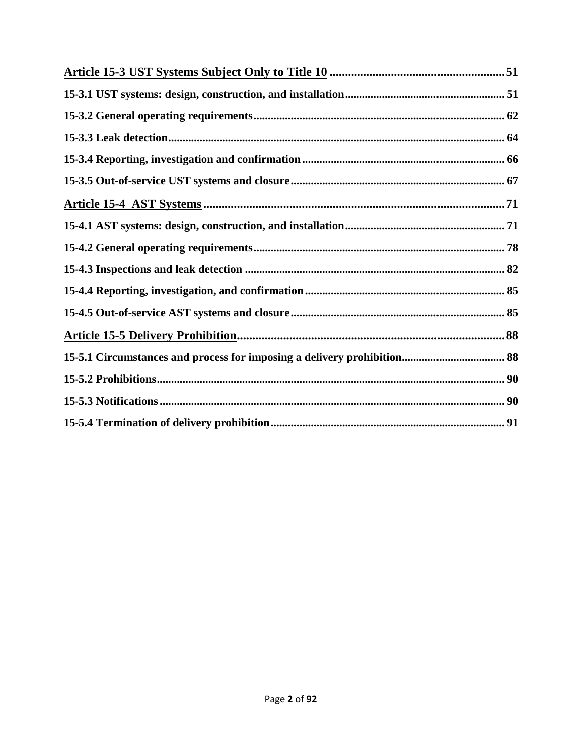[Article 15-3 UST Systems Subject Only to Title 10 ........................................................ 51](#)

**15-3.1 UST systems: design, construction, and installation........................................................ 51**

**15-3.2 General operating requirements........................................................................................ 62**

**15-3.3 Leak detection...................................................................................................................... 64**

**15-3.4 Reporting, investigation and confirmation....................................................................... 66**

**15-3.5 Out-of-service UST systems and closure........................................................................... 67**

[Article 15-4 AST Systems ................................................................................................... 71](#)

**15-4.1 AST systems: design, construction, and installation........................................................ 71**

**15-4.2 General operating requirements........................................................................................ 78**

**15-4.3 Inspections and leak detection ........................................................................................... 82**

**15-4.4 Reporting, investigation, and confirmation...................................................................... 85**

**15-4.5 Out-of-service AST systems and closure........................................................................... 85**

[Article 15-5 Delivery Prohibition........................................................................................ 88](#)

**15-5.1 Circumstances and process for imposing a delivery prohibition.................................... 88**

**15-5.2 Prohibitions......................................................................................................................... 90**

**15-5.3 Notifications........................................................................................................................ 90**

**15-5.4 Termination of delivery prohibition.................................................................................. 91**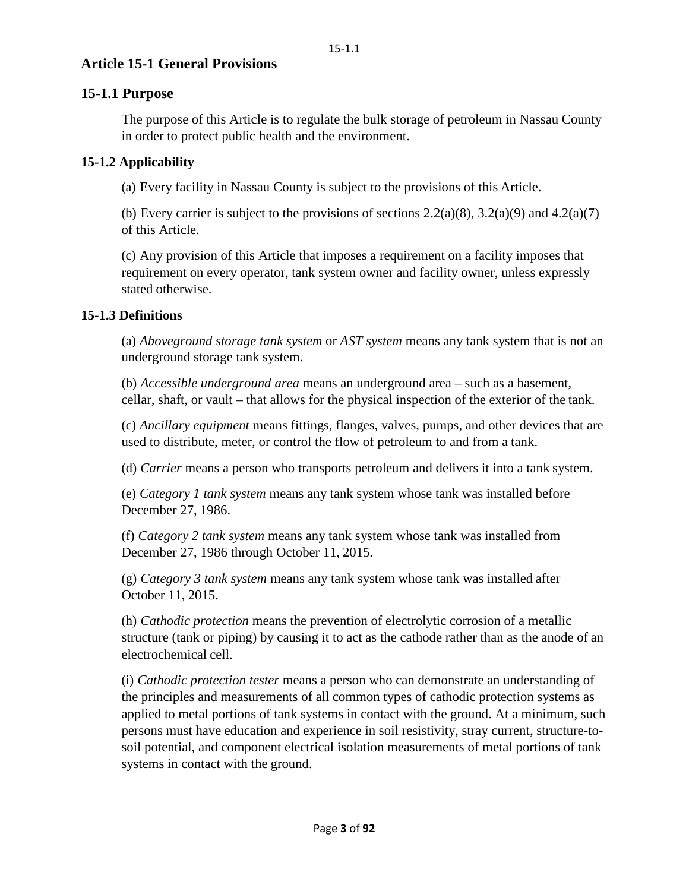## Article 15-1 General Provisions

### 15-1.1 Purpose

The purpose of this Article is to regulate the bulk storage of petroleum in Nassau County in order to protect public health and the environment.

#### 15-1.2 Applicability

(a) Every facility in Nassau County is subject to the provisions of this Article.

(b) Every carrier is subject to the provisions of sections 2.2(a)(8), 3.2(a)(9) and 4.2(a)(7) of this Article.

(c) Any provision of this Article that imposes a requirement on a facility imposes that requirement on every operator, tank system owner and facility owner, unless expressly stated otherwise.

#### 15-1.3 Definitions

(a) *Aboveground storage tank system* or *AST system* means any tank system that is not an underground storage tank system.

(b) *Accessible underground area* means an underground area – such as a basement, cellar, shaft, or vault – that allows for the physical inspection of the exterior of the tank.

(c) *Ancillary equipment* means fittings, flanges, valves, pumps, and other devices that are used to distribute, meter, or control the flow of petroleum to and from a tank.

(d) *Carrier* means a person who transports petroleum and delivers it into a tank system.

(e) *Category 1 tank system* means any tank system whose tank was installed before December 27, 1986.

(f) *Category 2 tank system* means any tank system whose tank was installed from December 27, 1986 through October 11, 2015.

(g) *Category 3 tank system* means any tank system whose tank was installed after October 11, 2015.

(h) *Cathodic protection* means the prevention of electrolytic corrosion of a metallic structure (tank or piping) by causing it to act as the cathode rather than as the anode of an electrochemical cell.

(i) *Cathodic protection tester* means a person who can demonstrate an understanding of the principles and measurements of all common types of cathodic protection systems as applied to metal portions of tank systems in contact with the ground. At a minimum, such persons must have education and experience in soil resistivity, stray current, structure-to-soil potential, and component electrical isolation measurements of metal portions of tank systems in contact with the ground.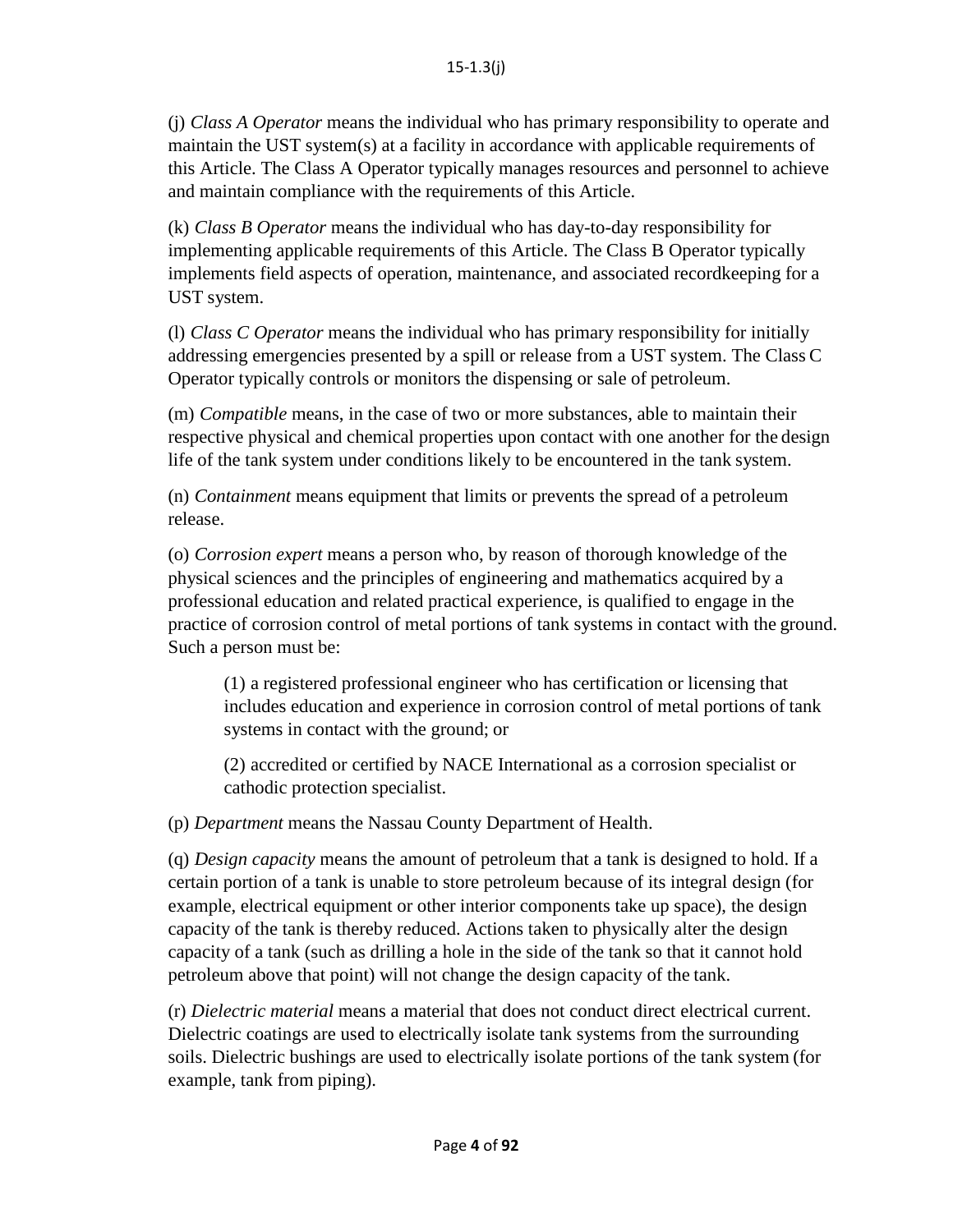(j) *Class A Operator* means the individual who has primary responsibility to operate and maintain the UST system(s) at a facility in accordance with applicable requirements of this Article. The Class A Operator typically manages resources and personnel to achieve and maintain compliance with the requirements of this Article.

(k) *Class B Operator* means the individual who has day-to-day responsibility for implementing applicable requirements of this Article. The Class B Operator typically implements field aspects of operation, maintenance, and associated recordkeeping for a UST system.

(l) *Class C Operator* means the individual who has primary responsibility for initially addressing emergencies presented by a spill or release from a UST system. The Class C Operator typically controls or monitors the dispensing or sale of petroleum.

(m) *Compatible* means, in the case of two or more substances, able to maintain their respective physical and chemical properties upon contact with one another for the design life of the tank system under conditions likely to be encountered in the tank system.

(n) *Containment* means equipment that limits or prevents the spread of a petroleum release.

(o) *Corrosion expert* means a person who, by reason of thorough knowledge of the physical sciences and the principles of engineering and mathematics acquired by a professional education and related practical experience, is qualified to engage in the practice of corrosion control of metal portions of tank systems in contact with the ground. Such a person must be:

> (1) a registered professional engineer who has certification or licensing that includes education and experience in corrosion control of metal portions of tank systems in contact with the ground; or
>
> (2) accredited or certified by NACE International as a corrosion specialist or cathodic protection specialist.

(p) *Department* means the Nassau County Department of Health.

(q) *Design capacity* means the amount of petroleum that a tank is designed to hold. If a certain portion of a tank is unable to store petroleum because of its integral design (for example, electrical equipment or other interior components take up space), the design capacity of the tank is thereby reduced. Actions taken to physically alter the design capacity of a tank (such as drilling a hole in the side of the tank so that it cannot hold petroleum above that point) will not change the design capacity of the tank.

(r) *Dielectric material* means a material that does not conduct direct electrical current. Dielectric coatings are used to electrically isolate tank systems from the surrounding soils. Dielectric bushings are used to electrically isolate portions of the tank system (for example, tank from piping).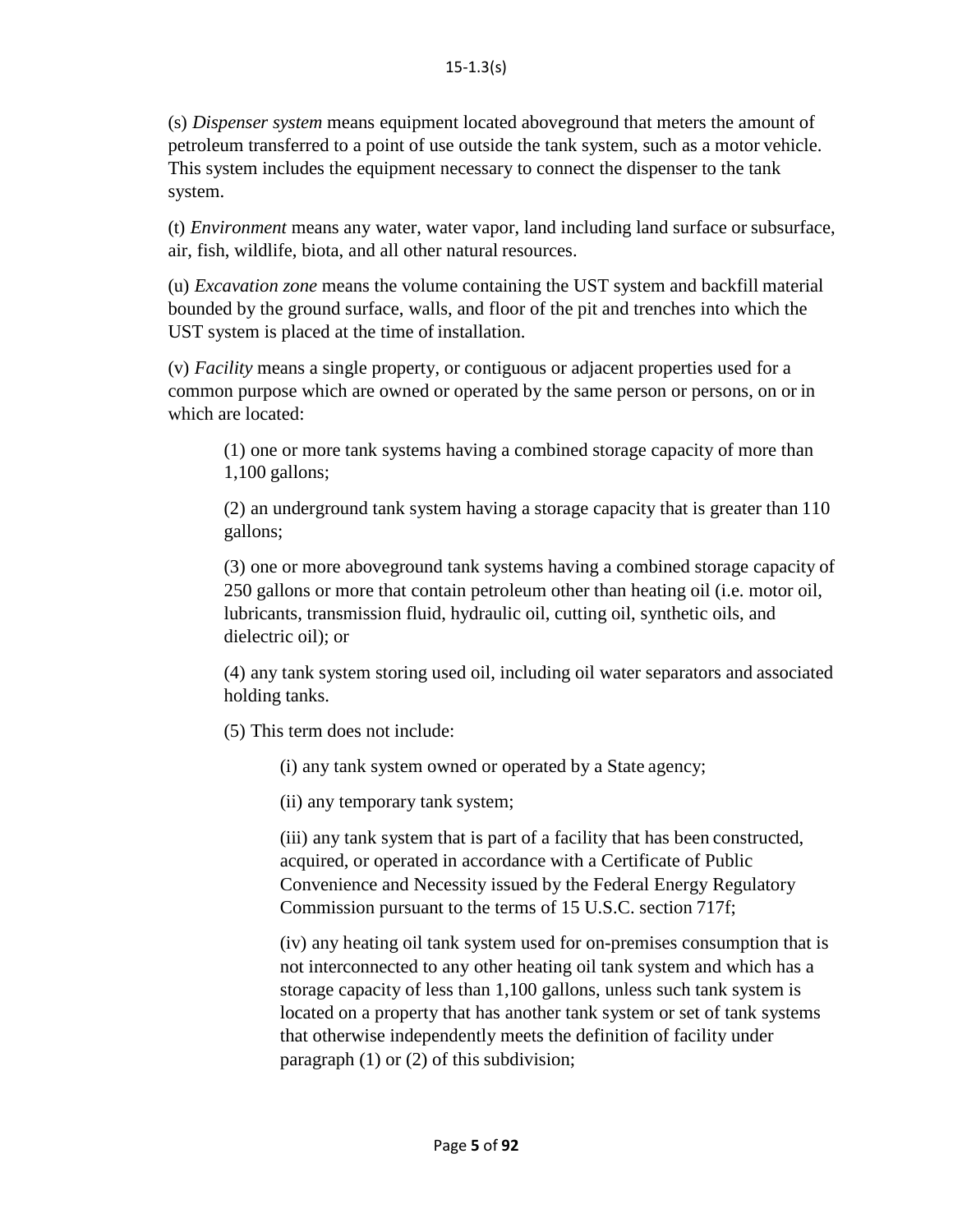(s) *Dispenser system* means equipment located aboveground that meters the amount of petroleum transferred to a point of use outside the tank system, such as a motor vehicle. This system includes the equipment necessary to connect the dispenser to the tank system.

(t) *Environment* means any water, water vapor, land including land surface or subsurface, air, fish, wildlife, biota, and all other natural resources.

(u) *Excavation zone* means the volume containing the UST system and backfill material bounded by the ground surface, walls, and floor of the pit and trenches into which the UST system is placed at the time of installation.

(v) *Facility* means a single property, or contiguous or adjacent properties used for a common purpose which are owned or operated by the same person or persons, on or in which are located:

> (1) one or more tank systems having a combined storage capacity of more than 1,100 gallons;
>
> (2) an underground tank system having a storage capacity that is greater than 110 gallons;
>
> (3) one or more aboveground tank systems having a combined storage capacity of 250 gallons or more that contain petroleum other than heating oil (i.e. motor oil, lubricants, transmission fluid, hydraulic oil, cutting oil, synthetic oils, and dielectric oil); or
>
> (4) any tank system storing used oil, including oil water separators and associated holding tanks.
>
> (5) This term does not include:
>
> > (i) any tank system owned or operated by a State agency;
> >
> > (ii) any temporary tank system;
> >
> > (iii) any tank system that is part of a facility that has been constructed, acquired, or operated in accordance with a Certificate of Public Convenience and Necessity issued by the Federal Energy Regulatory Commission pursuant to the terms of 15 U.S.C. section 717f;
> >
> > (iv) any heating oil tank system used for on-premises consumption that is not interconnected to any other heating oil tank system and which has a storage capacity of less than 1,100 gallons, unless such tank system is located on a property that has another tank system or set of tank systems that otherwise independently meets the definition of facility under paragraph (1) or (2) of this subdivision;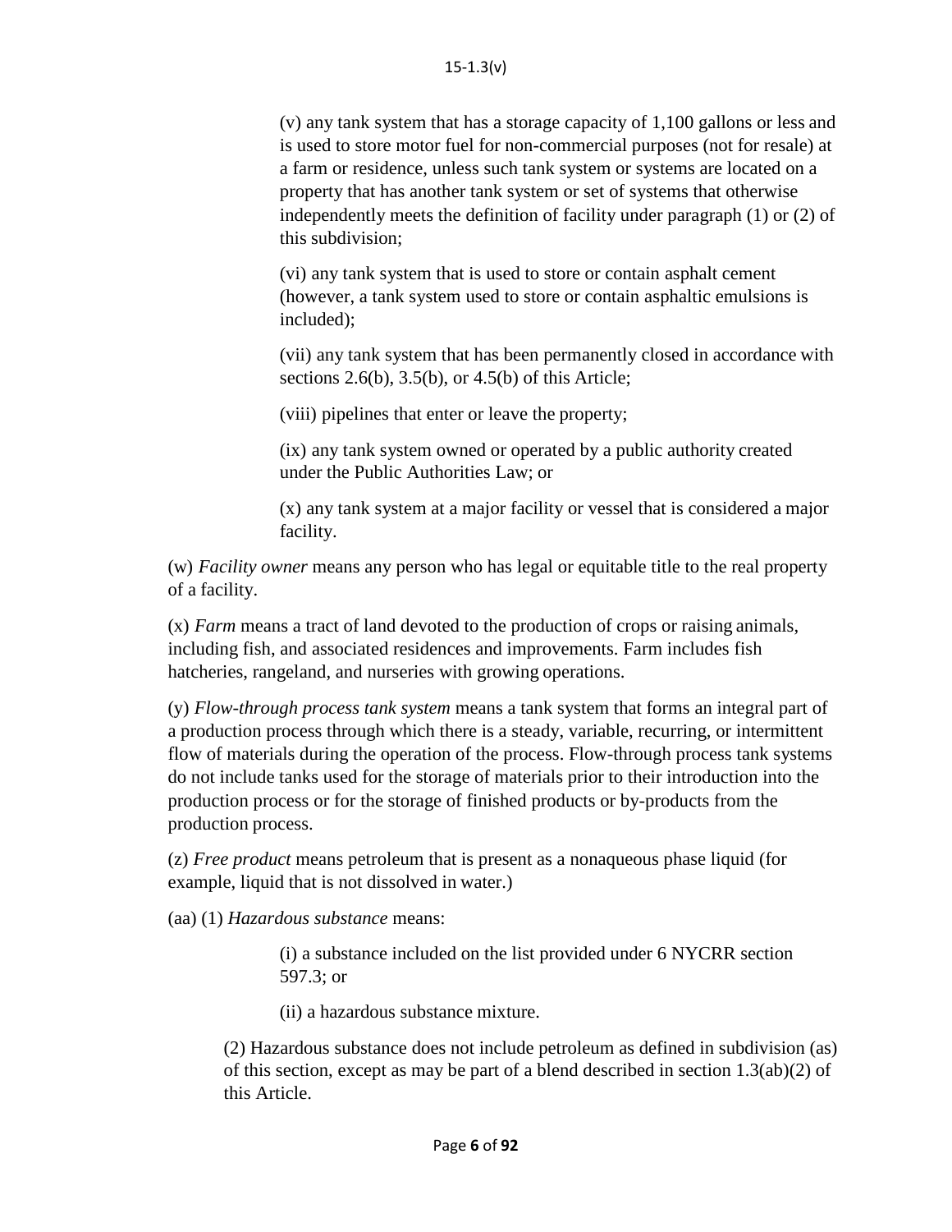(v) any tank system that has a storage capacity of 1,100 gallons or less and is used to store motor fuel for non-commercial purposes (not for resale) at a farm or residence, unless such tank system or systems are located on a property that has another tank system or set of systems that otherwise independently meets the definition of facility under paragraph (1) or (2) of this subdivision;

(vi) any tank system that is used to store or contain asphalt cement (however, a tank system used to store or contain asphaltic emulsions is included);

(vii) any tank system that has been permanently closed in accordance with sections 2.6(b), 3.5(b), or 4.5(b) of this Article;

(viii) pipelines that enter or leave the property;

(ix) any tank system owned or operated by a public authority created under the Public Authorities Law; or

(x) any tank system at a major facility or vessel that is considered a major facility.

(w) *Facility owner* means any person who has legal or equitable title to the real property of a facility.

(x) *Farm* means a tract of land devoted to the production of crops or raising animals, including fish, and associated residences and improvements. Farm includes fish hatcheries, rangeland, and nurseries with growing operations.

(y) *Flow-through process tank system* means a tank system that forms an integral part of a production process through which there is a steady, variable, recurring, or intermittent flow of materials during the operation of the process. Flow-through process tank systems do not include tanks used for the storage of materials prior to their introduction into the production process or for the storage of finished products or by-products from the production process.

(z) *Free product* means petroleum that is present as a nonaqueous phase liquid (for example, liquid that is not dissolved in water.)

(aa) (1) *Hazardous substance* means:

(i) a substance included on the list provided under 6 NYCRR section 597.3; or

(ii) a hazardous substance mixture.

(2) Hazardous substance does not include petroleum as defined in subdivision (as) of this section, except as may be part of a blend described in section 1.3(ab)(2) of this Article.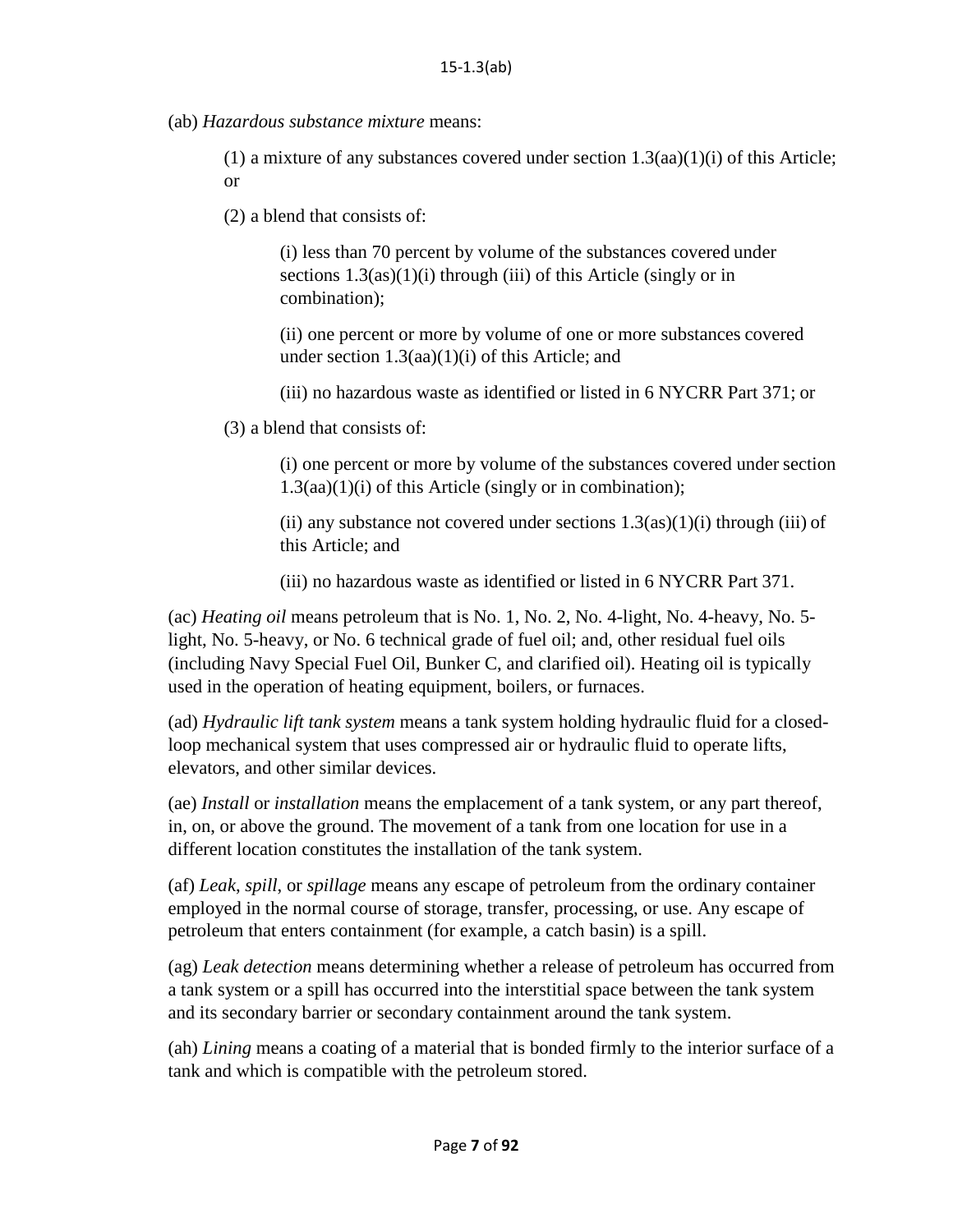(ab) *Hazardous substance mixture* means:

(1) a mixture of any substances covered under section 1.3(aa)(1)(i) of this Article; or

(2) a blend that consists of:

(i) less than 70 percent by volume of the substances covered under sections 1.3(as)(1)(i) through (iii) of this Article (singly or in combination);

(ii) one percent or more by volume of one or more substances covered under section 1.3(aa)(1)(i) of this Article; and

(iii) no hazardous waste as identified or listed in 6 NYCRR Part 371; or

(3) a blend that consists of:

(i) one percent or more by volume of the substances covered under section 1.3(aa)(1)(i) of this Article (singly or in combination);

(ii) any substance not covered under sections 1.3(as)(1)(i) through (iii) of this Article; and

(iii) no hazardous waste as identified or listed in 6 NYCRR Part 371.

(ac) *Heating oil* means petroleum that is No. 1, No. 2, No. 4-light, No. 4-heavy, No. 5-light, No. 5-heavy, or No. 6 technical grade of fuel oil; and, other residual fuel oils (including Navy Special Fuel Oil, Bunker C, and clarified oil). Heating oil is typically used in the operation of heating equipment, boilers, or furnaces.

(ad) *Hydraulic lift tank system* means a tank system holding hydraulic fluid for a closed-loop mechanical system that uses compressed air or hydraulic fluid to operate lifts, elevators, and other similar devices.

(ae) *Install* or *installation* means the emplacement of a tank system, or any part thereof, in, on, or above the ground. The movement of a tank from one location for use in a different location constitutes the installation of the tank system.

(af) *Leak*, *spill*, or *spillage* means any escape of petroleum from the ordinary container employed in the normal course of storage, transfer, processing, or use. Any escape of petroleum that enters containment (for example, a catch basin) is a spill.

(ag) *Leak detection* means determining whether a release of petroleum has occurred from a tank system or a spill has occurred into the interstitial space between the tank system and its secondary barrier or secondary containment around the tank system.

(ah) *Lining* means a coating of a material that is bonded firmly to the interior surface of a tank and which is compatible with the petroleum stored.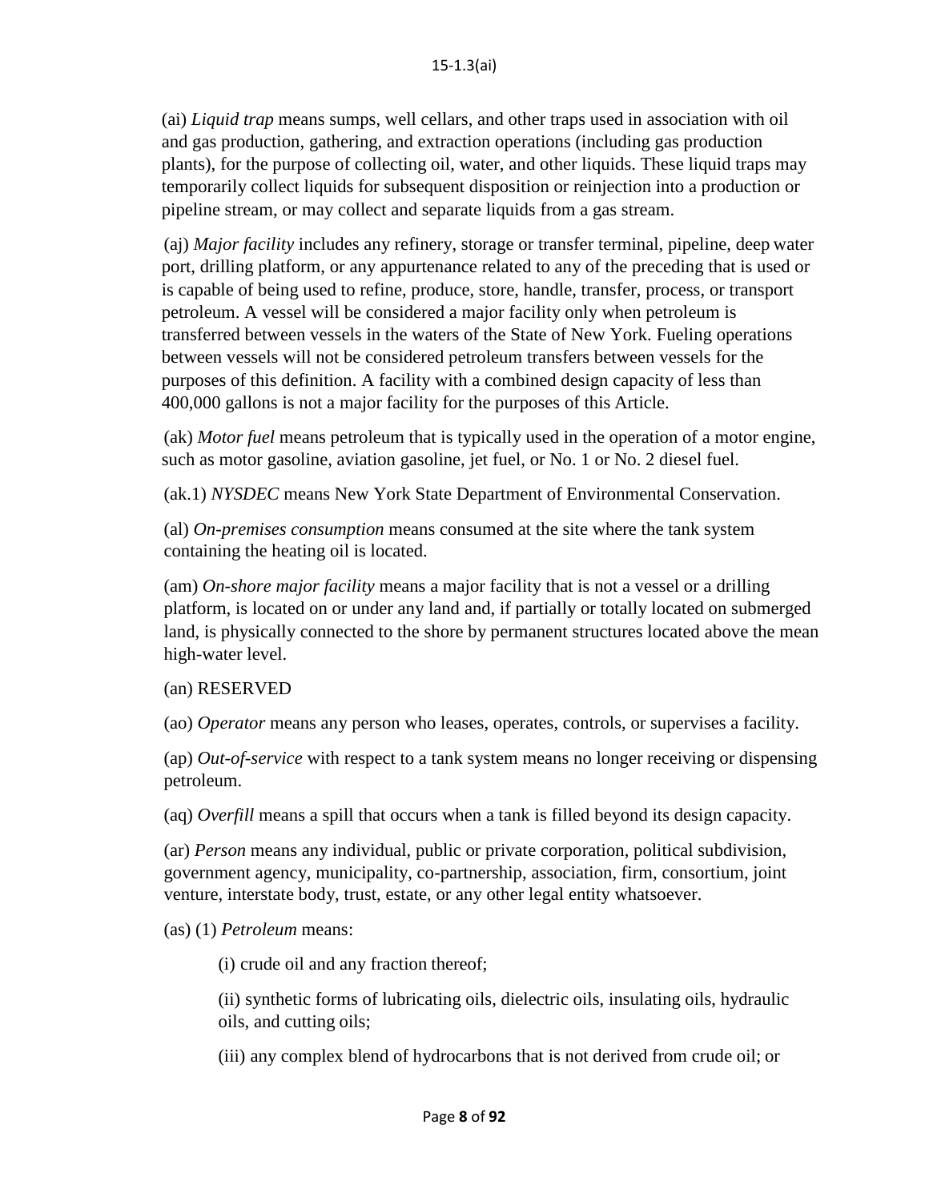(ai) *Liquid trap* means sumps, well cellars, and other traps used in association with oil and gas production, gathering, and extraction operations (including gas production plants), for the purpose of collecting oil, water, and other liquids. These liquid traps may temporarily collect liquids for subsequent disposition or reinjection into a production or pipeline stream, or may collect and separate liquids from a gas stream.

(aj) *Major facility* includes any refinery, storage or transfer terminal, pipeline, deep water port, drilling platform, or any appurtenance related to any of the preceding that is used or is capable of being used to refine, produce, store, handle, transfer, process, or transport petroleum. A vessel will be considered a major facility only when petroleum is transferred between vessels in the waters of the State of New York. Fueling operations between vessels will not be considered petroleum transfers between vessels for the purposes of this definition. A facility with a combined design capacity of less than 400,000 gallons is not a major facility for the purposes of this Article.

(ak) *Motor fuel* means petroleum that is typically used in the operation of a motor engine, such as motor gasoline, aviation gasoline, jet fuel, or No. 1 or No. 2 diesel fuel.

(ak.1) *NYSDEC* means New York State Department of Environmental Conservation.

(al) *On-premises consumption* means consumed at the site where the tank system containing the heating oil is located.

(am) *On-shore major facility* means a major facility that is not a vessel or a drilling platform, is located on or under any land and, if partially or totally located on submerged land, is physically connected to the shore by permanent structures located above the mean high-water level.

(an) RESERVED

(ao) *Operator* means any person who leases, operates, controls, or supervises a facility.

(ap) *Out-of-service* with respect to a tank system means no longer receiving or dispensing petroleum.

(aq) *Overfill* means a spill that occurs when a tank is filled beyond its design capacity.

(ar) *Person* means any individual, public or private corporation, political subdivision, government agency, municipality, co-partnership, association, firm, consortium, joint venture, interstate body, trust, estate, or any other legal entity whatsoever.

(as) (1) *Petroleum* means:

(i) crude oil and any fraction thereof;

(ii) synthetic forms of lubricating oils, dielectric oils, insulating oils, hydraulic oils, and cutting oils;

(iii) any complex blend of hydrocarbons that is not derived from crude oil; or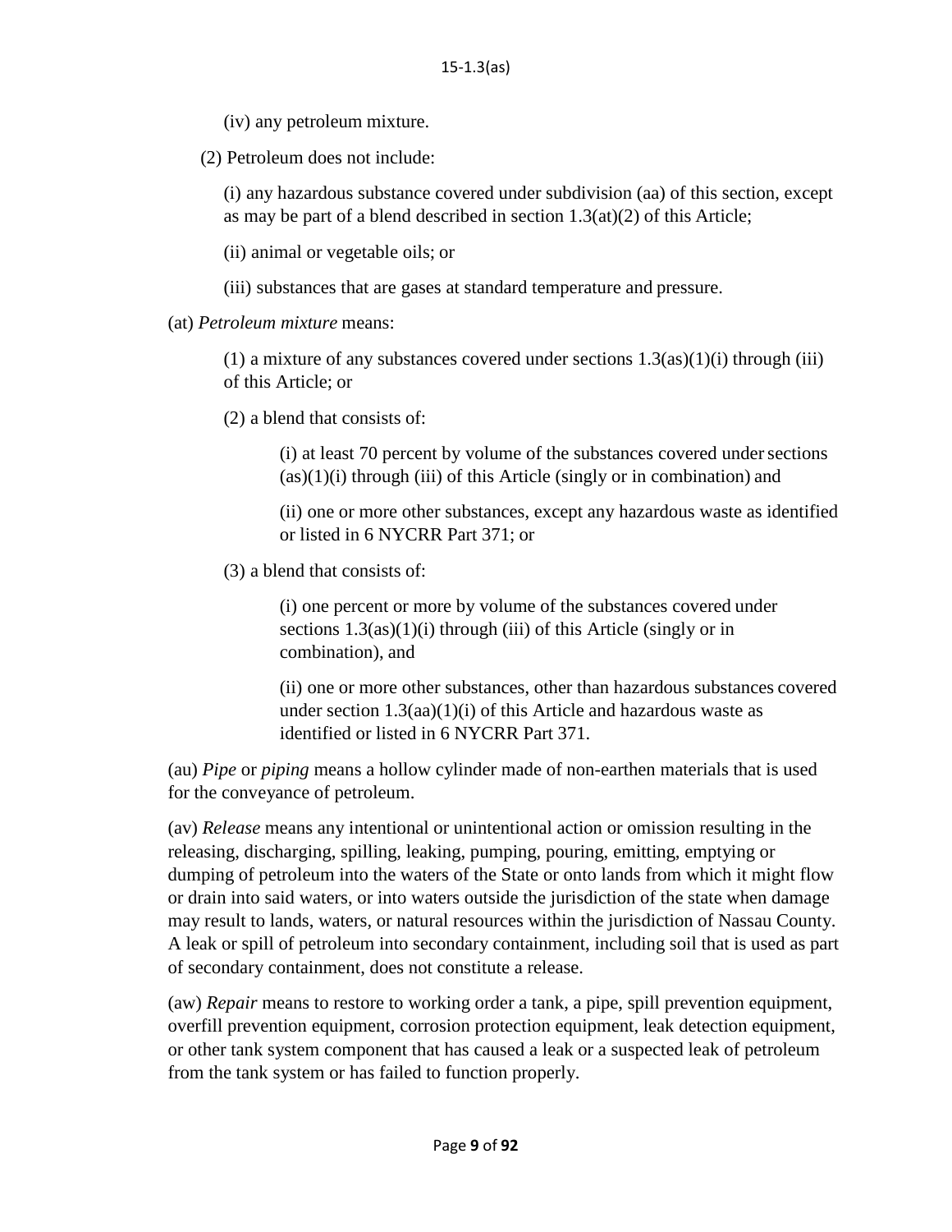(iv) any petroleum mixture.

(2) Petroleum does not include:

(i) any hazardous substance covered under subdivision (aa) of this section, except as may be part of a blend described in section 1.3(at)(2) of this Article;

(ii) animal or vegetable oils; or

(iii) substances that are gases at standard temperature and pressure.

(at) *Petroleum mixture* means:

(1) a mixture of any substances covered under sections 1.3(as)(1)(i) through (iii) of this Article; or

(2) a blend that consists of:

(i) at least 70 percent by volume of the substances covered under sections (as)(1)(i) through (iii) of this Article (singly or in combination) and

(ii) one or more other substances, except any hazardous waste as identified or listed in 6 NYCRR Part 371; or

(3) a blend that consists of:

(i) one percent or more by volume of the substances covered under sections 1.3(as)(1)(i) through (iii) of this Article (singly or in combination), and

(ii) one or more other substances, other than hazardous substances covered under section 1.3(aa)(1)(i) of this Article and hazardous waste as identified or listed in 6 NYCRR Part 371.

(au) *Pipe* or *piping* means a hollow cylinder made of non-earthen materials that is used for the conveyance of petroleum.

(av) *Release* means any intentional or unintentional action or omission resulting in the releasing, discharging, spilling, leaking, pumping, pouring, emitting, emptying or dumping of petroleum into the waters of the State or onto lands from which it might flow or drain into said waters, or into waters outside the jurisdiction of the state when damage may result to lands, waters, or natural resources within the jurisdiction of Nassau County. A leak or spill of petroleum into secondary containment, including soil that is used as part of secondary containment, does not constitute a release.

(aw) *Repair* means to restore to working order a tank, a pipe, spill prevention equipment, overfill prevention equipment, corrosion protection equipment, leak detection equipment, or other tank system component that has caused a leak or a suspected leak of petroleum from the tank system or has failed to function properly.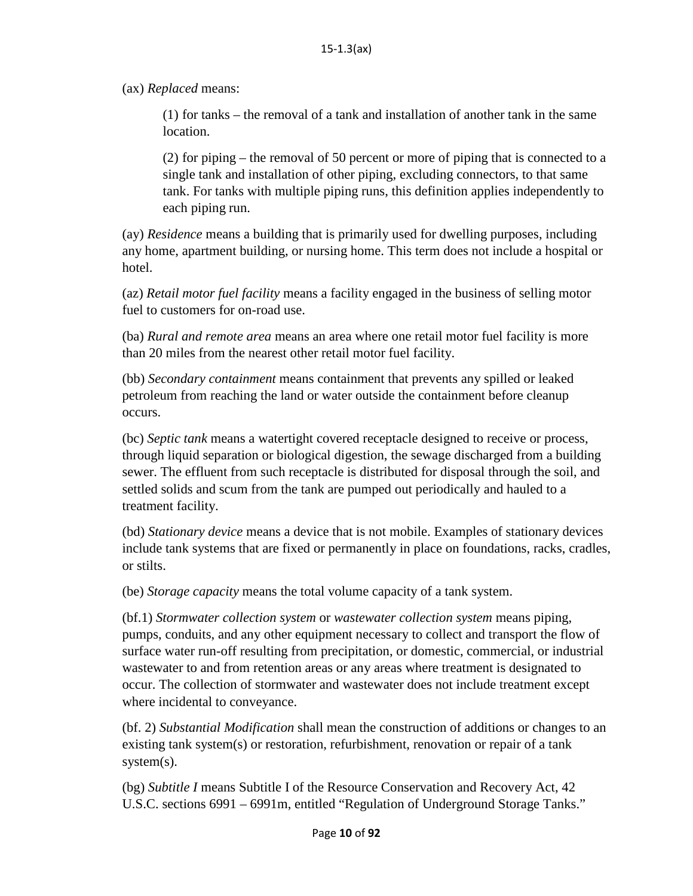(ax) *Replaced* means:

> (1) for tanks – the removal of a tank and installation of another tank in the same location.
>
> (2) for piping – the removal of 50 percent or more of piping that is connected to a single tank and installation of other piping, excluding connectors, to that same tank. For tanks with multiple piping runs, this definition applies independently to each piping run.

(ay) *Residence* means a building that is primarily used for dwelling purposes, including any home, apartment building, or nursing home. This term does not include a hospital or hotel.

(az) *Retail motor fuel facility* means a facility engaged in the business of selling motor fuel to customers for on-road use.

(ba) *Rural and remote area* means an area where one retail motor fuel facility is more than 20 miles from the nearest other retail motor fuel facility.

(bb) *Secondary containment* means containment that prevents any spilled or leaked petroleum from reaching the land or water outside the containment before cleanup occurs.

(bc) *Septic tank* means a watertight covered receptacle designed to receive or process, through liquid separation or biological digestion, the sewage discharged from a building sewer. The effluent from such receptacle is distributed for disposal through the soil, and settled solids and scum from the tank are pumped out periodically and hauled to a treatment facility.

(bd) *Stationary device* means a device that is not mobile. Examples of stationary devices include tank systems that are fixed or permanently in place on foundations, racks, cradles, or stilts.

(be) *Storage capacity* means the total volume capacity of a tank system.

(bf.1) *Stormwater collection system* or *wastewater collection system* means piping, pumps, conduits, and any other equipment necessary to collect and transport the flow of surface water run-off resulting from precipitation, or domestic, commercial, or industrial wastewater to and from retention areas or any areas where treatment is designated to occur. The collection of stormwater and wastewater does not include treatment except where incidental to conveyance.

(bf. 2) *Substantial Modification* shall mean the construction of additions or changes to an existing tank system(s) or restoration, refurbishment, renovation or repair of a tank system(s).

(bg) *Subtitle I* means Subtitle I of the Resource Conservation and Recovery Act, 42 U.S.C. sections 6991 – 6991m, entitled "Regulation of Underground Storage Tanks."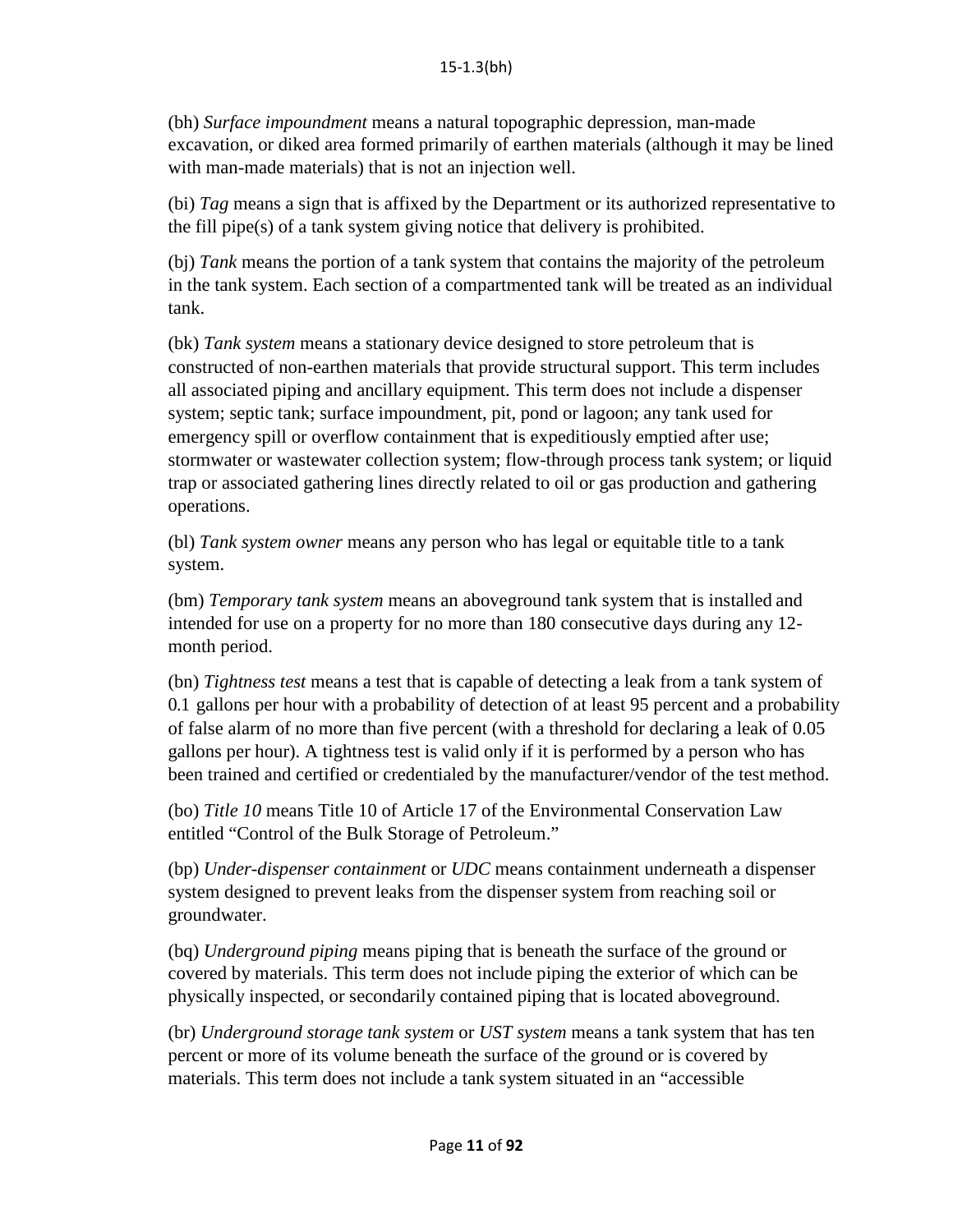(bh) *Surface impoundment* means a natural topographic depression, man-made excavation, or diked area formed primarily of earthen materials (although it may be lined with man-made materials) that is not an injection well.

(bi) *Tag* means a sign that is affixed by the Department or its authorized representative to the fill pipe(s) of a tank system giving notice that delivery is prohibited.

(bj) *Tank* means the portion of a tank system that contains the majority of the petroleum in the tank system. Each section of a compartmented tank will be treated as an individual tank.

(bk) *Tank system* means a stationary device designed to store petroleum that is constructed of non-earthen materials that provide structural support. This term includes all associated piping and ancillary equipment. This term does not include a dispenser system; septic tank; surface impoundment, pit, pond or lagoon; any tank used for emergency spill or overflow containment that is expeditiously emptied after use; stormwater or wastewater collection system; flow-through process tank system; or liquid trap or associated gathering lines directly related to oil or gas production and gathering operations.

(bl) *Tank system owner* means any person who has legal or equitable title to a tank system.

(bm) *Temporary tank system* means an aboveground tank system that is installed and intended for use on a property for no more than 180 consecutive days during any 12-month period.

(bn) *Tightness test* means a test that is capable of detecting a leak from a tank system of 0.1 gallons per hour with a probability of detection of at least 95 percent and a probability of false alarm of no more than five percent (with a threshold for declaring a leak of 0.05 gallons per hour). A tightness test is valid only if it is performed by a person who has been trained and certified or credentialed by the manufacturer/vendor of the test method.

(bo) *Title 10* means Title 10 of Article 17 of the Environmental Conservation Law entitled "Control of the Bulk Storage of Petroleum."

(bp) *Under-dispenser containment* or *UDC* means containment underneath a dispenser system designed to prevent leaks from the dispenser system from reaching soil or groundwater.

(bq) *Underground piping* means piping that is beneath the surface of the ground or covered by materials. This term does not include piping the exterior of which can be physically inspected, or secondarily contained piping that is located aboveground.

(br) *Underground storage tank system* or *UST system* means a tank system that has ten percent or more of its volume beneath the surface of the ground or is covered by materials. This term does not include a tank system situated in an "accessible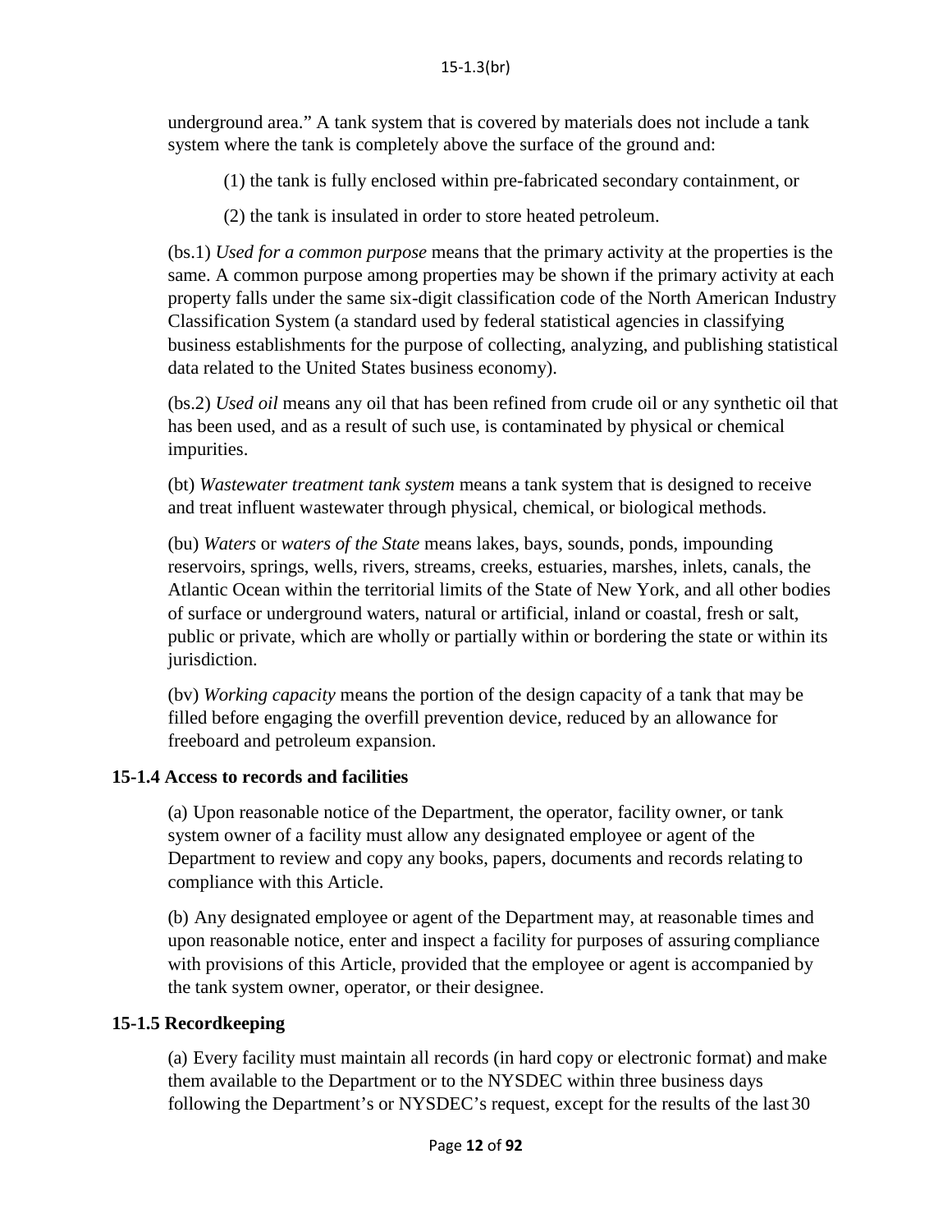underground area." A tank system that is covered by materials does not include a tank system where the tank is completely above the surface of the ground and:

(1) the tank is fully enclosed within pre-fabricated secondary containment, or

(2) the tank is insulated in order to store heated petroleum.

(bs.1) *Used for a common purpose* means that the primary activity at the properties is the same. A common purpose among properties may be shown if the primary activity at each property falls under the same six-digit classification code of the North American Industry Classification System (a standard used by federal statistical agencies in classifying business establishments for the purpose of collecting, analyzing, and publishing statistical data related to the United States business economy).

(bs.2) *Used oil* means any oil that has been refined from crude oil or any synthetic oil that has been used, and as a result of such use, is contaminated by physical or chemical impurities.

(bt) *Wastewater treatment tank system* means a tank system that is designed to receive and treat influent wastewater through physical, chemical, or biological methods.

(bu) *Waters* or *waters of the State* means lakes, bays, sounds, ponds, impounding reservoirs, springs, wells, rivers, streams, creeks, estuaries, marshes, inlets, canals, the Atlantic Ocean within the territorial limits of the State of New York, and all other bodies of surface or underground waters, natural or artificial, inland or coastal, fresh or salt, public or private, which are wholly or partially within or bordering the state or within its jurisdiction.

(bv) *Working capacity* means the portion of the design capacity of a tank that may be filled before engaging the overfill prevention device, reduced by an allowance for freeboard and petroleum expansion.

### 15-1.4 Access to records and facilities

(a) Upon reasonable notice of the Department, the operator, facility owner, or tank system owner of a facility must allow any designated employee or agent of the Department to review and copy any books, papers, documents and records relating to compliance with this Article.

(b) Any designated employee or agent of the Department may, at reasonable times and upon reasonable notice, enter and inspect a facility for purposes of assuring compliance with provisions of this Article, provided that the employee or agent is accompanied by the tank system owner, operator, or their designee.

### 15-1.5 Recordkeeping

(a) Every facility must maintain all records (in hard copy or electronic format) and make them available to the Department or to the NYSDEC within three business days following the Department's or NYSDEC's request, except for the results of the last 30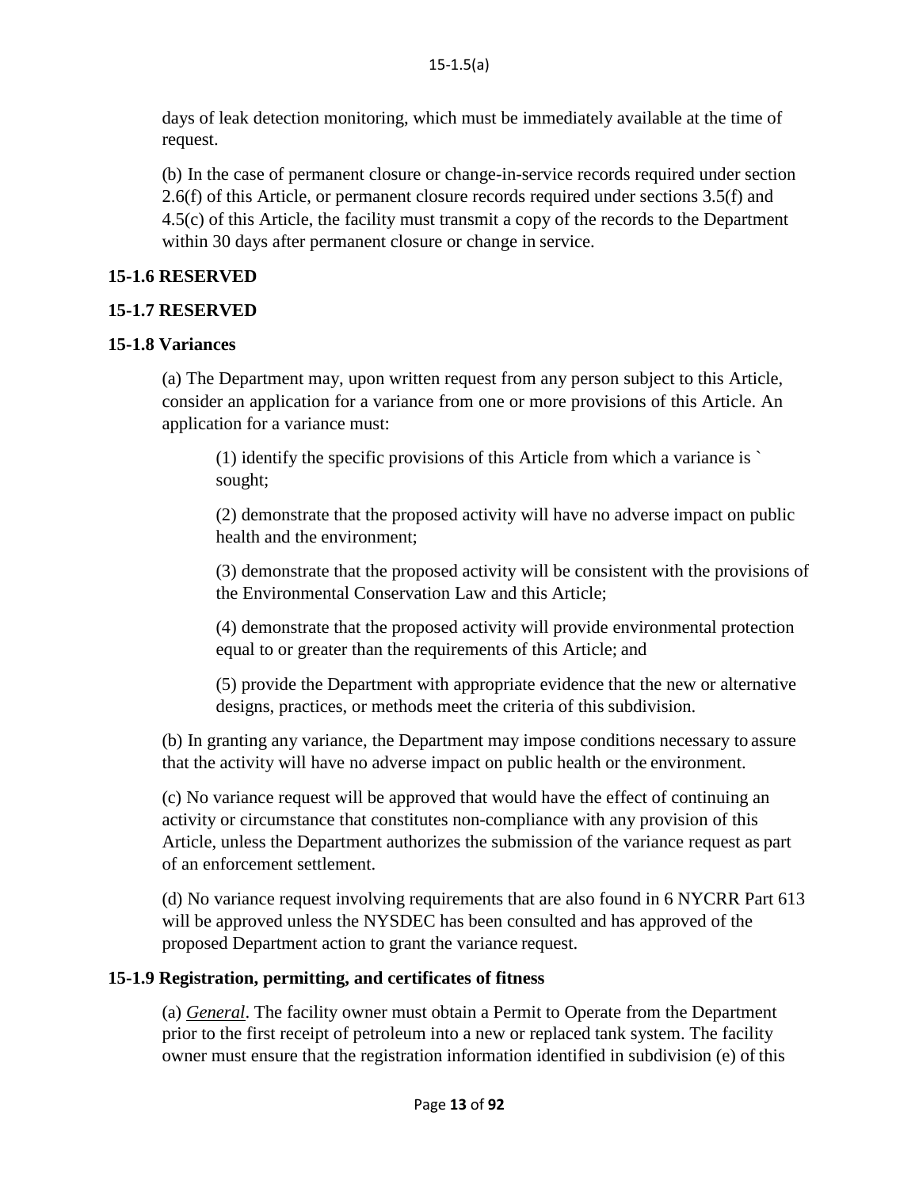days of leak detection monitoring, which must be immediately available at the time of request.

(b) In the case of permanent closure or change-in-service records required under section 2.6(f) of this Article, or permanent closure records required under sections 3.5(f) and 4.5(c) of this Article, the facility must transmit a copy of the records to the Department within 30 days after permanent closure or change in service.

**15-1.6 RESERVED**

**15-1.7 RESERVED**

**15-1.8 Variances**

(a) The Department may, upon written request from any person subject to this Article, consider an application for a variance from one or more provisions of this Article. An application for a variance must:

(1) identify the specific provisions of this Article from which a variance is ` sought;

(2) demonstrate that the proposed activity will have no adverse impact on public health and the environment;

(3) demonstrate that the proposed activity will be consistent with the provisions of the Environmental Conservation Law and this Article;

(4) demonstrate that the proposed activity will provide environmental protection equal to or greater than the requirements of this Article; and

(5) provide the Department with appropriate evidence that the new or alternative designs, practices, or methods meet the criteria of this subdivision.

(b) In granting any variance, the Department may impose conditions necessary to assure that the activity will have no adverse impact on public health or the environment.

(c) No variance request will be approved that would have the effect of continuing an activity or circumstance that constitutes non-compliance with any provision of this Article, unless the Department authorizes the submission of the variance request as part of an enforcement settlement.

(d) No variance request involving requirements that are also found in 6 NYCRR Part 613 will be approved unless the NYSDEC has been consulted and has approved of the proposed Department action to grant the variance request.

**15-1.9 Registration, permitting, and certificates of fitness**

(a) *General*. The facility owner must obtain a Permit to Operate from the Department prior to the first receipt of petroleum into a new or replaced tank system. The facility owner must ensure that the registration information identified in subdivision (e) of this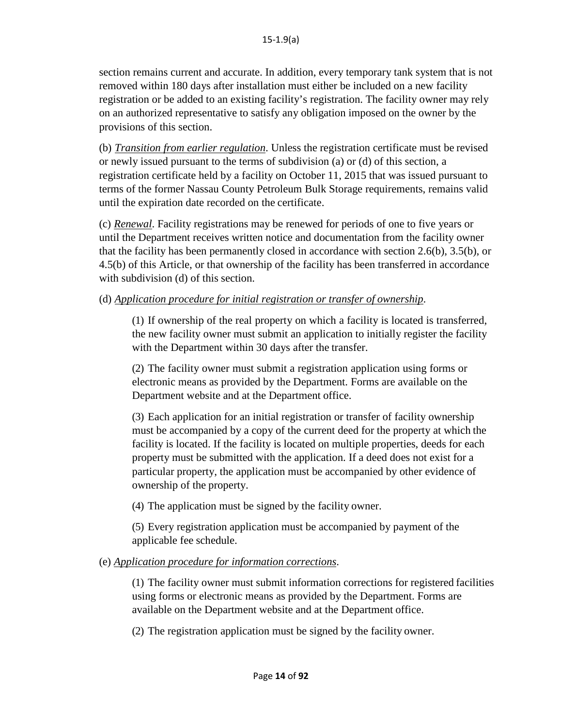section remains current and accurate. In addition, every temporary tank system that is not removed within 180 days after installation must either be included on a new facility registration or be added to an existing facility's registration. The facility owner may rely on an authorized representative to satisfy any obligation imposed on the owner by the provisions of this section.

(b) *Transition from earlier regulation*. Unless the registration certificate must be revised or newly issued pursuant to the terms of subdivision (a) or (d) of this section, a registration certificate held by a facility on October 11, 2015 that was issued pursuant to terms of the former Nassau County Petroleum Bulk Storage requirements, remains valid until the expiration date recorded on the certificate.

(c) *Renewal*. Facility registrations may be renewed for periods of one to five years or until the Department receives written notice and documentation from the facility owner that the facility has been permanently closed in accordance with section 2.6(b), 3.5(b), or 4.5(b) of this Article, or that ownership of the facility has been transferred in accordance with subdivision (d) of this section.

(d) *Application procedure for initial registration or transfer of ownership*.

(1) If ownership of the real property on which a facility is located is transferred, the new facility owner must submit an application to initially register the facility with the Department within 30 days after the transfer.

(2) The facility owner must submit a registration application using forms or electronic means as provided by the Department. Forms are available on the Department website and at the Department office.

(3) Each application for an initial registration or transfer of facility ownership must be accompanied by a copy of the current deed for the property at which the facility is located. If the facility is located on multiple properties, deeds for each property must be submitted with the application. If a deed does not exist for a particular property, the application must be accompanied by other evidence of ownership of the property.

(4) The application must be signed by the facility owner.

(5) Every registration application must be accompanied by payment of the applicable fee schedule.

(e) *Application procedure for information corrections*.

(1) The facility owner must submit information corrections for registered facilities using forms or electronic means as provided by the Department. Forms are available on the Department website and at the Department office.

(2) The registration application must be signed by the facility owner.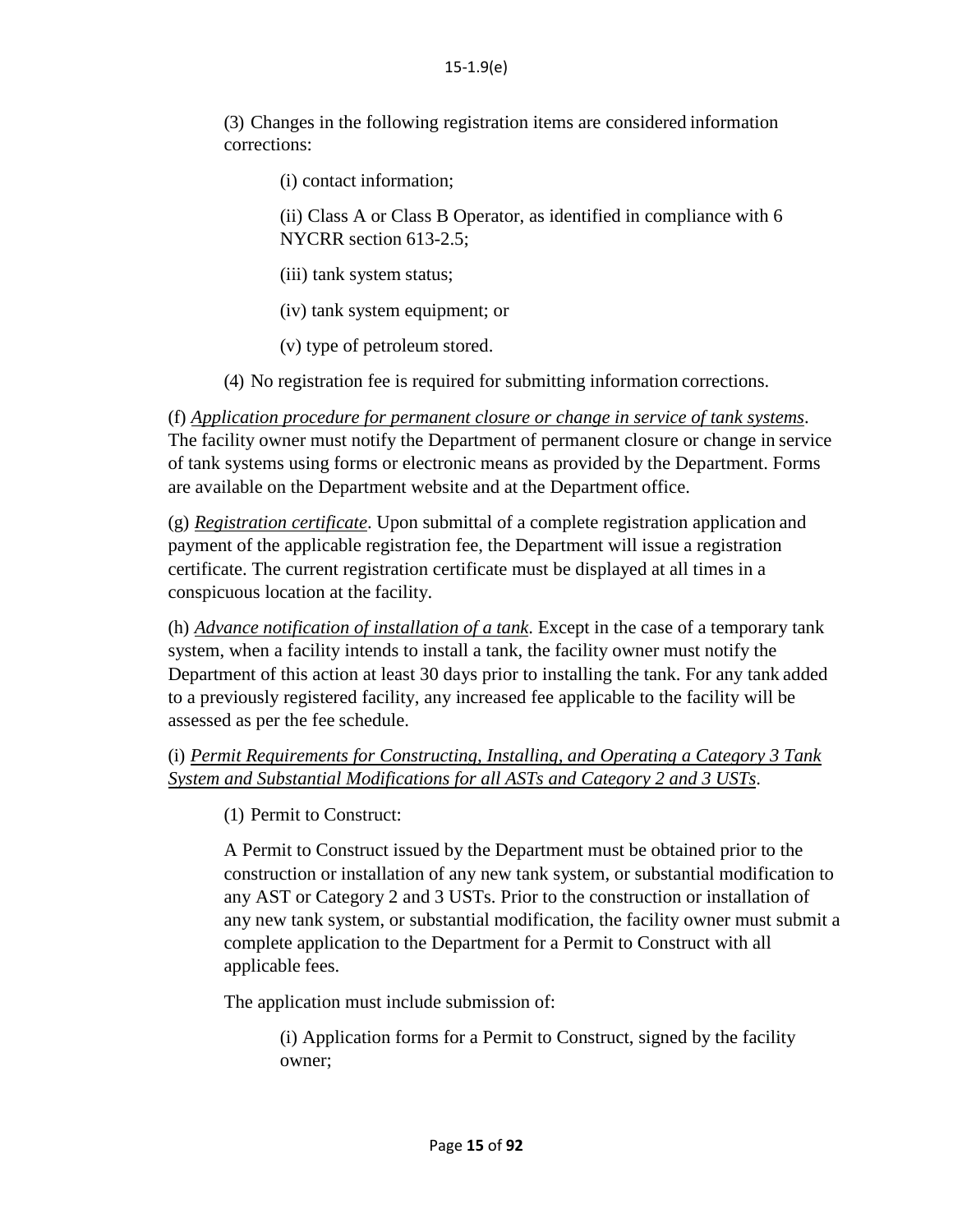(3) Changes in the following registration items are considered information corrections:

(i) contact information;

(ii) Class A or Class B Operator, as identified in compliance with 6 NYCRR section 613-2.5;

(iii) tank system status;

(iv) tank system equipment; or

(v) type of petroleum stored.

(4) No registration fee is required for submitting information corrections.

(f) *Application procedure for permanent closure or change in service of tank systems*. The facility owner must notify the Department of permanent closure or change in service of tank systems using forms or electronic means as provided by the Department. Forms are available on the Department website and at the Department office.

(g) *Registration certificate*. Upon submittal of a complete registration application and payment of the applicable registration fee, the Department will issue a registration certificate. The current registration certificate must be displayed at all times in a conspicuous location at the facility.

(h) *Advance notification of installation of a tank.* Except in the case of a temporary tank system, when a facility intends to install a tank, the facility owner must notify the Department of this action at least 30 days prior to installing the tank. For any tank added to a previously registered facility, any increased fee applicable to the facility will be assessed as per the fee schedule.

(i) *Permit Requirements for Constructing, Installing, and Operating a Category 3 Tank System and Substantial Modifications for all ASTs and Category 2 and 3 USTs*.

(1) Permit to Construct:

A Permit to Construct issued by the Department must be obtained prior to the construction or installation of any new tank system, or substantial modification to any AST or Category 2 and 3 USTs. Prior to the construction or installation of any new tank system, or substantial modification, the facility owner must submit a complete application to the Department for a Permit to Construct with all applicable fees.

The application must include submission of:

(i) Application forms for a Permit to Construct, signed by the facility owner;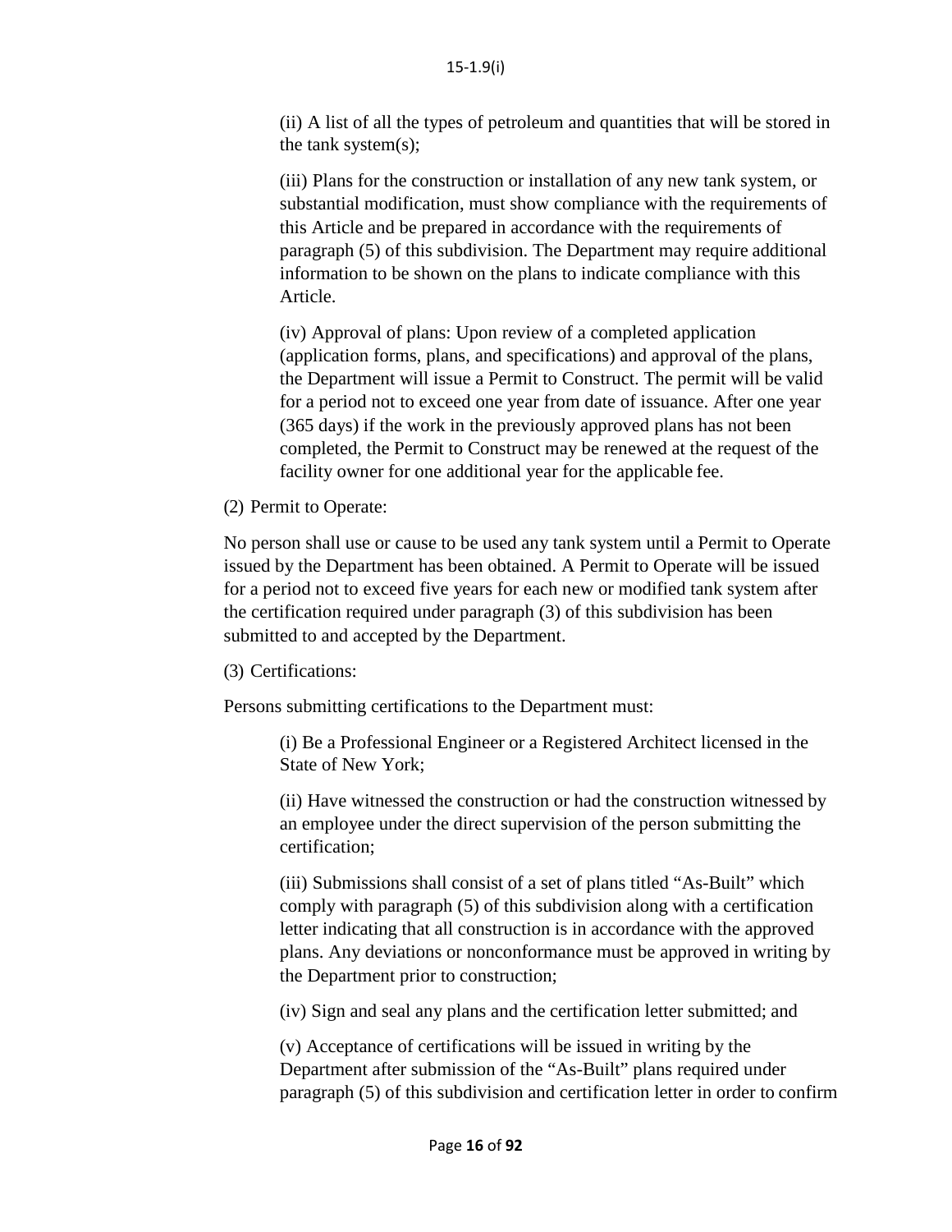(ii) A list of all the types of petroleum and quantities that will be stored in the tank system(s);

(iii) Plans for the construction or installation of any new tank system, or substantial modification, must show compliance with the requirements of this Article and be prepared in accordance with the requirements of paragraph (5) of this subdivision. The Department may require additional information to be shown on the plans to indicate compliance with this Article.

(iv) Approval of plans: Upon review of a completed application (application forms, plans, and specifications) and approval of the plans, the Department will issue a Permit to Construct. The permit will be valid for a period not to exceed one year from date of issuance. After one year (365 days) if the work in the previously approved plans has not been completed, the Permit to Construct may be renewed at the request of the facility owner for one additional year for the applicable fee.

(2) Permit to Operate:

No person shall use or cause to be used any tank system until a Permit to Operate issued by the Department has been obtained. A Permit to Operate will be issued for a period not to exceed five years for each new or modified tank system after the certification required under paragraph (3) of this subdivision has been submitted to and accepted by the Department.

(3) Certifications:

Persons submitting certifications to the Department must:

(i) Be a Professional Engineer or a Registered Architect licensed in the State of New York;

(ii) Have witnessed the construction or had the construction witnessed by an employee under the direct supervision of the person submitting the certification;

(iii) Submissions shall consist of a set of plans titled "As-Built" which comply with paragraph (5) of this subdivision along with a certification letter indicating that all construction is in accordance with the approved plans. Any deviations or nonconformance must be approved in writing by the Department prior to construction;

(iv) Sign and seal any plans and the certification letter submitted; and

(v) Acceptance of certifications will be issued in writing by the Department after submission of the "As-Built" plans required under paragraph (5) of this subdivision and certification letter in order to confirm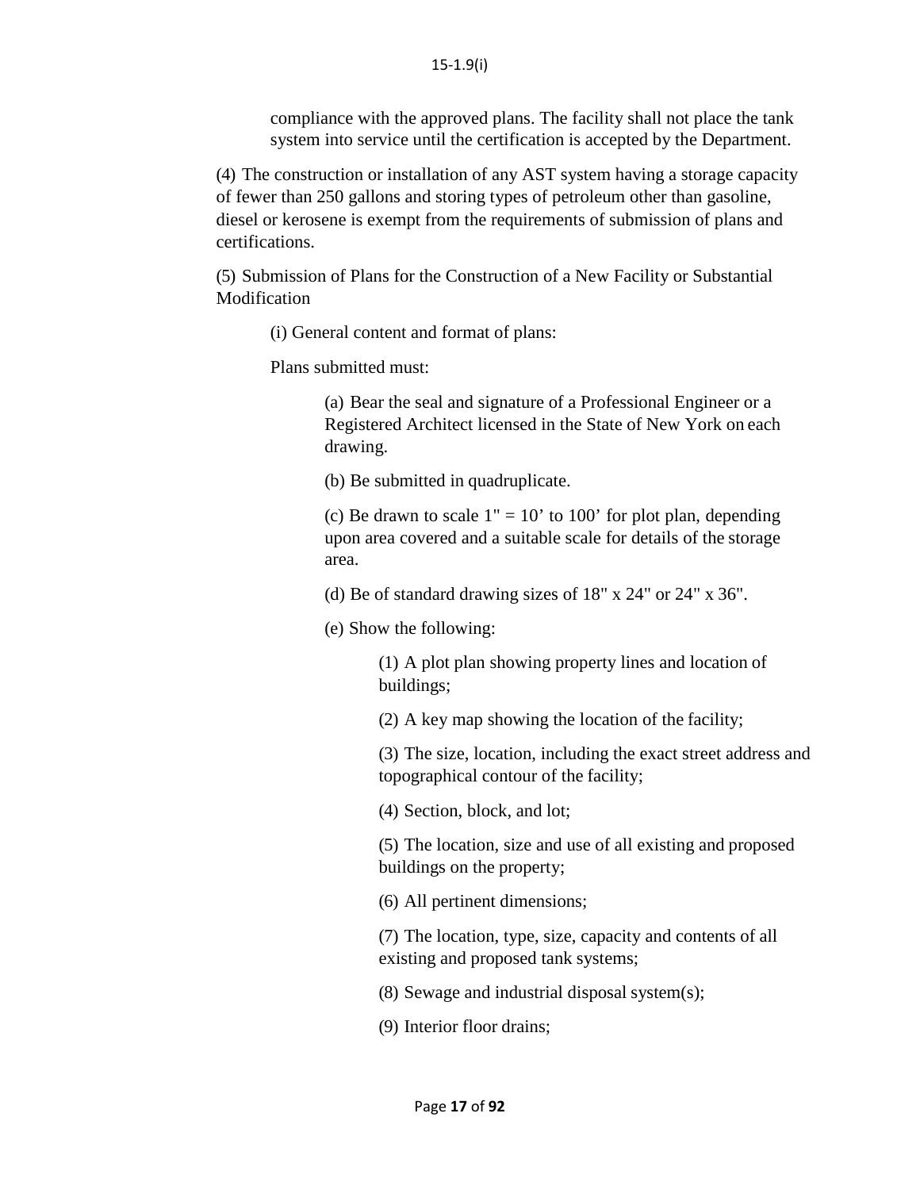compliance with the approved plans. The facility shall not place the tank system into service until the certification is accepted by the Department.

(4) The construction or installation of any AST system having a storage capacity of fewer than 250 gallons and storing types of petroleum other than gasoline, diesel or kerosene is exempt from the requirements of submission of plans and certifications.

(5) Submission of Plans for the Construction of a New Facility or Substantial Modification

(i) General content and format of plans:

Plans submitted must:

(a) Bear the seal and signature of a Professional Engineer or a Registered Architect licensed in the State of New York on each drawing.

(b) Be submitted in quadruplicate.

(c) Be drawn to scale 1" = 10’ to 100’ for plot plan, depending upon area covered and a suitable scale for details of the storage area.

(d) Be of standard drawing sizes of 18" x 24" or 24" x 36".

(e) Show the following:

(1) A plot plan showing property lines and location of buildings;

(2) A key map showing the location of the facility;

(3) The size, location, including the exact street address and topographical contour of the facility;

(4) Section, block, and lot;

(5) The location, size and use of all existing and proposed buildings on the property;

(6) All pertinent dimensions;

(7) The location, type, size, capacity and contents of all existing and proposed tank systems;

(8) Sewage and industrial disposal system(s);

(9) Interior floor drains;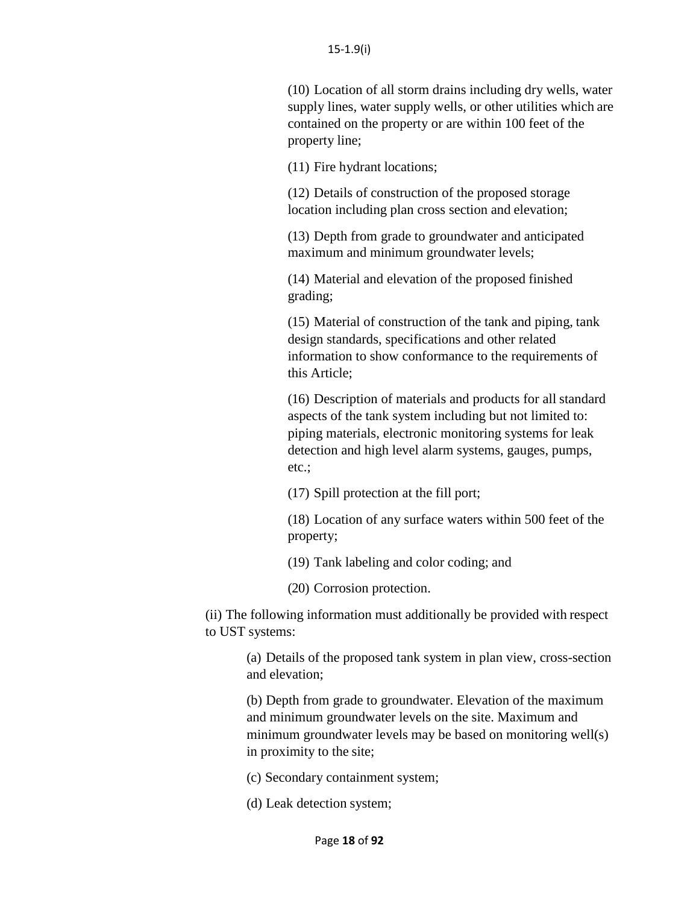15-1.9(i)

(10) Location of all storm drains including dry wells, water supply lines, water supply wells, or other utilities which are contained on the property or are within 100 feet of the property line;

(11) Fire hydrant locations;

(12) Details of construction of the proposed storage location including plan cross section and elevation;

(13) Depth from grade to groundwater and anticipated maximum and minimum groundwater levels;

(14) Material and elevation of the proposed finished grading;

(15) Material of construction of the tank and piping, tank design standards, specifications and other related information to show conformance to the requirements of this Article;

(16) Description of materials and products for all standard aspects of the tank system including but not limited to: piping materials, electronic monitoring systems for leak detection and high level alarm systems, gauges, pumps, etc.;

(17) Spill protection at the fill port;

(18) Location of any surface waters within 500 feet of the property;

(19) Tank labeling and color coding; and

(20) Corrosion protection.

(ii) The following information must additionally be provided with respect to UST systems:

(a) Details of the proposed tank system in plan view, cross-section and elevation;

(b) Depth from grade to groundwater. Elevation of the maximum and minimum groundwater levels on the site. Maximum and minimum groundwater levels may be based on monitoring well(s) in proximity to the site;

(c) Secondary containment system;

(d) Leak detection system;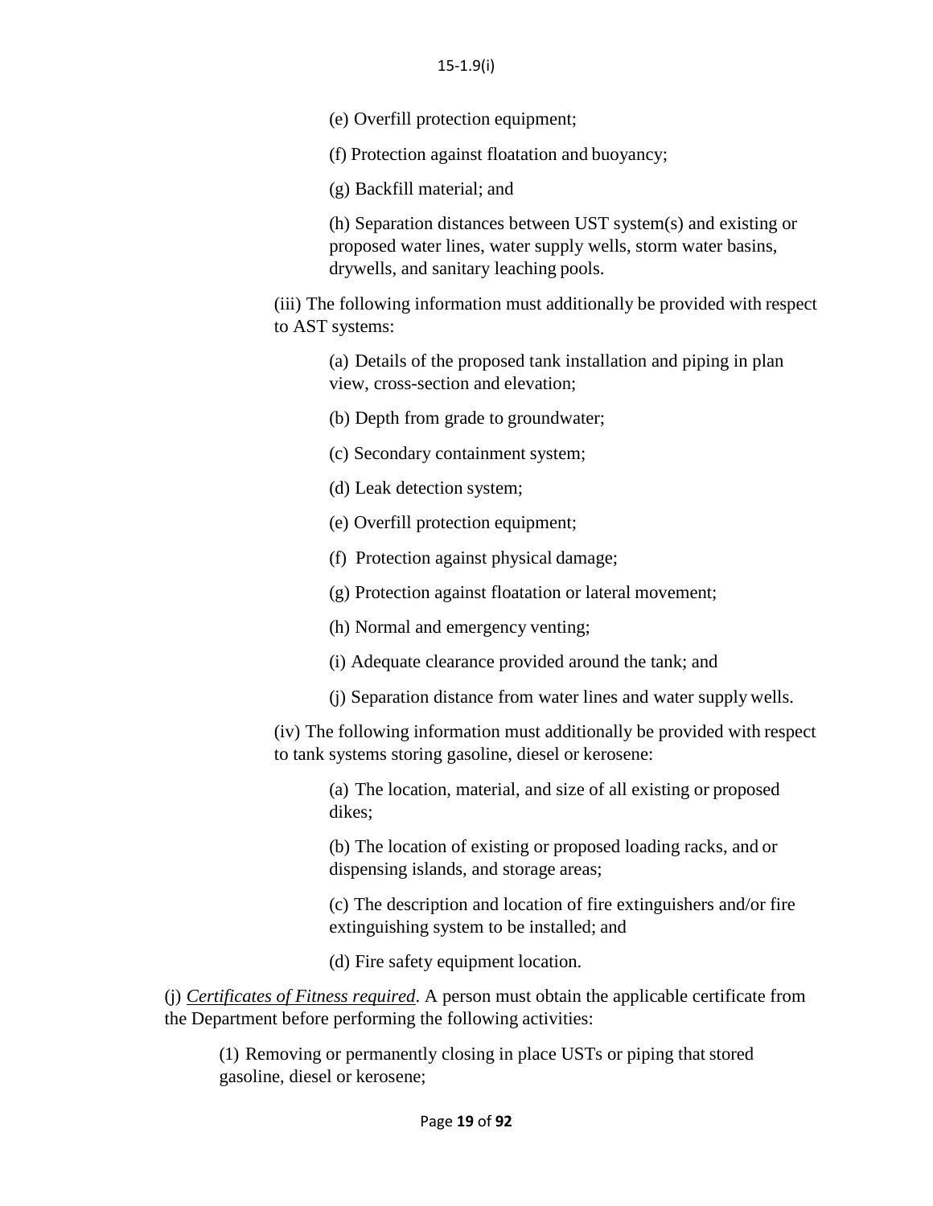(e) Overfill protection equipment;

(f) Protection against floatation and buoyancy;

(g) Backfill material; and

(h) Separation distances between UST system(s) and existing or proposed water lines, water supply wells, storm water basins, drywells, and sanitary leaching pools.

(iii) The following information must additionally be provided with respect to AST systems:

(a) Details of the proposed tank installation and piping in plan view, cross-section and elevation;

(b) Depth from grade to groundwater;

(c) Secondary containment system;

(d) Leak detection system;

(e) Overfill protection equipment;

(f) Protection against physical damage;

(g) Protection against floatation or lateral movement;

(h) Normal and emergency venting;

(i) Adequate clearance provided around the tank; and

(j) Separation distance from water lines and water supply wells.

(iv) The following information must additionally be provided with respect to tank systems storing gasoline, diesel or kerosene:

(a) The location, material, and size of all existing or proposed dikes;

(b) The location of existing or proposed loading racks, and or dispensing islands, and storage areas;

(c) The description and location of fire extinguishers and/or fire extinguishing system to be installed; and

(d) Fire safety equipment location.

(j) *Certificates of Fitness required*. A person must obtain the applicable certificate from the Department before performing the following activities:

(1) Removing or permanently closing in place USTs or piping that stored gasoline, diesel or kerosene;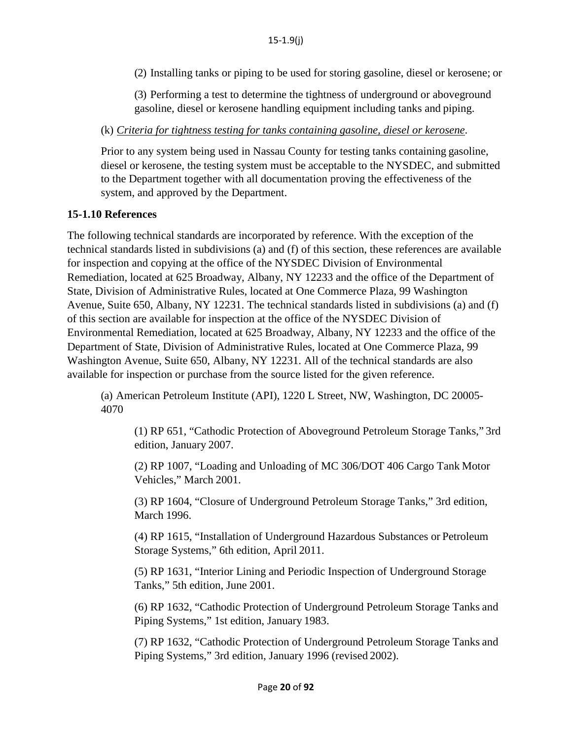(2) Installing tanks or piping to be used for storing gasoline, diesel or kerosene; or

(3) Performing a test to determine the tightness of underground or aboveground gasoline, diesel or kerosene handling equipment including tanks and piping.

(k) *Criteria for tightness testing for tanks containing gasoline, diesel or kerosene*.

Prior to any system being used in Nassau County for testing tanks containing gasoline, diesel or kerosene, the testing system must be acceptable to the NYSDEC, and submitted to the Department together with all documentation proving the effectiveness of the system, and approved by the Department.

**15-1.10 References**

The following technical standards are incorporated by reference. With the exception of the technical standards listed in subdivisions (a) and (f) of this section, these references are available for inspection and copying at the office of the NYSDEC Division of Environmental Remediation, located at 625 Broadway, Albany, NY 12233 and the office of the Department of State, Division of Administrative Rules, located at One Commerce Plaza, 99 Washington Avenue, Suite 650, Albany, NY 12231. The technical standards listed in subdivisions (a) and (f) of this section are available for inspection at the office of the NYSDEC Division of Environmental Remediation, located at 625 Broadway, Albany, NY 12233 and the office of the Department of State, Division of Administrative Rules, located at One Commerce Plaza, 99 Washington Avenue, Suite 650, Albany, NY 12231. All of the technical standards are also available for inspection or purchase from the source listed for the given reference.

(a) American Petroleum Institute (API), 1220 L Street, NW, Washington, DC 20005-4070

(1) RP 651, “Cathodic Protection of Aboveground Petroleum Storage Tanks,” 3rd edition, January 2007.

(2) RP 1007, “Loading and Unloading of MC 306/DOT 406 Cargo Tank Motor Vehicles,” March 2001.

(3) RP 1604, “Closure of Underground Petroleum Storage Tanks,” 3rd edition, March 1996.

(4) RP 1615, “Installation of Underground Hazardous Substances or Petroleum Storage Systems,” 6th edition, April 2011.

(5) RP 1631, “Interior Lining and Periodic Inspection of Underground Storage Tanks,” 5th edition, June 2001.

(6) RP 1632, “Cathodic Protection of Underground Petroleum Storage Tanks and Piping Systems,” 1st edition, January 1983.

(7) RP 1632, “Cathodic Protection of Underground Petroleum Storage Tanks and Piping Systems,” 3rd edition, January 1996 (revised 2002).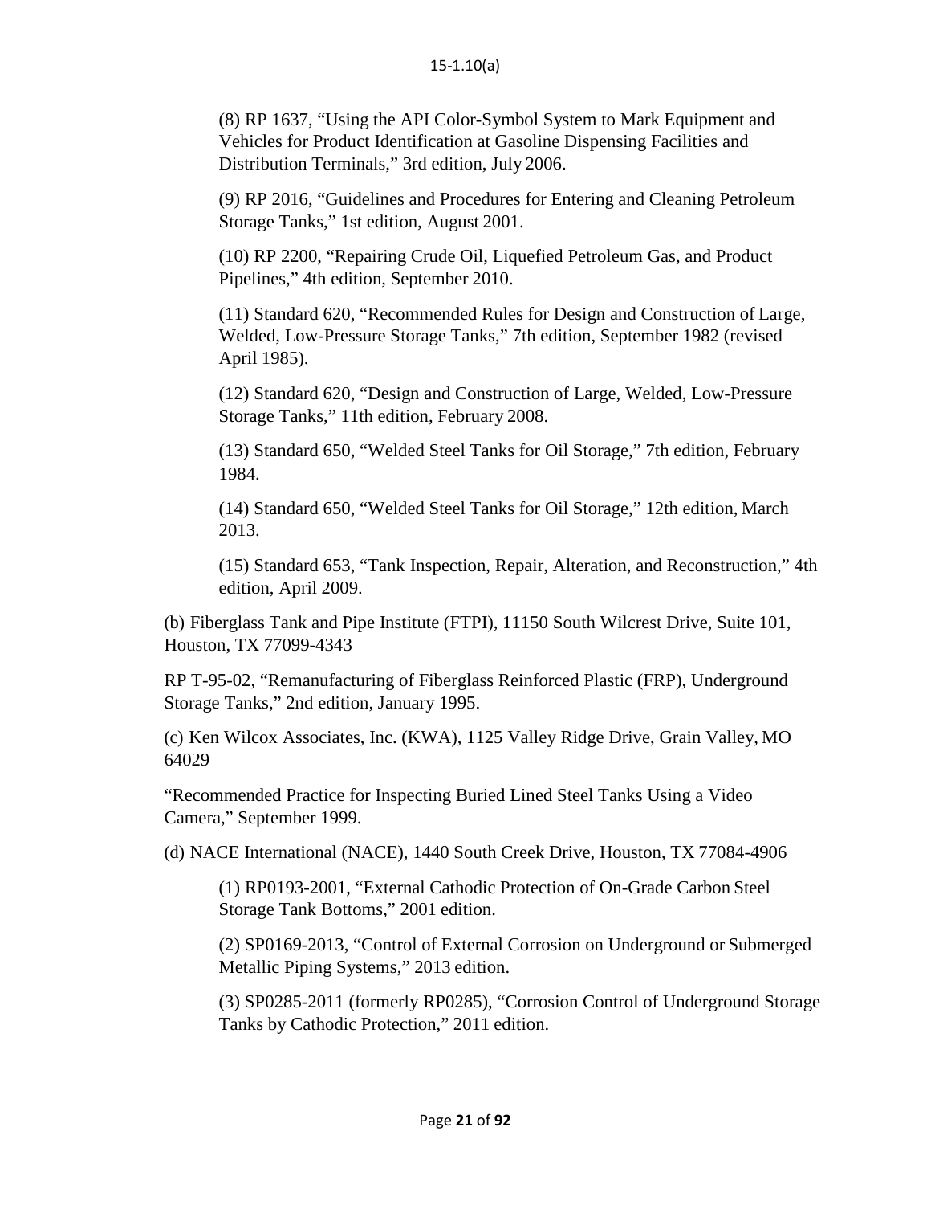(8) RP 1637, "Using the API Color-Symbol System to Mark Equipment and Vehicles for Product Identification at Gasoline Dispensing Facilities and Distribution Terminals," 3rd edition, July 2006.

(9) RP 2016, "Guidelines and Procedures for Entering and Cleaning Petroleum Storage Tanks," 1st edition, August 2001.

(10) RP 2200, "Repairing Crude Oil, Liquefied Petroleum Gas, and Product Pipelines," 4th edition, September 2010.

(11) Standard 620, "Recommended Rules for Design and Construction of Large, Welded, Low-Pressure Storage Tanks," 7th edition, September 1982 (revised April 1985).

(12) Standard 620, "Design and Construction of Large, Welded, Low-Pressure Storage Tanks," 11th edition, February 2008.

(13) Standard 650, "Welded Steel Tanks for Oil Storage," 7th edition, February 1984.

(14) Standard 650, "Welded Steel Tanks for Oil Storage," 12th edition, March 2013.

(15) Standard 653, "Tank Inspection, Repair, Alteration, and Reconstruction," 4th edition, April 2009.

(b) Fiberglass Tank and Pipe Institute (FTPI), 11150 South Wilcrest Drive, Suite 101, Houston, TX 77099-4343

RP T-95-02, "Remanufacturing of Fiberglass Reinforced Plastic (FRP), Underground Storage Tanks," 2nd edition, January 1995.

(c) Ken Wilcox Associates, Inc. (KWA), 1125 Valley Ridge Drive, Grain Valley, MO 64029

"Recommended Practice for Inspecting Buried Lined Steel Tanks Using a Video Camera," September 1999.

(d) NACE International (NACE), 1440 South Creek Drive, Houston, TX 77084-4906

(1) RP0193-2001, "External Cathodic Protection of On-Grade Carbon Steel Storage Tank Bottoms," 2001 edition.

(2) SP0169-2013, "Control of External Corrosion on Underground or Submerged Metallic Piping Systems," 2013 edition.

(3) SP0285-2011 (formerly RP0285), "Corrosion Control of Underground Storage Tanks by Cathodic Protection," 2011 edition.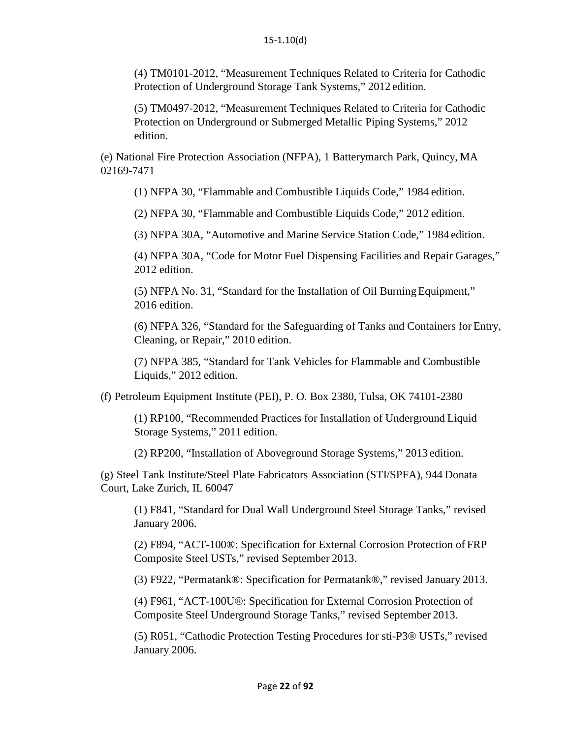(4) TM0101-2012, “Measurement Techniques Related to Criteria for Cathodic Protection of Underground Storage Tank Systems,” 2012 edition.

(5) TM0497-2012, “Measurement Techniques Related to Criteria for Cathodic Protection on Underground or Submerged Metallic Piping Systems,” 2012 edition.

(e) National Fire Protection Association (NFPA), 1 Batterymarch Park, Quincy, MA 02169-7471

(1) NFPA 30, “Flammable and Combustible Liquids Code,” 1984 edition.

(2) NFPA 30, “Flammable and Combustible Liquids Code,” 2012 edition.

(3) NFPA 30A, “Automotive and Marine Service Station Code,” 1984 edition.

(4) NFPA 30A, “Code for Motor Fuel Dispensing Facilities and Repair Garages,” 2012 edition.

(5) NFPA No. 31, “Standard for the Installation of Oil Burning Equipment,” 2016 edition.

(6) NFPA 326, “Standard for the Safeguarding of Tanks and Containers for Entry, Cleaning, or Repair,” 2010 edition.

(7) NFPA 385, “Standard for Tank Vehicles for Flammable and Combustible Liquids,” 2012 edition.

(f) Petroleum Equipment Institute (PEI), P. O. Box 2380, Tulsa, OK 74101-2380

(1) RP100, “Recommended Practices for Installation of Underground Liquid Storage Systems,” 2011 edition.

(2) RP200, “Installation of Aboveground Storage Systems,” 2013 edition.

(g) Steel Tank Institute/Steel Plate Fabricators Association (STI/SPFA), 944 Donata Court, Lake Zurich, IL 60047

(1) F841, “Standard for Dual Wall Underground Steel Storage Tanks,” revised January 2006.

(2) F894, “ACT-100®: Specification for External Corrosion Protection of FRP Composite Steel USTs,” revised September 2013.

(3) F922, “Permatank®: Specification for Permatank®,” revised January 2013.

(4) F961, “ACT-100U®: Specification for External Corrosion Protection of Composite Steel Underground Storage Tanks,” revised September 2013.

(5) R051, “Cathodic Protection Testing Procedures for sti-P3® USTs,” revised January 2006.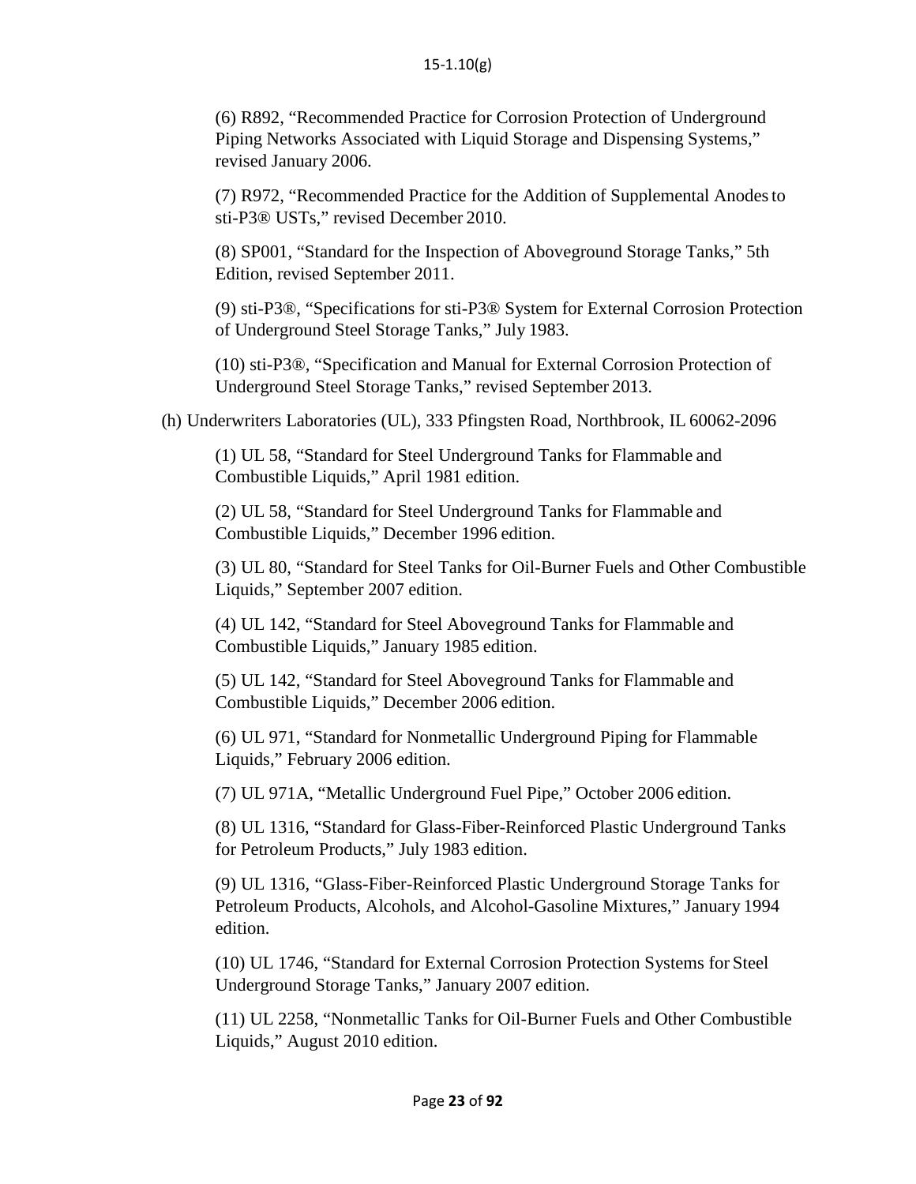(6) R892, "Recommended Practice for Corrosion Protection of Underground Piping Networks Associated with Liquid Storage and Dispensing Systems," revised January 2006.

(7) R972, "Recommended Practice for the Addition of Supplemental Anodes to sti-P3® USTs," revised December 2010.

(8) SP001, "Standard for the Inspection of Aboveground Storage Tanks," 5th Edition, revised September 2011.

(9) sti-P3®, "Specifications for sti-P3® System for External Corrosion Protection of Underground Steel Storage Tanks," July 1983.

(10) sti-P3®, "Specification and Manual for External Corrosion Protection of Underground Steel Storage Tanks," revised September 2013.

(h) Underwriters Laboratories (UL), 333 Pfingsten Road, Northbrook, IL 60062-2096

(1) UL 58, "Standard for Steel Underground Tanks for Flammable and Combustible Liquids," April 1981 edition.

(2) UL 58, "Standard for Steel Underground Tanks for Flammable and Combustible Liquids," December 1996 edition.

(3) UL 80, "Standard for Steel Tanks for Oil-Burner Fuels and Other Combustible Liquids," September 2007 edition.

(4) UL 142, "Standard for Steel Aboveground Tanks for Flammable and Combustible Liquids," January 1985 edition.

(5) UL 142, "Standard for Steel Aboveground Tanks for Flammable and Combustible Liquids," December 2006 edition.

(6) UL 971, "Standard for Nonmetallic Underground Piping for Flammable Liquids," February 2006 edition.

(7) UL 971A, "Metallic Underground Fuel Pipe," October 2006 edition.

(8) UL 1316, "Standard for Glass-Fiber-Reinforced Plastic Underground Tanks for Petroleum Products," July 1983 edition.

(9) UL 1316, "Glass-Fiber-Reinforced Plastic Underground Storage Tanks for Petroleum Products, Alcohols, and Alcohol-Gasoline Mixtures," January 1994 edition.

(10) UL 1746, "Standard for External Corrosion Protection Systems for Steel Underground Storage Tanks," January 2007 edition.

(11) UL 2258, "Nonmetallic Tanks for Oil-Burner Fuels and Other Combustible Liquids," August 2010 edition.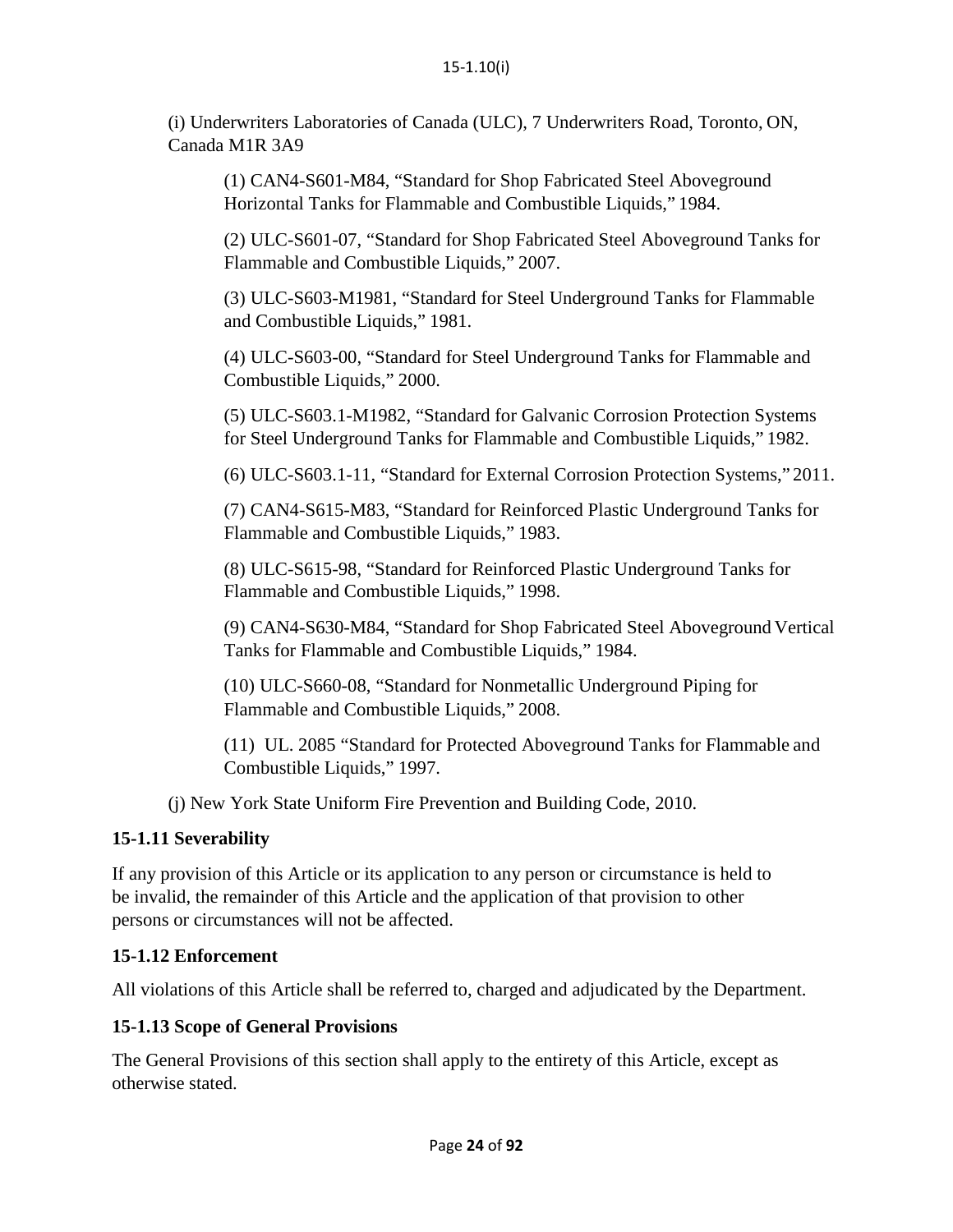(i) Underwriters Laboratories of Canada (ULC), 7 Underwriters Road, Toronto, ON, Canada M1R 3A9

(1) CAN4-S601-M84, "Standard for Shop Fabricated Steel Aboveground Horizontal Tanks for Flammable and Combustible Liquids," 1984.

(2) ULC-S601-07, "Standard for Shop Fabricated Steel Aboveground Tanks for Flammable and Combustible Liquids," 2007.

(3) ULC-S603-M1981, "Standard for Steel Underground Tanks for Flammable and Combustible Liquids," 1981.

(4) ULC-S603-00, "Standard for Steel Underground Tanks for Flammable and Combustible Liquids," 2000.

(5) ULC-S603.1-M1982, "Standard for Galvanic Corrosion Protection Systems for Steel Underground Tanks for Flammable and Combustible Liquids," 1982.

(6) ULC-S603.1-11, "Standard for External Corrosion Protection Systems," 2011.

(7) CAN4-S615-M83, "Standard for Reinforced Plastic Underground Tanks for Flammable and Combustible Liquids," 1983.

(8) ULC-S615-98, "Standard for Reinforced Plastic Underground Tanks for Flammable and Combustible Liquids," 1998.

(9) CAN4-S630-M84, "Standard for Shop Fabricated Steel Aboveground Vertical Tanks for Flammable and Combustible Liquids," 1984.

(10) ULC-S660-08, "Standard for Nonmetallic Underground Piping for Flammable and Combustible Liquids," 2008.

(11) UL. 2085 "Standard for Protected Aboveground Tanks for Flammable and Combustible Liquids," 1997.

(j) New York State Uniform Fire Prevention and Building Code, 2010.

### 15-1.11 Severability

If any provision of this Article or its application to any person or circumstance is held to be invalid, the remainder of this Article and the application of that provision to other persons or circumstances will not be affected.

### 15-1.12 Enforcement

All violations of this Article shall be referred to, charged and adjudicated by the Department.

### 15-1.13 Scope of General Provisions

The General Provisions of this section shall apply to the entirety of this Article, except as otherwise stated.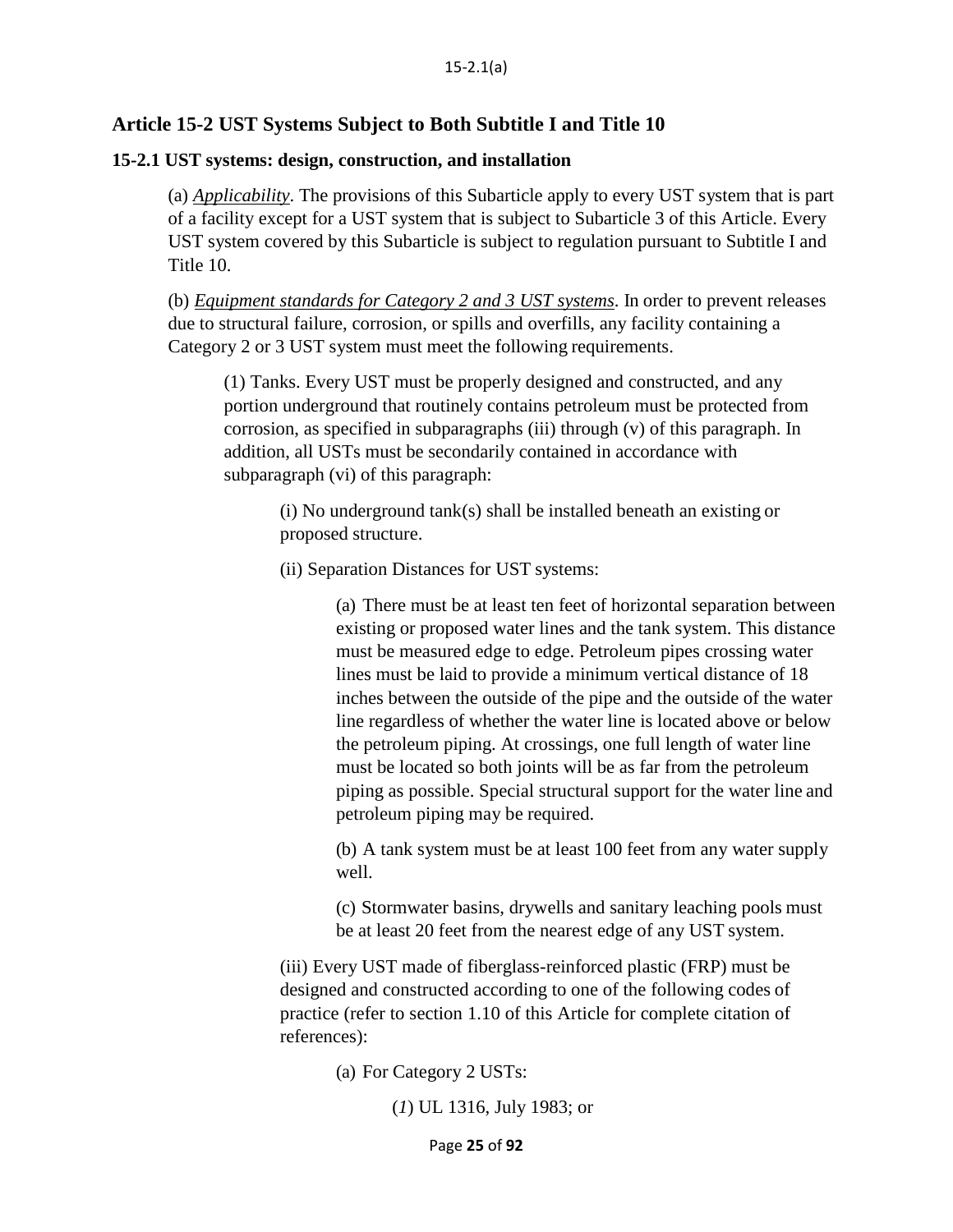## Article 15-2 UST Systems Subject to Both Subtitle I and Title 10

### 15-2.1 UST systems: design, construction, and installation

(a) *Applicability*. The provisions of this Subarticle apply to every UST system that is part of a facility except for a UST system that is subject to Subarticle 3 of this Article. Every UST system covered by this Subarticle is subject to regulation pursuant to Subtitle I and Title 10.

(b) *Equipment standards for Category 2 and 3 UST systems*. In order to prevent releases due to structural failure, corrosion, or spills and overfills, any facility containing a Category 2 or 3 UST system must meet the following requirements.

(1) Tanks. Every UST must be properly designed and constructed, and any portion underground that routinely contains petroleum must be protected from corrosion, as specified in subparagraphs (iii) through (v) of this paragraph. In addition, all USTs must be secondarily contained in accordance with subparagraph (vi) of this paragraph:

(i) No underground tank(s) shall be installed beneath an existing or proposed structure.

(ii) Separation Distances for UST systems:

(a) There must be at least ten feet of horizontal separation between existing or proposed water lines and the tank system. This distance must be measured edge to edge. Petroleum pipes crossing water lines must be laid to provide a minimum vertical distance of 18 inches between the outside of the pipe and the outside of the water line regardless of whether the water line is located above or below the petroleum piping. At crossings, one full length of water line must be located so both joints will be as far from the petroleum piping as possible. Special structural support for the water line and petroleum piping may be required.

(b) A tank system must be at least 100 feet from any water supply well.

(c) Stormwater basins, drywells and sanitary leaching pools must be at least 20 feet from the nearest edge of any UST system.

(iii) Every UST made of fiberglass-reinforced plastic (FRP) must be designed and constructed according to one of the following codes of practice (refer to section 1.10 of this Article for complete citation of references):

(a) For Category 2 USTs:

(*1*) UL 1316, July 1983; or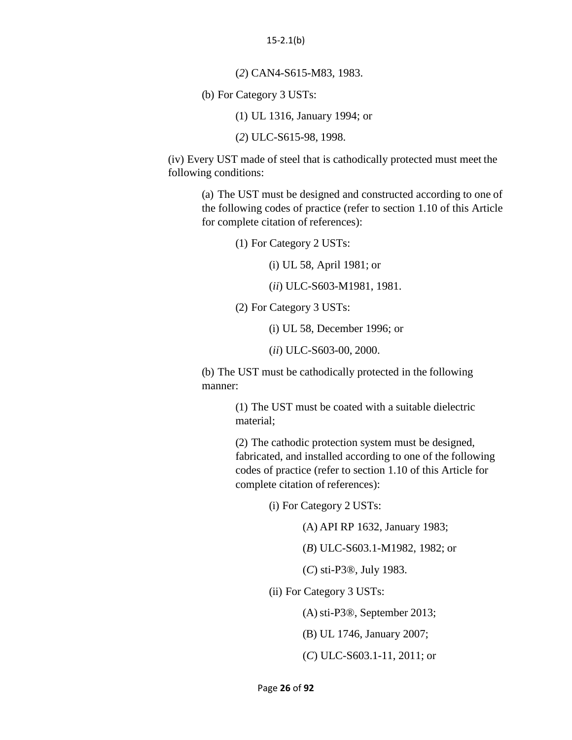(*2*) CAN4-S615-M83, 1983.

(b) For Category 3 USTs:

(1) UL 1316, January 1994; or

(*2*) ULC-S615-98, 1998.

(iv) Every UST made of steel that is cathodically protected must meet the following conditions:

(a) The UST must be designed and constructed according to one of the following codes of practice (refer to section 1.10 of this Article for complete citation of references):

(1) For Category 2 USTs:

(i) UL 58, April 1981; or

(*ii*) ULC-S603-M1981, 1981.

(2) For Category 3 USTs:

(i) UL 58, December 1996; or

(*ii*) ULC-S603-00, 2000.

(b) The UST must be cathodically protected in the following manner:

(1) The UST must be coated with a suitable dielectric material;

(2) The cathodic protection system must be designed, fabricated, and installed according to one of the following codes of practice (refer to section 1.10 of this Article for complete citation of references):

(i) For Category 2 USTs:

(A) API RP 1632, January 1983;

(*B*) ULC-S603.1-M1982, 1982; or

(*C*) sti-P3®, July 1983.

(ii) For Category 3 USTs:

(A) sti-P3®, September 2013;

(B) UL 1746, January 2007;

(*C*) ULC-S603.1-11, 2011; or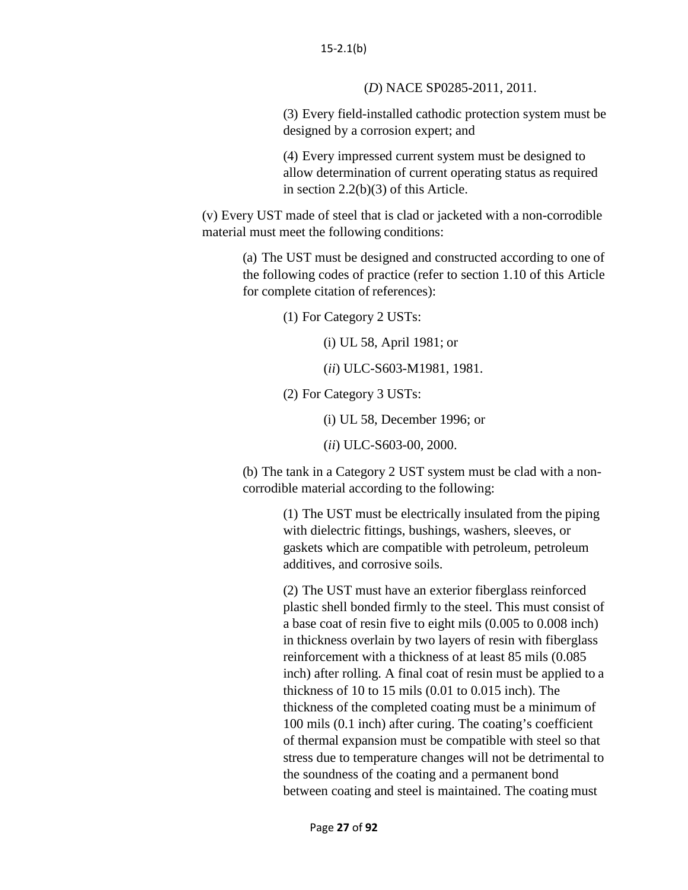(*D*) NACE SP0285-2011, 2011.

(3) Every field-installed cathodic protection system must be designed by a corrosion expert; and

(4) Every impressed current system must be designed to allow determination of current operating status as required in section 2.2(b)(3) of this Article.

(v) Every UST made of steel that is clad or jacketed with a non-corrodible material must meet the following conditions:

(a) The UST must be designed and constructed according to one of the following codes of practice (refer to section 1.10 of this Article for complete citation of references):

(1) For Category 2 USTs:

(i) UL 58, April 1981; or

(*ii*) ULC-S603-M1981, 1981.

(2) For Category 3 USTs:

(i) UL 58, December 1996; or

(*ii*) ULC-S603-00, 2000.

(b) The tank in a Category 2 UST system must be clad with a non-corrodible material according to the following:

(1) The UST must be electrically insulated from the piping with dielectric fittings, bushings, washers, sleeves, or gaskets which are compatible with petroleum, petroleum additives, and corrosive soils.

(2) The UST must have an exterior fiberglass reinforced plastic shell bonded firmly to the steel. This must consist of a base coat of resin five to eight mils (0.005 to 0.008 inch) in thickness overlain by two layers of resin with fiberglass reinforcement with a thickness of at least 85 mils (0.085 inch) after rolling. A final coat of resin must be applied to a thickness of 10 to 15 mils (0.01 to 0.015 inch). The thickness of the completed coating must be a minimum of 100 mils (0.1 inch) after curing. The coating's coefficient of thermal expansion must be compatible with steel so that stress due to temperature changes will not be detrimental to the soundness of the coating and a permanent bond between coating and steel is maintained. The coating must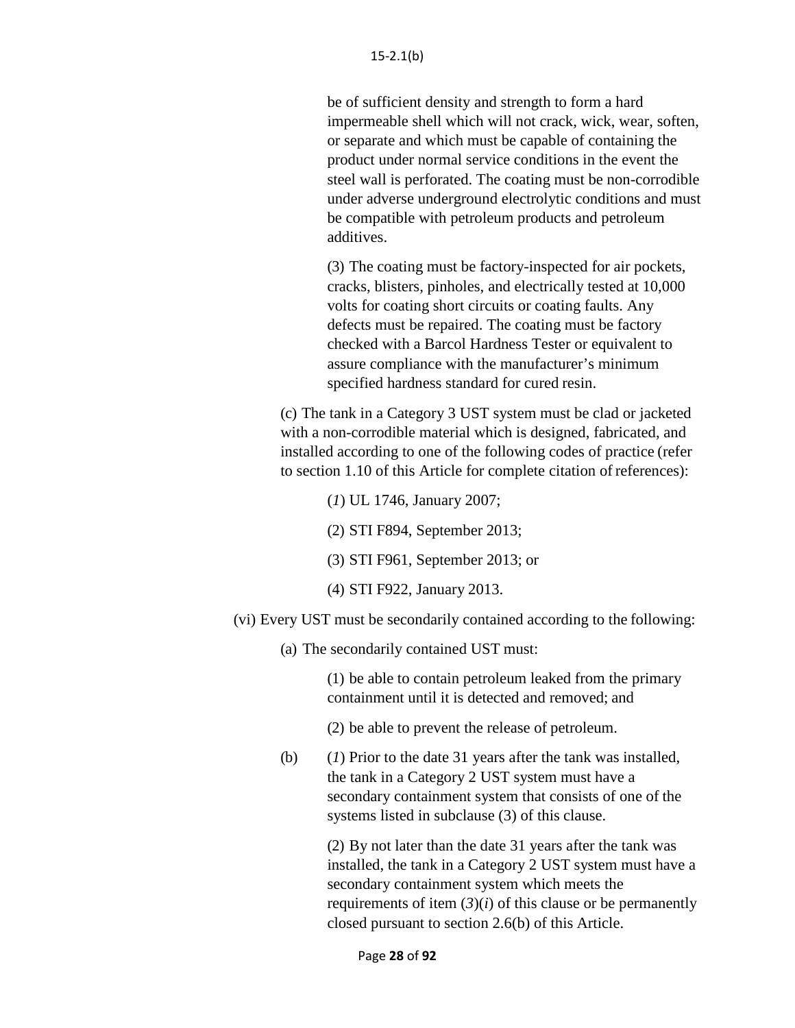be of sufficient density and strength to form a hard impermeable shell which will not crack, wick, wear, soften, or separate and which must be capable of containing the product under normal service conditions in the event the steel wall is perforated. The coating must be non-corrodible under adverse underground electrolytic conditions and must be compatible with petroleum products and petroleum additives.

(3) The coating must be factory-inspected for air pockets, cracks, blisters, pinholes, and electrically tested at 10,000 volts for coating short circuits or coating faults. Any defects must be repaired. The coating must be factory checked with a Barcol Hardness Tester or equivalent to assure compliance with the manufacturer's minimum specified hardness standard for cured resin.

(c) The tank in a Category 3 UST system must be clad or jacketed with a non-corrodible material which is designed, fabricated, and installed according to one of the following codes of practice (refer to section 1.10 of this Article for complete citation of references):

(*1*) UL 1746, January 2007;

(2) STI F894, September 2013;

(3) STI F961, September 2013; or

(4) STI F922, January 2013.

(vi) Every UST must be secondarily contained according to the following:

(a) The secondarily contained UST must:

(1) be able to contain petroleum leaked from the primary containment until it is detected and removed; and

(2) be able to prevent the release of petroleum.

(b) (*1*) Prior to the date 31 years after the tank was installed, the tank in a Category 2 UST system must have a secondary containment system that consists of one of the systems listed in subclause (3) of this clause.

(2) By not later than the date 31 years after the tank was installed, the tank in a Category 2 UST system must have a secondary containment system which meets the requirements of item (*3*)(*i*) of this clause or be permanently closed pursuant to section 2.6(b) of this Article.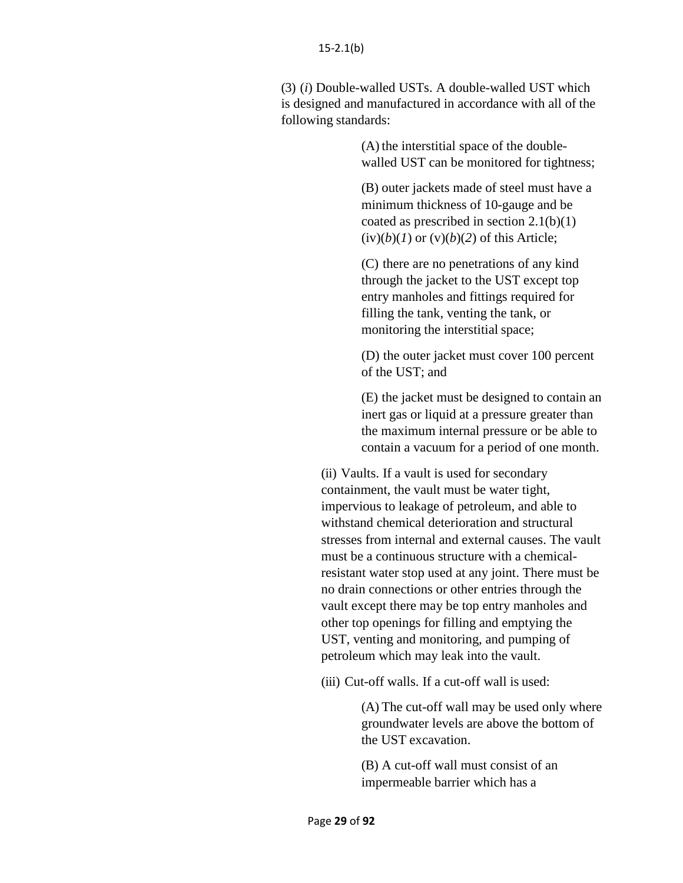(3) (*i*) Double-walled USTs. A double-walled UST which is designed and manufactured in accordance with all of the following standards:

(A) the interstitial space of the double-walled UST can be monitored for tightness;

(B) outer jackets made of steel must have a minimum thickness of 10-gauge and be coated as prescribed in section 2.1(b)(1)(iv)(*b*)(*1*) or (v)(*b*)(*2*) of this Article;

(C) there are no penetrations of any kind through the jacket to the UST except top entry manholes and fittings required for filling the tank, venting the tank, or monitoring the interstitial space;

(D) the outer jacket must cover 100 percent of the UST; and

(E) the jacket must be designed to contain an inert gas or liquid at a pressure greater than the maximum internal pressure or be able to contain a vacuum for a period of one month.

(ii) Vaults. If a vault is used for secondary containment, the vault must be water tight, impervious to leakage of petroleum, and able to withstand chemical deterioration and structural stresses from internal and external causes. The vault must be a continuous structure with a chemical-resistant water stop used at any joint. There must be no drain connections or other entries through the vault except there may be top entry manholes and other top openings for filling and emptying the UST, venting and monitoring, and pumping of petroleum which may leak into the vault.

(iii) Cut-off walls. If a cut-off wall is used:

(A) The cut-off wall may be used only where groundwater levels are above the bottom of the UST excavation.

(B) A cut-off wall must consist of an impermeable barrier which has a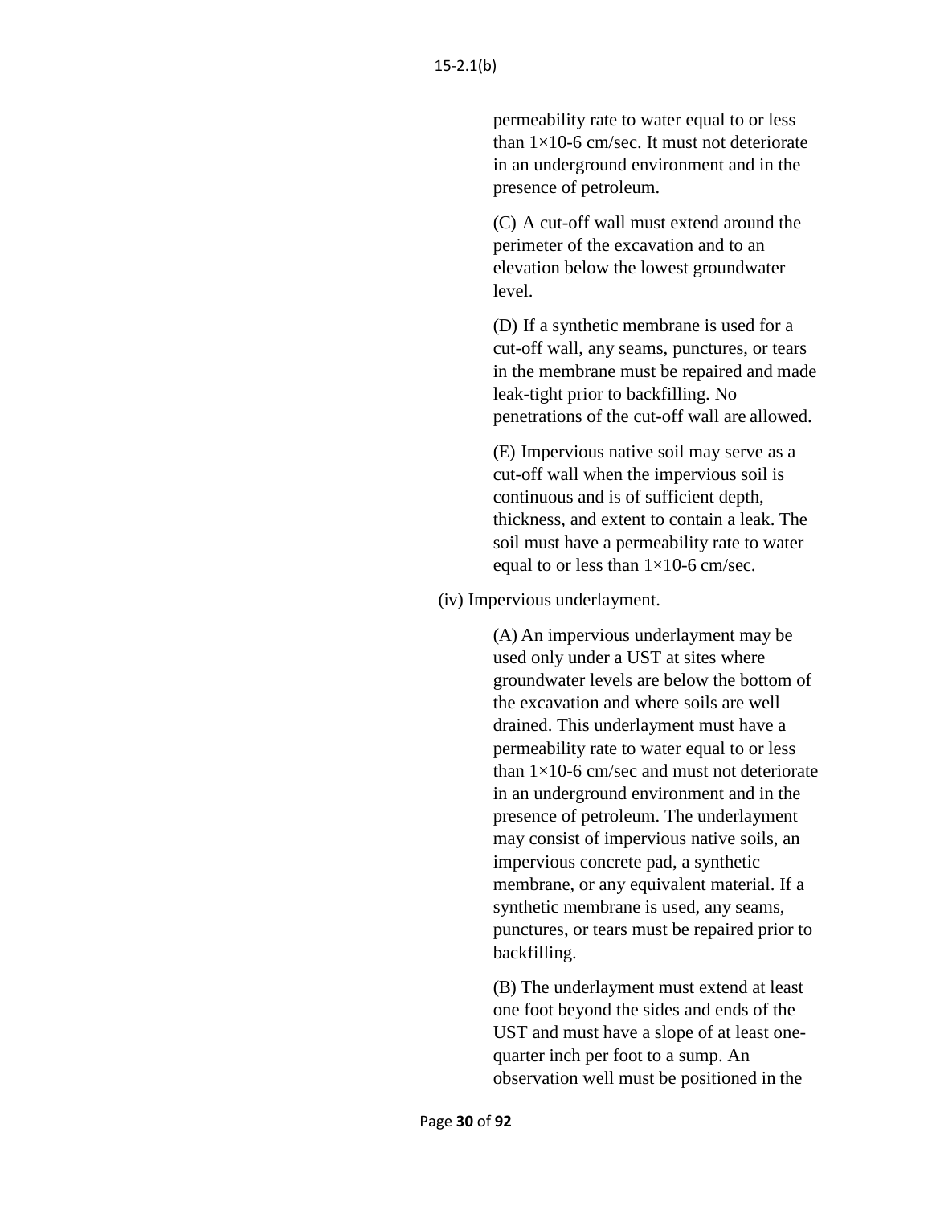permeability rate to water equal to or less than $1\times10^{-6}$ cm/sec. It must not deteriorate in an underground environment and in the presence of petroleum.

(C) A cut-off wall must extend around the perimeter of the excavation and to an elevation below the lowest groundwater level.

(D) If a synthetic membrane is used for a cut-off wall, any seams, punctures, or tears in the membrane must be repaired and made leak-tight prior to backfilling. No penetrations of the cut-off wall are allowed.

(E) Impervious native soil may serve as a cut-off wall when the impervious soil is continuous and is of sufficient depth, thickness, and extent to contain a leak. The soil must have a permeability rate to water equal to or less than $1\times10^{-6}$ cm/sec.

(iv) Impervious underlayment.

(A) An impervious underlayment may be used only under a UST at sites where groundwater levels are below the bottom of the excavation and where soils are well drained. This underlayment must have a permeability rate to water equal to or less than $1\times10^{-6}$ cm/sec and must not deteriorate in an underground environment and in the presence of petroleum. The underlayment may consist of impervious native soils, an impervious concrete pad, a synthetic membrane, or any equivalent material. If a synthetic membrane is used, any seams, punctures, or tears must be repaired prior to backfilling.

(B) The underlayment must extend at least one foot beyond the sides and ends of the UST and must have a slope of at least one-quarter inch per foot to a sump. An observation well must be positioned in the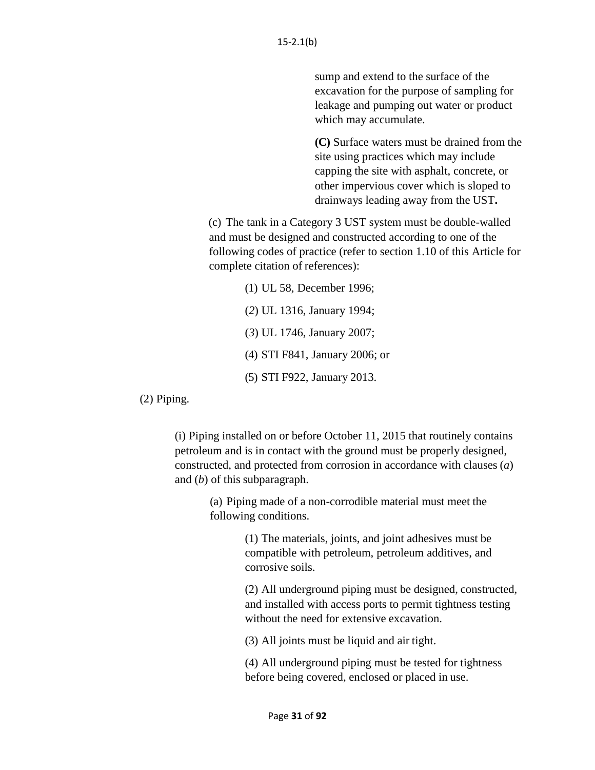sump and extend to the surface of the excavation for the purpose of sampling for leakage and pumping out water or product which may accumulate.

**(C)** Surface waters must be drained from the site using practices which may include capping the site with asphalt, concrete, or other impervious cover which is sloped to drainways leading away from the UST**.**

(c) The tank in a Category 3 UST system must be double-walled and must be designed and constructed according to one of the following codes of practice (refer to section 1.10 of this Article for complete citation of references):

(1) UL 58, December 1996;

(*2*) UL 1316, January 1994;

(*3*) UL 1746, January 2007;

(4) STI F841, January 2006; or

(5) STI F922, January 2013.

(2) Piping.

(i) Piping installed on or before October 11, 2015 that routinely contains petroleum and is in contact with the ground must be properly designed, constructed, and protected from corrosion in accordance with clauses (*a*) and (*b*) of this subparagraph.

(a) Piping made of a non-corrodible material must meet the following conditions.

(1) The materials, joints, and joint adhesives must be compatible with petroleum, petroleum additives, and corrosive soils.

(2) All underground piping must be designed, constructed, and installed with access ports to permit tightness testing without the need for extensive excavation.

(3) All joints must be liquid and air tight.

(4) All underground piping must be tested for tightness before being covered, enclosed or placed in use.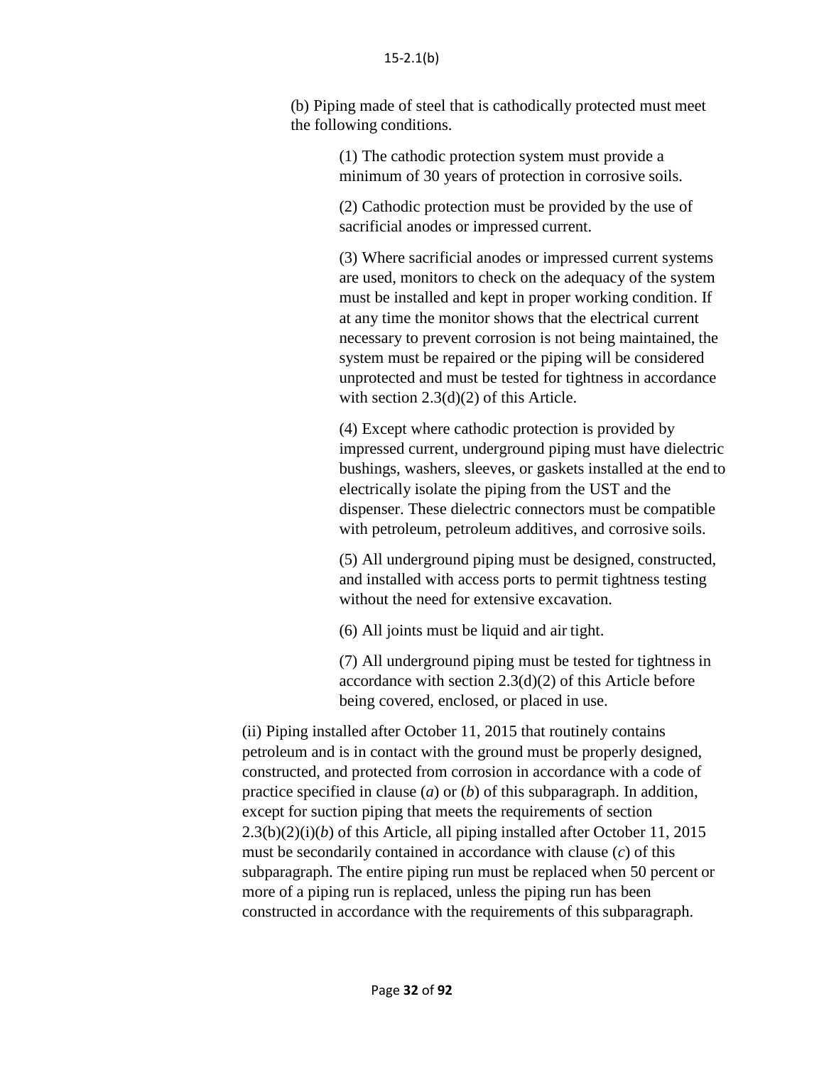(b) Piping made of steel that is cathodically protected must meet the following conditions.

(1) The cathodic protection system must provide a minimum of 30 years of protection in corrosive soils.

(2) Cathodic protection must be provided by the use of sacrificial anodes or impressed current.

(3) Where sacrificial anodes or impressed current systems are used, monitors to check on the adequacy of the system must be installed and kept in proper working condition. If at any time the monitor shows that the electrical current necessary to prevent corrosion is not being maintained, the system must be repaired or the piping will be considered unprotected and must be tested for tightness in accordance with section 2.3(d)(2) of this Article.

(4) Except where cathodic protection is provided by impressed current, underground piping must have dielectric bushings, washers, sleeves, or gaskets installed at the end to electrically isolate the piping from the UST and the dispenser. These dielectric connectors must be compatible with petroleum, petroleum additives, and corrosive soils.

(5) All underground piping must be designed, constructed, and installed with access ports to permit tightness testing without the need for extensive excavation.

(6) All joints must be liquid and air tight.

(7) All underground piping must be tested for tightness in accordance with section 2.3(d)(2) of this Article before being covered, enclosed, or placed in use.

(ii) Piping installed after October 11, 2015 that routinely contains petroleum and is in contact with the ground must be properly designed, constructed, and protected from corrosion in accordance with a code of practice specified in clause (*a*) or (*b*) of this subparagraph. In addition, except for suction piping that meets the requirements of section 2.3(b)(2)(i)(*b*) of this Article, all piping installed after October 11, 2015 must be secondarily contained in accordance with clause (*c*) of this subparagraph. The entire piping run must be replaced when 50 percent or more of a piping run is replaced, unless the piping run has been constructed in accordance with the requirements of this subparagraph.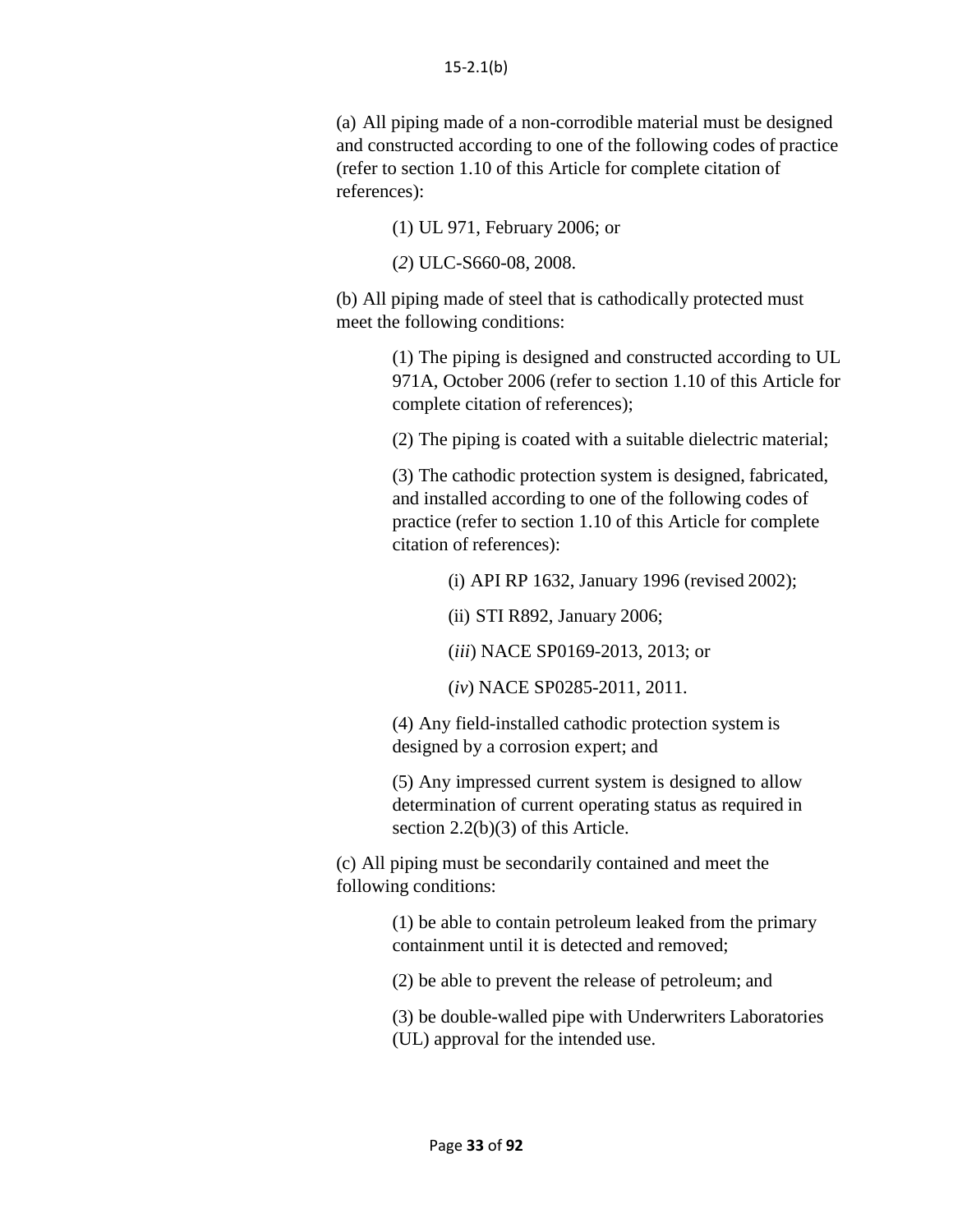15-2.1(b)

(a) All piping made of a non-corrodible material must be designed and constructed according to one of the following codes of practice (refer to section 1.10 of this Article for complete citation of references):

(1) UL 971, February 2006; or

(*2*) ULC-S660-08, 2008.

(b) All piping made of steel that is cathodically protected must meet the following conditions:

(1) The piping is designed and constructed according to UL 971A, October 2006 (refer to section 1.10 of this Article for complete citation of references);

(2) The piping is coated with a suitable dielectric material;

(3) The cathodic protection system is designed, fabricated, and installed according to one of the following codes of practice (refer to section 1.10 of this Article for complete citation of references):

(i) API RP 1632, January 1996 (revised 2002);

(ii) STI R892, January 2006;

(*iii*) NACE SP0169-2013, 2013; or

(*iv*) NACE SP0285-2011, 2011.

(4) Any field-installed cathodic protection system is designed by a corrosion expert; and

(5) Any impressed current system is designed to allow determination of current operating status as required in section 2.2(b)(3) of this Article.

(c) All piping must be secondarily contained and meet the following conditions:

(1) be able to contain petroleum leaked from the primary containment until it is detected and removed;

(2) be able to prevent the release of petroleum; and

(3) be double-walled pipe with Underwriters Laboratories (UL) approval for the intended use.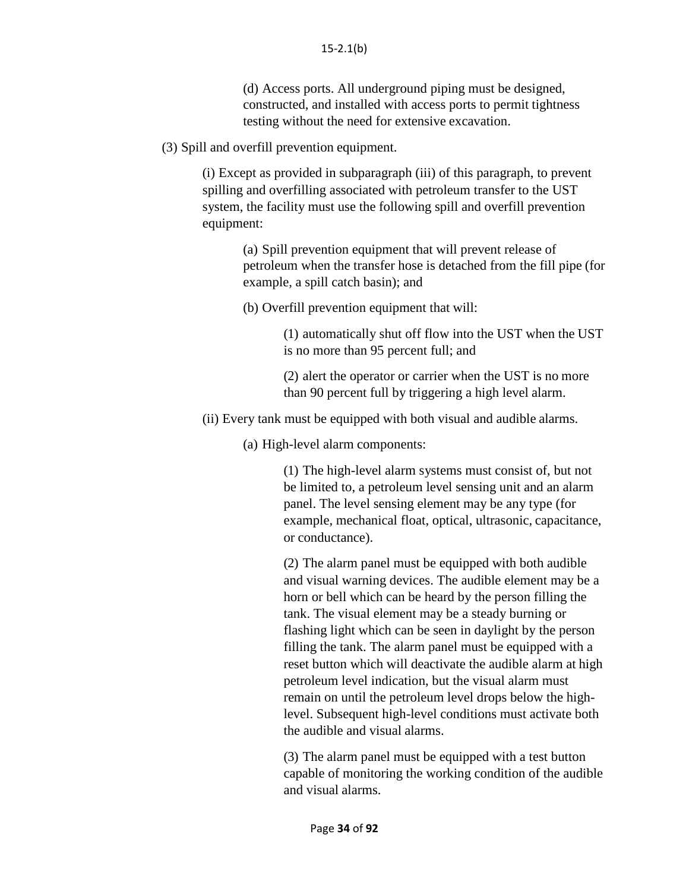(d) Access ports. All underground piping must be designed, constructed, and installed with access ports to permit tightness testing without the need for extensive excavation.

(3) Spill and overfill prevention equipment.

(i) Except as provided in subparagraph (iii) of this paragraph, to prevent spilling and overfilling associated with petroleum transfer to the UST system, the facility must use the following spill and overfill prevention equipment:

(a) Spill prevention equipment that will prevent release of petroleum when the transfer hose is detached from the fill pipe (for example, a spill catch basin); and

(b) Overfill prevention equipment that will:

(1) automatically shut off flow into the UST when the UST is no more than 95 percent full; and

(2) alert the operator or carrier when the UST is no more than 90 percent full by triggering a high level alarm.

(ii) Every tank must be equipped with both visual and audible alarms.

(a) High-level alarm components:

(1) The high-level alarm systems must consist of, but not be limited to, a petroleum level sensing unit and an alarm panel. The level sensing element may be any type (for example, mechanical float, optical, ultrasonic, capacitance, or conductance).

(2) The alarm panel must be equipped with both audible and visual warning devices. The audible element may be a horn or bell which can be heard by the person filling the tank. The visual element may be a steady burning or flashing light which can be seen in daylight by the person filling the tank. The alarm panel must be equipped with a reset button which will deactivate the audible alarm at high petroleum level indication, but the visual alarm must remain on until the petroleum level drops below the high-level. Subsequent high-level conditions must activate both the audible and visual alarms.

(3) The alarm panel must be equipped with a test button capable of monitoring the working condition of the audible and visual alarms.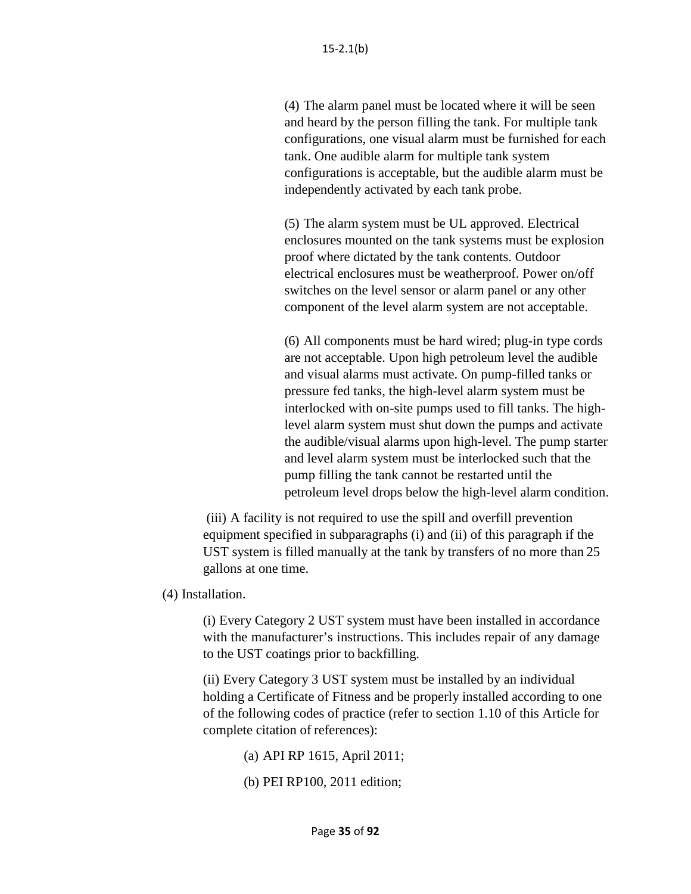(4) The alarm panel must be located where it will be seen and heard by the person filling the tank. For multiple tank configurations, one visual alarm must be furnished for each tank. One audible alarm for multiple tank system configurations is acceptable, but the audible alarm must be independently activated by each tank probe.

(5) The alarm system must be UL approved. Electrical enclosures mounted on the tank systems must be explosion proof where dictated by the tank contents. Outdoor electrical enclosures must be weatherproof. Power on/off switches on the level sensor or alarm panel or any other component of the level alarm system are not acceptable.

(6) All components must be hard wired; plug-in type cords are not acceptable. Upon high petroleum level the audible and visual alarms must activate. On pump-filled tanks or pressure fed tanks, the high-level alarm system must be interlocked with on-site pumps used to fill tanks. The high-level alarm system must shut down the pumps and activate the audible/visual alarms upon high-level. The pump starter and level alarm system must be interlocked such that the pump filling the tank cannot be restarted until the petroleum level drops below the high-level alarm condition.

(iii) A facility is not required to use the spill and overfill prevention equipment specified in subparagraphs (i) and (ii) of this paragraph if the UST system is filled manually at the tank by transfers of no more than 25 gallons at one time.

(4) Installation.

(i) Every Category 2 UST system must have been installed in accordance with the manufacturer's instructions. This includes repair of any damage to the UST coatings prior to backfilling.

(ii) Every Category 3 UST system must be installed by an individual holding a Certificate of Fitness and be properly installed according to one of the following codes of practice (refer to section 1.10 of this Article for complete citation of references):

(a) API RP 1615, April 2011;

(b) PEI RP100, 2011 edition;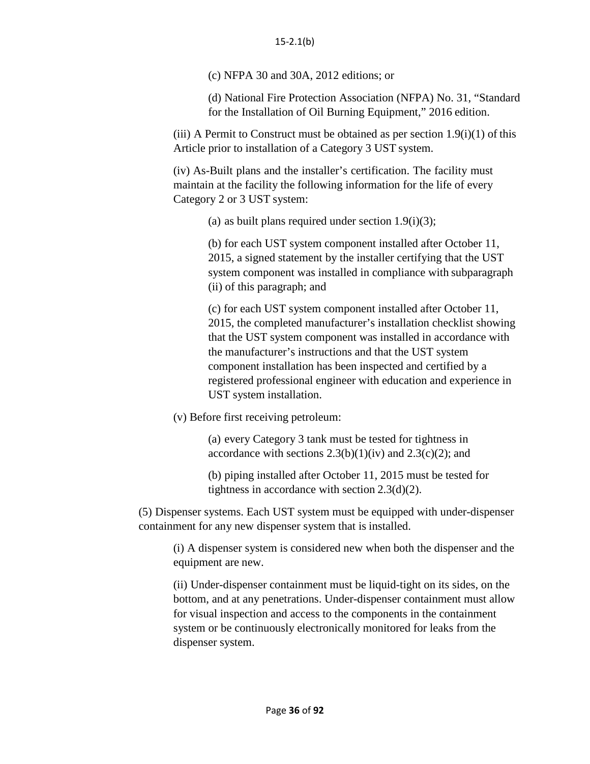(c) NFPA 30 and 30A, 2012 editions; or

(d) National Fire Protection Association (NFPA) No. 31, "Standard for the Installation of Oil Burning Equipment," 2016 edition.

(iii) A Permit to Construct must be obtained as per section 1.9(i)(1) of this Article prior to installation of a Category 3 UST system.

(iv) As-Built plans and the installer's certification. The facility must maintain at the facility the following information for the life of every Category 2 or 3 UST system:

(a) as built plans required under section 1.9(i)(3);

(b) for each UST system component installed after October 11, 2015, a signed statement by the installer certifying that the UST system component was installed in compliance with subparagraph (ii) of this paragraph; and

(c) for each UST system component installed after October 11, 2015, the completed manufacturer's installation checklist showing that the UST system component was installed in accordance with the manufacturer's instructions and that the UST system component installation has been inspected and certified by a registered professional engineer with education and experience in UST system installation.

(v) Before first receiving petroleum:

(a) every Category 3 tank must be tested for tightness in accordance with sections 2.3(b)(1)(iv) and 2.3(c)(2); and

(b) piping installed after October 11, 2015 must be tested for tightness in accordance with section 2.3(d)(2).

(5) Dispenser systems. Each UST system must be equipped with under-dispenser containment for any new dispenser system that is installed.

(i) A dispenser system is considered new when both the dispenser and the equipment are new.

(ii) Under-dispenser containment must be liquid-tight on its sides, on the bottom, and at any penetrations. Under-dispenser containment must allow for visual inspection and access to the components in the containment system or be continuously electronically monitored for leaks from the dispenser system.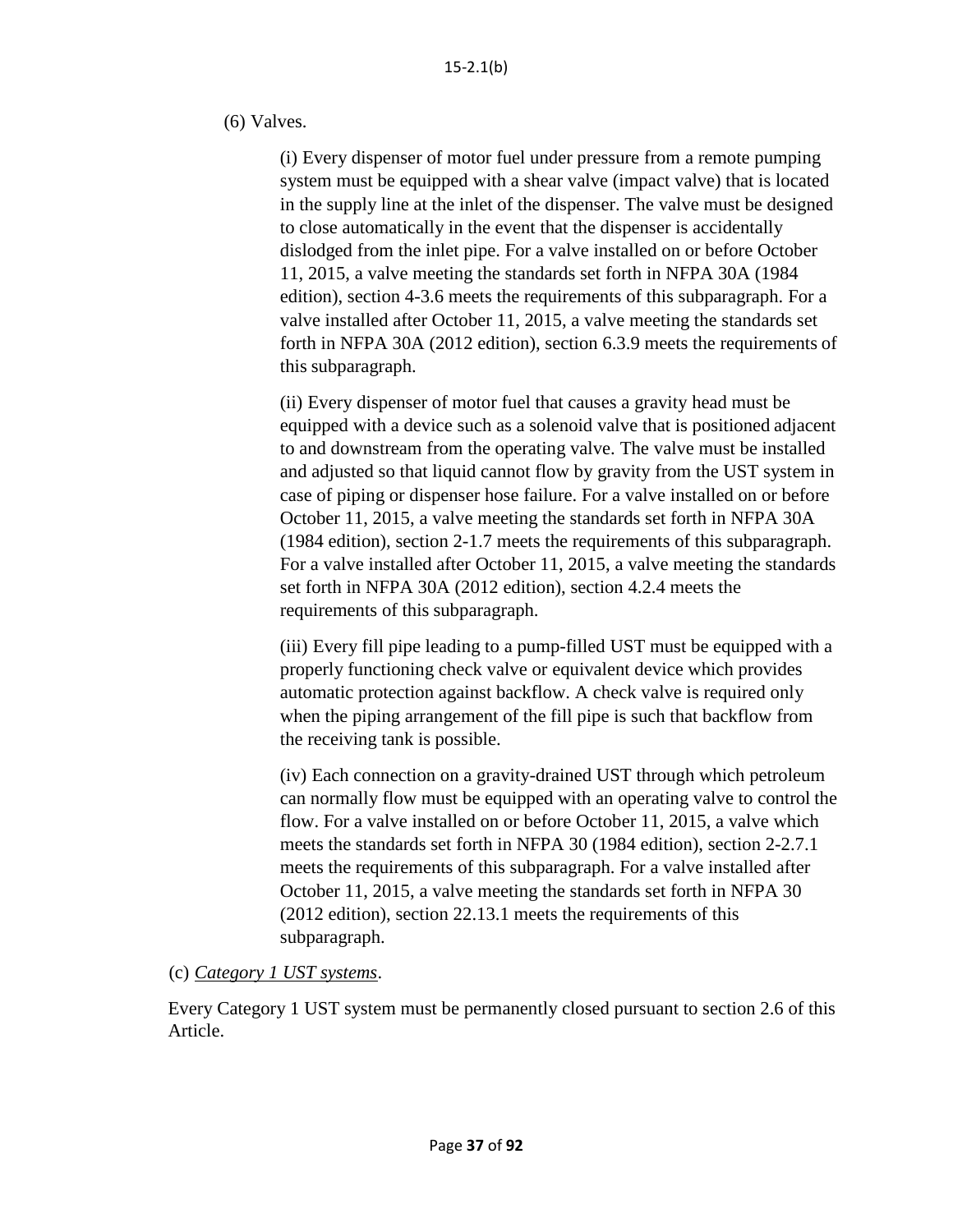(6) Valves.

(i) Every dispenser of motor fuel under pressure from a remote pumping system must be equipped with a shear valve (impact valve) that is located in the supply line at the inlet of the dispenser. The valve must be designed to close automatically in the event that the dispenser is accidentally dislodged from the inlet pipe. For a valve installed on or before October 11, 2015, a valve meeting the standards set forth in NFPA 30A (1984 edition), section 4-3.6 meets the requirements of this subparagraph. For a valve installed after October 11, 2015, a valve meeting the standards set forth in NFPA 30A (2012 edition), section 6.3.9 meets the requirements of this subparagraph.

(ii) Every dispenser of motor fuel that causes a gravity head must be equipped with a device such as a solenoid valve that is positioned adjacent to and downstream from the operating valve. The valve must be installed and adjusted so that liquid cannot flow by gravity from the UST system in case of piping or dispenser hose failure. For a valve installed on or before October 11, 2015, a valve meeting the standards set forth in NFPA 30A (1984 edition), section 2-1.7 meets the requirements of this subparagraph. For a valve installed after October 11, 2015, a valve meeting the standards set forth in NFPA 30A (2012 edition), section 4.2.4 meets the requirements of this subparagraph.

(iii) Every fill pipe leading to a pump-filled UST must be equipped with a properly functioning check valve or equivalent device which provides automatic protection against backflow. A check valve is required only when the piping arrangement of the fill pipe is such that backflow from the receiving tank is possible.

(iv) Each connection on a gravity-drained UST through which petroleum can normally flow must be equipped with an operating valve to control the flow. For a valve installed on or before October 11, 2015, a valve which meets the standards set forth in NFPA 30 (1984 edition), section 2-2.7.1 meets the requirements of this subparagraph. For a valve installed after October 11, 2015, a valve meeting the standards set forth in NFPA 30 (2012 edition), section 22.13.1 meets the requirements of this subparagraph.

(c) *Category 1 UST systems*.

Every Category 1 UST system must be permanently closed pursuant to section 2.6 of this Article.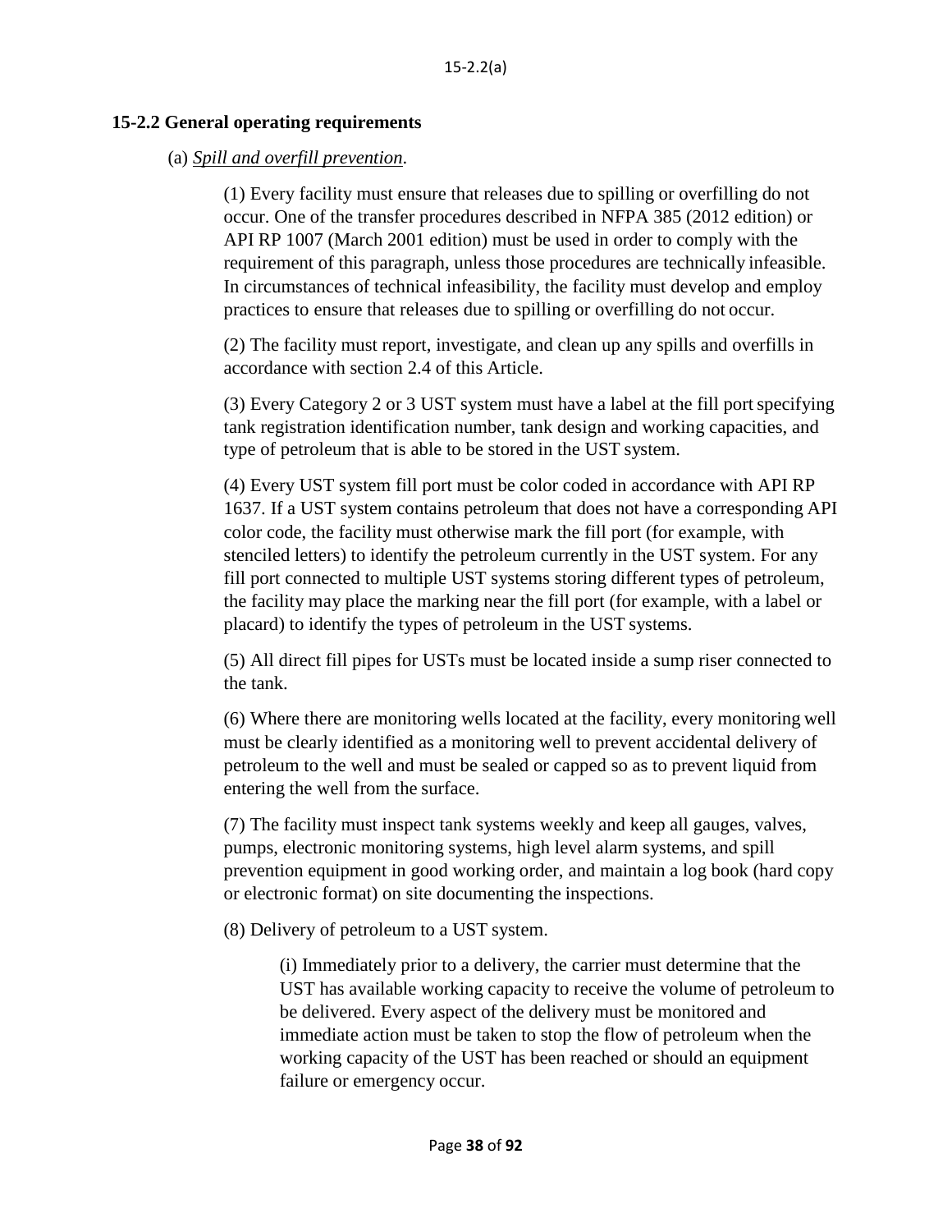### 15-2.2 General operating requirements

(a) *Spill and overfill prevention*.

(1) Every facility must ensure that releases due to spilling or overfilling do not occur. One of the transfer procedures described in NFPA 385 (2012 edition) or API RP 1007 (March 2001 edition) must be used in order to comply with the requirement of this paragraph, unless those procedures are technically infeasible. In circumstances of technical infeasibility, the facility must develop and employ practices to ensure that releases due to spilling or overfilling do not occur.

(2) The facility must report, investigate, and clean up any spills and overfills in accordance with section 2.4 of this Article.

(3) Every Category 2 or 3 UST system must have a label at the fill port specifying tank registration identification number, tank design and working capacities, and type of petroleum that is able to be stored in the UST system.

(4) Every UST system fill port must be color coded in accordance with API RP 1637. If a UST system contains petroleum that does not have a corresponding API color code, the facility must otherwise mark the fill port (for example, with stenciled letters) to identify the petroleum currently in the UST system. For any fill port connected to multiple UST systems storing different types of petroleum, the facility may place the marking near the fill port (for example, with a label or placard) to identify the types of petroleum in the UST systems.

(5) All direct fill pipes for USTs must be located inside a sump riser connected to the tank.

(6) Where there are monitoring wells located at the facility, every monitoring well must be clearly identified as a monitoring well to prevent accidental delivery of petroleum to the well and must be sealed or capped so as to prevent liquid from entering the well from the surface.

(7) The facility must inspect tank systems weekly and keep all gauges, valves, pumps, electronic monitoring systems, high level alarm systems, and spill prevention equipment in good working order, and maintain a log book (hard copy or electronic format) on site documenting the inspections.

(8) Delivery of petroleum to a UST system.

(i) Immediately prior to a delivery, the carrier must determine that the UST has available working capacity to receive the volume of petroleum to be delivered. Every aspect of the delivery must be monitored and immediate action must be taken to stop the flow of petroleum when the working capacity of the UST has been reached or should an equipment failure or emergency occur.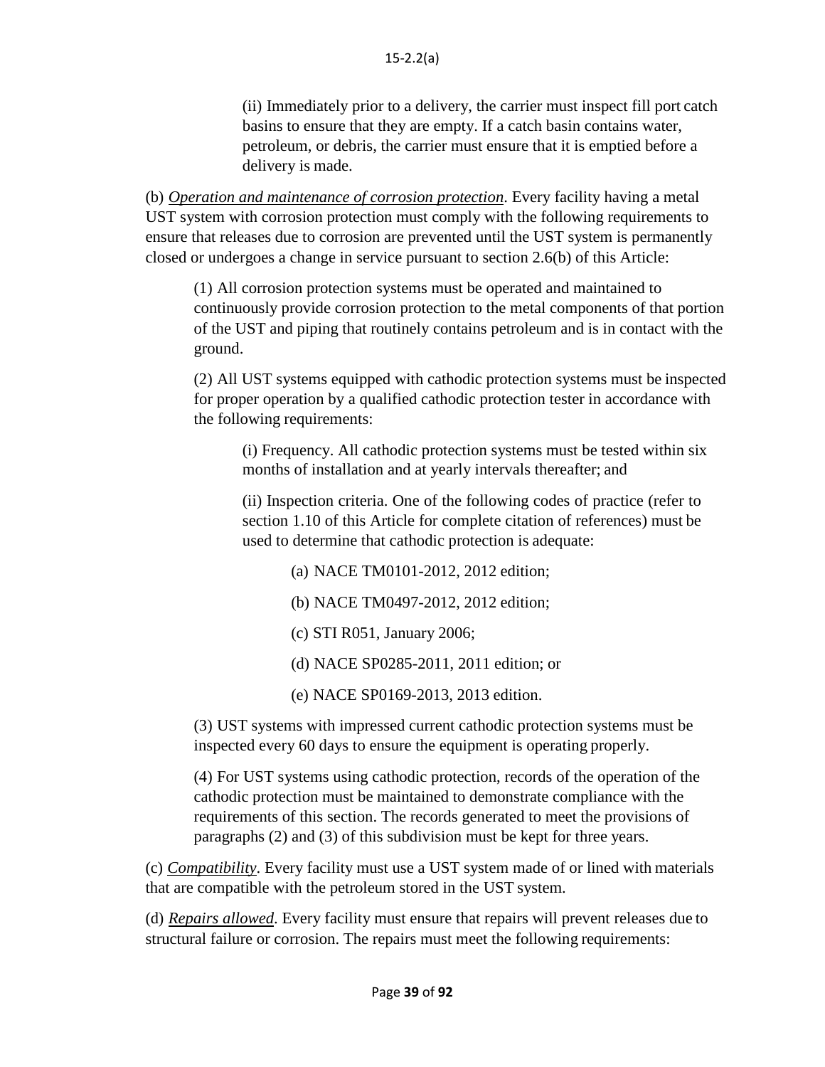(ii) Immediately prior to a delivery, the carrier must inspect fill port catch basins to ensure that they are empty. If a catch basin contains water, petroleum, or debris, the carrier must ensure that it is emptied before a delivery is made.

(b) *Operation and maintenance of corrosion protection*. Every facility having a metal UST system with corrosion protection must comply with the following requirements to ensure that releases due to corrosion are prevented until the UST system is permanently closed or undergoes a change in service pursuant to section 2.6(b) of this Article:

(1) All corrosion protection systems must be operated and maintained to continuously provide corrosion protection to the metal components of that portion of the UST and piping that routinely contains petroleum and is in contact with the ground.

(2) All UST systems equipped with cathodic protection systems must be inspected for proper operation by a qualified cathodic protection tester in accordance with the following requirements:

(i) Frequency. All cathodic protection systems must be tested within six months of installation and at yearly intervals thereafter; and

(ii) Inspection criteria. One of the following codes of practice (refer to section 1.10 of this Article for complete citation of references) must be used to determine that cathodic protection is adequate:

(a) NACE TM0101-2012, 2012 edition;

(b) NACE TM0497-2012, 2012 edition;

(c) STI R051, January 2006;

(d) NACE SP0285-2011, 2011 edition; or

(e) NACE SP0169-2013, 2013 edition.

(3) UST systems with impressed current cathodic protection systems must be inspected every 60 days to ensure the equipment is operating properly.

(4) For UST systems using cathodic protection, records of the operation of the cathodic protection must be maintained to demonstrate compliance with the requirements of this section. The records generated to meet the provisions of paragraphs (2) and (3) of this subdivision must be kept for three years.

(c) *Compatibility*. Every facility must use a UST system made of or lined with materials that are compatible with the petroleum stored in the UST system.

(d) *Repairs allowed*. Every facility must ensure that repairs will prevent releases due to structural failure or corrosion. The repairs must meet the following requirements: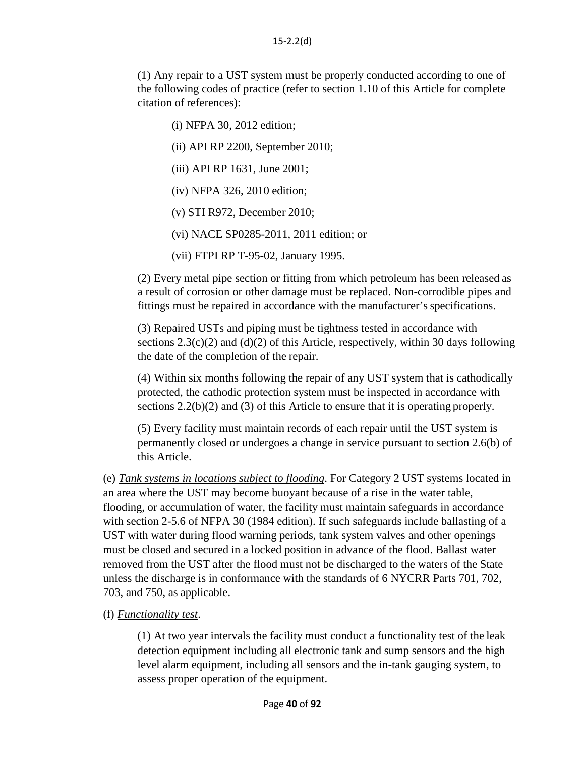15-2.2(d)

(1) Any repair to a UST system must be properly conducted according to one of the following codes of practice (refer to section 1.10 of this Article for complete citation of references):

(i) NFPA 30, 2012 edition;

(ii) API RP 2200, September 2010;

(iii) API RP 1631, June 2001;

(iv) NFPA 326, 2010 edition;

(v) STI R972, December 2010;

(vi) NACE SP0285-2011, 2011 edition; or

(vii) FTPI RP T-95-02, January 1995.

(2) Every metal pipe section or fitting from which petroleum has been released as a result of corrosion or other damage must be replaced. Non-corrodible pipes and fittings must be repaired in accordance with the manufacturer's specifications.

(3) Repaired USTs and piping must be tightness tested in accordance with sections 2.3(c)(2) and (d)(2) of this Article, respectively, within 30 days following the date of the completion of the repair.

(4) Within six months following the repair of any UST system that is cathodically protected, the cathodic protection system must be inspected in accordance with sections 2.2(b)(2) and (3) of this Article to ensure that it is operating properly.

(5) Every facility must maintain records of each repair until the UST system is permanently closed or undergoes a change in service pursuant to section 2.6(b) of this Article.

(e) *Tank systems in locations subject to flooding*. For Category 2 UST systems located in an area where the UST may become buoyant because of a rise in the water table, flooding, or accumulation of water, the facility must maintain safeguards in accordance with section 2-5.6 of NFPA 30 (1984 edition). If such safeguards include ballasting of a UST with water during flood warning periods, tank system valves and other openings must be closed and secured in a locked position in advance of the flood. Ballast water removed from the UST after the flood must not be discharged to the waters of the State unless the discharge is in conformance with the standards of 6 NYCRR Parts 701, 702, 703, and 750, as applicable.

(f) *Functionality test*.

(1) At two year intervals the facility must conduct a functionality test of the leak detection equipment including all electronic tank and sump sensors and the high level alarm equipment, including all sensors and the in-tank gauging system, to assess proper operation of the equipment.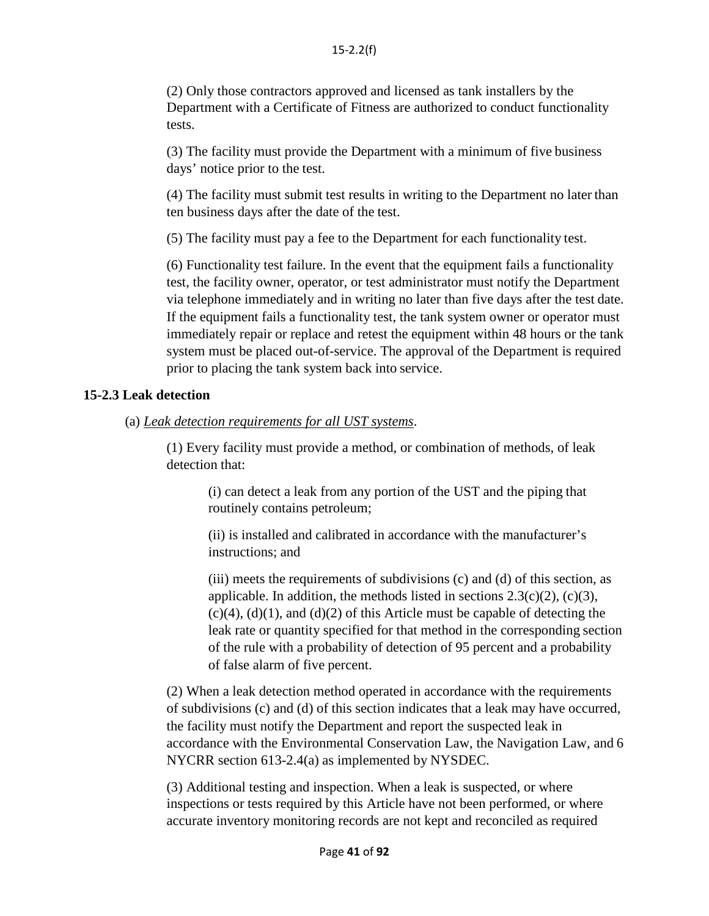(2) Only those contractors approved and licensed as tank installers by the Department with a Certificate of Fitness are authorized to conduct functionality tests.

(3) The facility must provide the Department with a minimum of five business days' notice prior to the test.

(4) The facility must submit test results in writing to the Department no later than ten business days after the date of the test.

(5) The facility must pay a fee to the Department for each functionality test.

(6) Functionality test failure. In the event that the equipment fails a functionality test, the facility owner, operator, or test administrator must notify the Department via telephone immediately and in writing no later than five days after the test date. If the equipment fails a functionality test, the tank system owner or operator must immediately repair or replace and retest the equipment within 48 hours or the tank system must be placed out-of-service. The approval of the Department is required prior to placing the tank system back into service.

### 15-2.3 Leak detection

(a) *Leak detection requirements for all UST systems*.

(1) Every facility must provide a method, or combination of methods, of leak detection that:

(i) can detect a leak from any portion of the UST and the piping that routinely contains petroleum;

(ii) is installed and calibrated in accordance with the manufacturer's instructions; and

(iii) meets the requirements of subdivisions (c) and (d) of this section, as applicable. In addition, the methods listed in sections 2.3(c)(2), (c)(3), (c)(4), (d)(1), and (d)(2) of this Article must be capable of detecting the leak rate or quantity specified for that method in the corresponding section of the rule with a probability of detection of 95 percent and a probability of false alarm of five percent.

(2) When a leak detection method operated in accordance with the requirements of subdivisions (c) and (d) of this section indicates that a leak may have occurred, the facility must notify the Department and report the suspected leak in accordance with the Environmental Conservation Law, the Navigation Law, and 6 NYCRR section 613-2.4(a) as implemented by NYSDEC.

(3) Additional testing and inspection. When a leak is suspected, or where inspections or tests required by this Article have not been performed, or where accurate inventory monitoring records are not kept and reconciled as required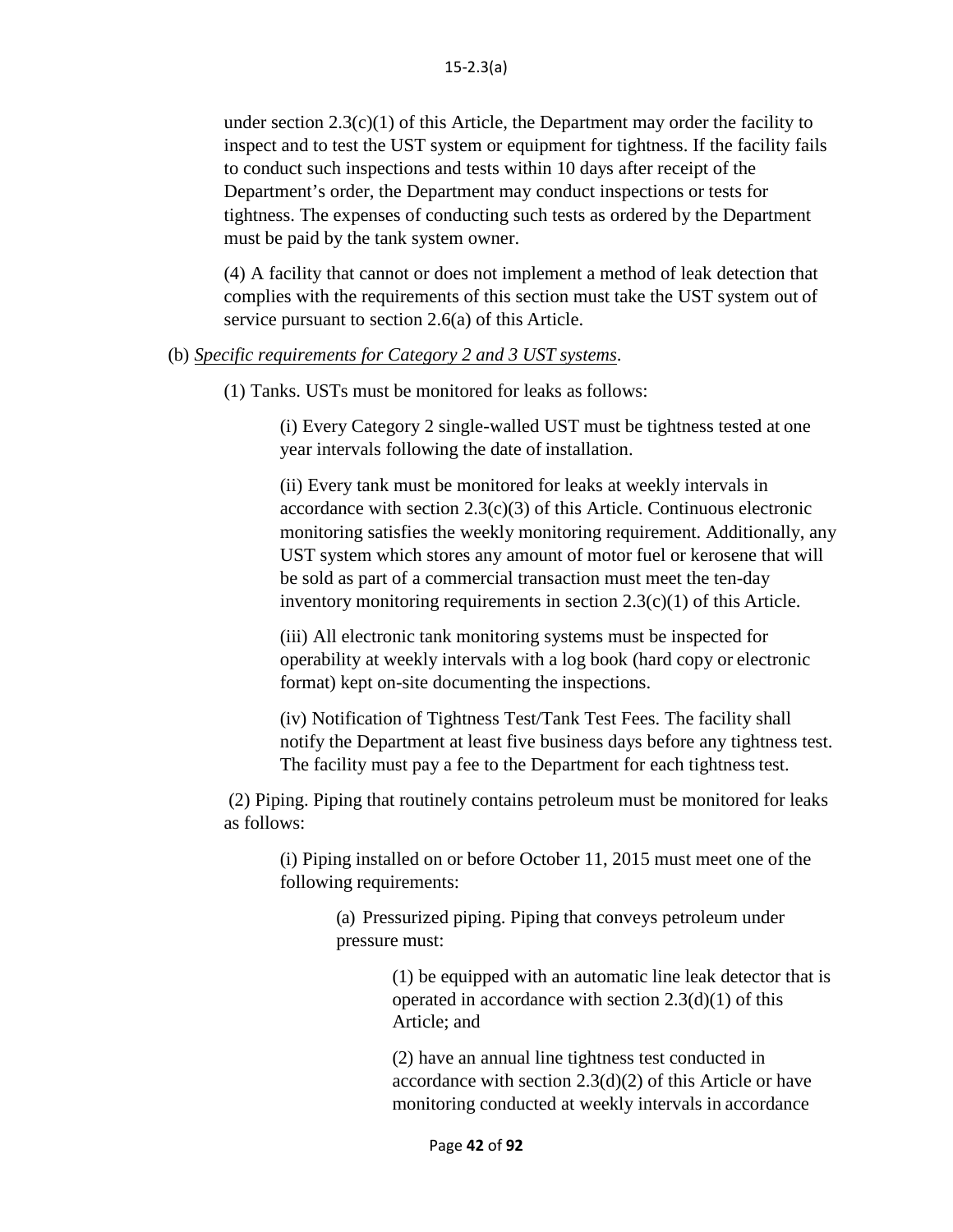under section 2.3(c)(1) of this Article, the Department may order the facility to inspect and to test the UST system or equipment for tightness. If the facility fails to conduct such inspections and tests within 10 days after receipt of the Department's order, the Department may conduct inspections or tests for tightness. The expenses of conducting such tests as ordered by the Department must be paid by the tank system owner.

(4) A facility that cannot or does not implement a method of leak detection that complies with the requirements of this section must take the UST system out of service pursuant to section 2.6(a) of this Article.

(b) *Specific requirements for Category 2 and 3 UST systems*.

(1) Tanks. USTs must be monitored for leaks as follows:

(i) Every Category 2 single-walled UST must be tightness tested at one year intervals following the date of installation.

(ii) Every tank must be monitored for leaks at weekly intervals in accordance with section 2.3(c)(3) of this Article. Continuous electronic monitoring satisfies the weekly monitoring requirement. Additionally, any UST system which stores any amount of motor fuel or kerosene that will be sold as part of a commercial transaction must meet the ten-day inventory monitoring requirements in section 2.3(c)(1) of this Article.

(iii) All electronic tank monitoring systems must be inspected for operability at weekly intervals with a log book (hard copy or electronic format) kept on-site documenting the inspections.

(iv) Notification of Tightness Test/Tank Test Fees. The facility shall notify the Department at least five business days before any tightness test. The facility must pay a fee to the Department for each tightness test.

(2) Piping. Piping that routinely contains petroleum must be monitored for leaks as follows:

(i) Piping installed on or before October 11, 2015 must meet one of the following requirements:

(a) Pressurized piping. Piping that conveys petroleum under pressure must:

(1) be equipped with an automatic line leak detector that is operated in accordance with section 2.3(d)(1) of this Article; and

(2) have an annual line tightness test conducted in accordance with section 2.3(d)(2) of this Article or have monitoring conducted at weekly intervals in accordance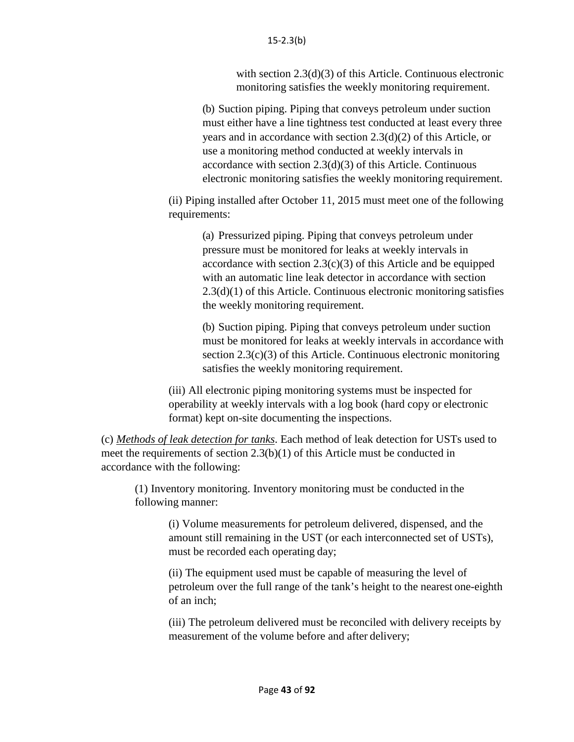with section 2.3(d)(3) of this Article. Continuous electronic monitoring satisfies the weekly monitoring requirement.

(b) Suction piping. Piping that conveys petroleum under suction must either have a line tightness test conducted at least every three years and in accordance with section 2.3(d)(2) of this Article, or use a monitoring method conducted at weekly intervals in accordance with section 2.3(d)(3) of this Article. Continuous electronic monitoring satisfies the weekly monitoring requirement.

(ii) Piping installed after October 11, 2015 must meet one of the following requirements:

(a) Pressurized piping. Piping that conveys petroleum under pressure must be monitored for leaks at weekly intervals in accordance with section 2.3(c)(3) of this Article and be equipped with an automatic line leak detector in accordance with section 2.3(d)(1) of this Article. Continuous electronic monitoring satisfies the weekly monitoring requirement.

(b) Suction piping. Piping that conveys petroleum under suction must be monitored for leaks at weekly intervals in accordance with section 2.3(c)(3) of this Article. Continuous electronic monitoring satisfies the weekly monitoring requirement.

(iii) All electronic piping monitoring systems must be inspected for operability at weekly intervals with a log book (hard copy or electronic format) kept on-site documenting the inspections.

(c) *Methods of leak detection for tanks*. Each method of leak detection for USTs used to meet the requirements of section 2.3(b)(1) of this Article must be conducted in accordance with the following:

(1) Inventory monitoring. Inventory monitoring must be conducted in the following manner:

(i) Volume measurements for petroleum delivered, dispensed, and the amount still remaining in the UST (or each interconnected set of USTs), must be recorded each operating day;

(ii) The equipment used must be capable of measuring the level of petroleum over the full range of the tank's height to the nearest one-eighth of an inch;

(iii) The petroleum delivered must be reconciled with delivery receipts by measurement of the volume before and after delivery;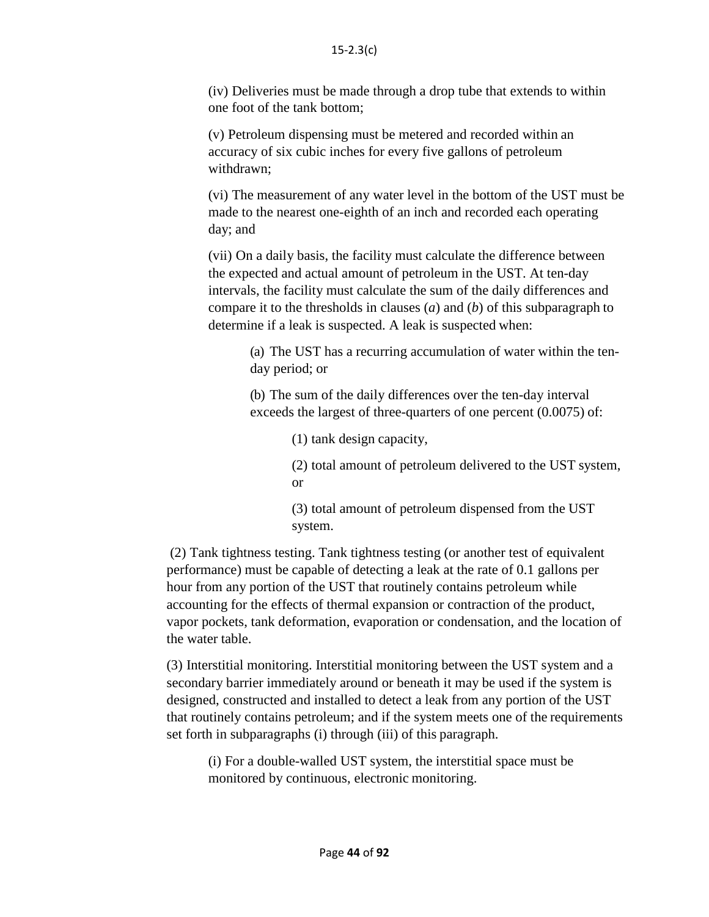(iv) Deliveries must be made through a drop tube that extends to within one foot of the tank bottom;

(v) Petroleum dispensing must be metered and recorded within an accuracy of six cubic inches for every five gallons of petroleum withdrawn;

(vi) The measurement of any water level in the bottom of the UST must be made to the nearest one-eighth of an inch and recorded each operating day; and

(vii) On a daily basis, the facility must calculate the difference between the expected and actual amount of petroleum in the UST. At ten-day intervals, the facility must calculate the sum of the daily differences and compare it to the thresholds in clauses (*a*) and (*b*) of this subparagraph to determine if a leak is suspected. A leak is suspected when:

(a) The UST has a recurring accumulation of water within the ten-day period; or

(b) The sum of the daily differences over the ten-day interval exceeds the largest of three-quarters of one percent (0.0075) of:

(1) tank design capacity,

(2) total amount of petroleum delivered to the UST system, or

(3) total amount of petroleum dispensed from the UST system.

(2) Tank tightness testing. Tank tightness testing (or another test of equivalent performance) must be capable of detecting a leak at the rate of 0.1 gallons per hour from any portion of the UST that routinely contains petroleum while accounting for the effects of thermal expansion or contraction of the product, vapor pockets, tank deformation, evaporation or condensation, and the location of the water table.

(3) Interstitial monitoring. Interstitial monitoring between the UST system and a secondary barrier immediately around or beneath it may be used if the system is designed, constructed and installed to detect a leak from any portion of the UST that routinely contains petroleum; and if the system meets one of the requirements set forth in subparagraphs (i) through (iii) of this paragraph.

(i) For a double-walled UST system, the interstitial space must be monitored by continuous, electronic monitoring.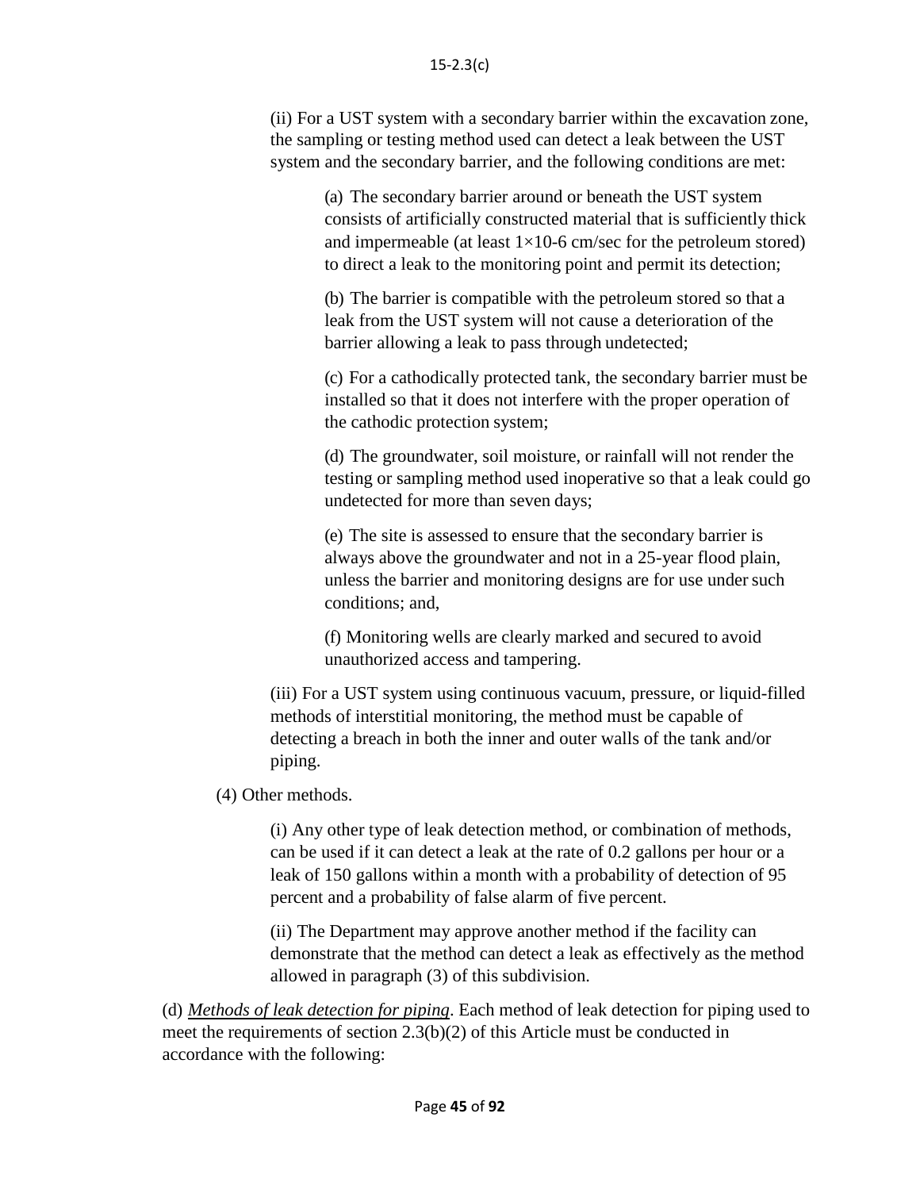(ii) For a UST system with a secondary barrier within the excavation zone, the sampling or testing method used can detect a leak between the UST system and the secondary barrier, and the following conditions are met:

(a) The secondary barrier around or beneath the UST system consists of artificially constructed material that is sufficiently thick and impermeable (at least 1×10-6 cm/sec for the petroleum stored) to direct a leak to the monitoring point and permit its detection;

(b) The barrier is compatible with the petroleum stored so that a leak from the UST system will not cause a deterioration of the barrier allowing a leak to pass through undetected;

(c) For a cathodically protected tank, the secondary barrier must be installed so that it does not interfere with the proper operation of the cathodic protection system;

(d) The groundwater, soil moisture, or rainfall will not render the testing or sampling method used inoperative so that a leak could go undetected for more than seven days;

(e) The site is assessed to ensure that the secondary barrier is always above the groundwater and not in a 25-year flood plain, unless the barrier and monitoring designs are for use under such conditions; and,

(f) Monitoring wells are clearly marked and secured to avoid unauthorized access and tampering.

(iii) For a UST system using continuous vacuum, pressure, or liquid-filled methods of interstitial monitoring, the method must be capable of detecting a breach in both the inner and outer walls of the tank and/or piping.

(4) Other methods.

(i) Any other type of leak detection method, or combination of methods, can be used if it can detect a leak at the rate of 0.2 gallons per hour or a leak of 150 gallons within a month with a probability of detection of 95 percent and a probability of false alarm of five percent.

(ii) The Department may approve another method if the facility can demonstrate that the method can detect a leak as effectively as the method allowed in paragraph (3) of this subdivision.

(d) *Methods of leak detection for piping*. Each method of leak detection for piping used to meet the requirements of section 2.3(b)(2) of this Article must be conducted in accordance with the following: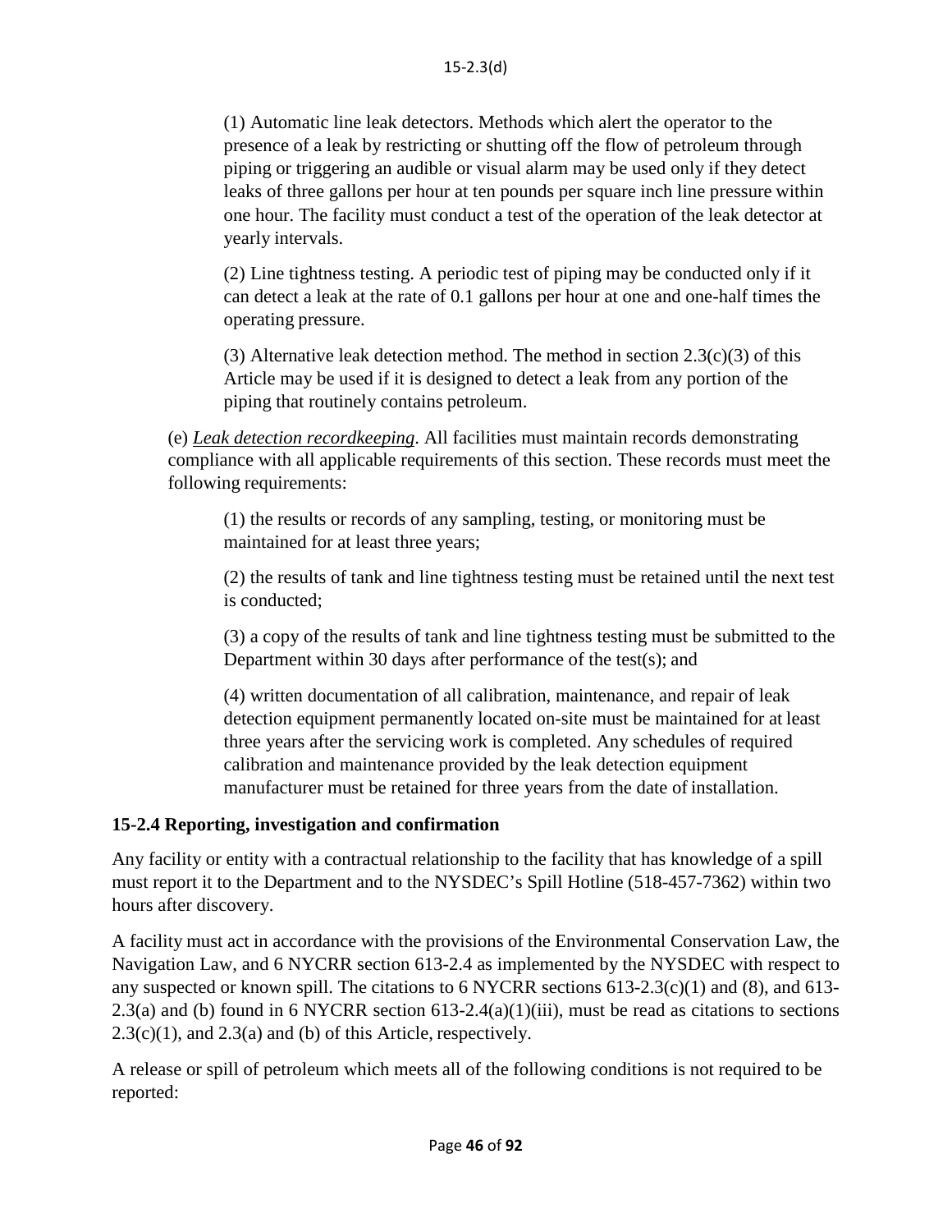(1) Automatic line leak detectors. Methods which alert the operator to the presence of a leak by restricting or shutting off the flow of petroleum through piping or triggering an audible or visual alarm may be used only if they detect leaks of three gallons per hour at ten pounds per square inch line pressure within one hour. The facility must conduct a test of the operation of the leak detector at yearly intervals.

(2) Line tightness testing. A periodic test of piping may be conducted only if it can detect a leak at the rate of 0.1 gallons per hour at one and one-half times the operating pressure.

(3) Alternative leak detection method. The method in section 2.3(c)(3) of this Article may be used if it is designed to detect a leak from any portion of the piping that routinely contains petroleum.

(e) *Leak detection recordkeeping*. All facilities must maintain records demonstrating compliance with all applicable requirements of this section. These records must meet the following requirements:

(1) the results or records of any sampling, testing, or monitoring must be maintained for at least three years;

(2) the results of tank and line tightness testing must be retained until the next test is conducted;

(3) a copy of the results of tank and line tightness testing must be submitted to the Department within 30 days after performance of the test(s); and

(4) written documentation of all calibration, maintenance, and repair of leak detection equipment permanently located on-site must be maintained for at least three years after the servicing work is completed. Any schedules of required calibration and maintenance provided by the leak detection equipment manufacturer must be retained for three years from the date of installation.

## 15-2.4 Reporting, investigation and confirmation

Any facility or entity with a contractual relationship to the facility that has knowledge of a spill must report it to the Department and to the NYSDEC's Spill Hotline (518-457-7362) within two hours after discovery.

A facility must act in accordance with the provisions of the Environmental Conservation Law, the Navigation Law, and 6 NYCRR section 613-2.4 as implemented by the NYSDEC with respect to any suspected or known spill. The citations to 6 NYCRR sections 613-2.3(c)(1) and (8), and 613-2.3(a) and (b) found in 6 NYCRR section 613-2.4(a)(1)(iii), must be read as citations to sections 2.3(c)(1), and 2.3(a) and (b) of this Article, respectively.

A release or spill of petroleum which meets all of the following conditions is not required to be reported: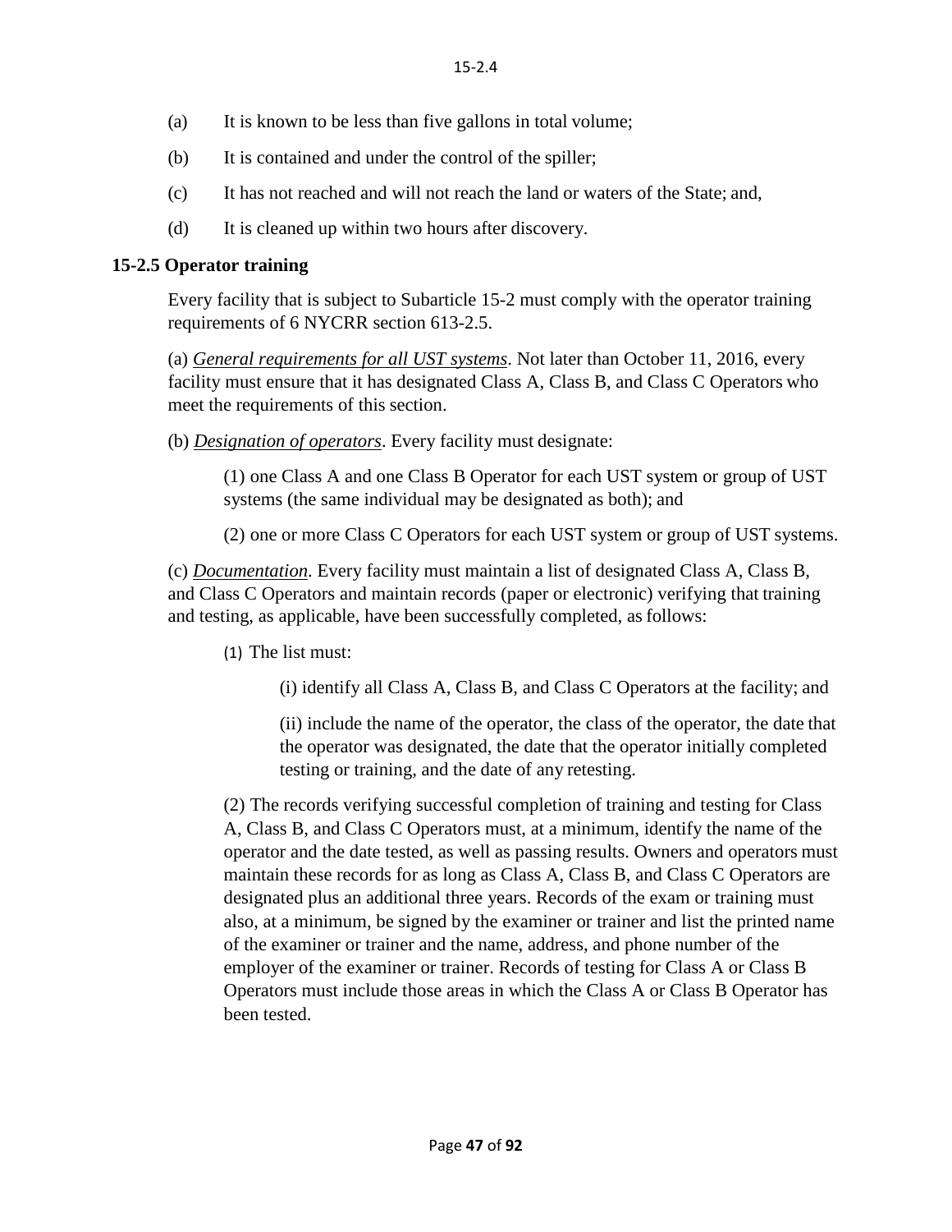(a) It is known to be less than five gallons in total volume;

(b) It is contained and under the control of the spiller;

(c) It has not reached and will not reach the land or waters of the State; and,

(d) It is cleaned up within two hours after discovery.

**15-2.5 Operator training**

Every facility that is subject to Subarticle 15-2 must comply with the operator training requirements of 6 NYCRR section 613-2.5.

(a) *General requirements for all UST systems*. Not later than October 11, 2016, every facility must ensure that it has designated Class A, Class B, and Class C Operators who meet the requirements of this section.

(b) *Designation of operators*. Every facility must designate:

(1) one Class A and one Class B Operator for each UST system or group of UST systems (the same individual may be designated as both); and

(2) one or more Class C Operators for each UST system or group of UST systems.

(c) *Documentation*. Every facility must maintain a list of designated Class A, Class B, and Class C Operators and maintain records (paper or electronic) verifying that training and testing, as applicable, have been successfully completed, as follows:

(1) The list must:

(i) identify all Class A, Class B, and Class C Operators at the facility; and

(ii) include the name of the operator, the class of the operator, the date that the operator was designated, the date that the operator initially completed testing or training, and the date of any retesting.

(2) The records verifying successful completion of training and testing for Class A, Class B, and Class C Operators must, at a minimum, identify the name of the operator and the date tested, as well as passing results. Owners and operators must maintain these records for as long as Class A, Class B, and Class C Operators are designated plus an additional three years. Records of the exam or training must also, at a minimum, be signed by the examiner or trainer and list the printed name of the examiner or trainer and the name, address, and phone number of the employer of the examiner or trainer. Records of testing for Class A or Class B Operators must include those areas in which the Class A or Class B Operator has been tested.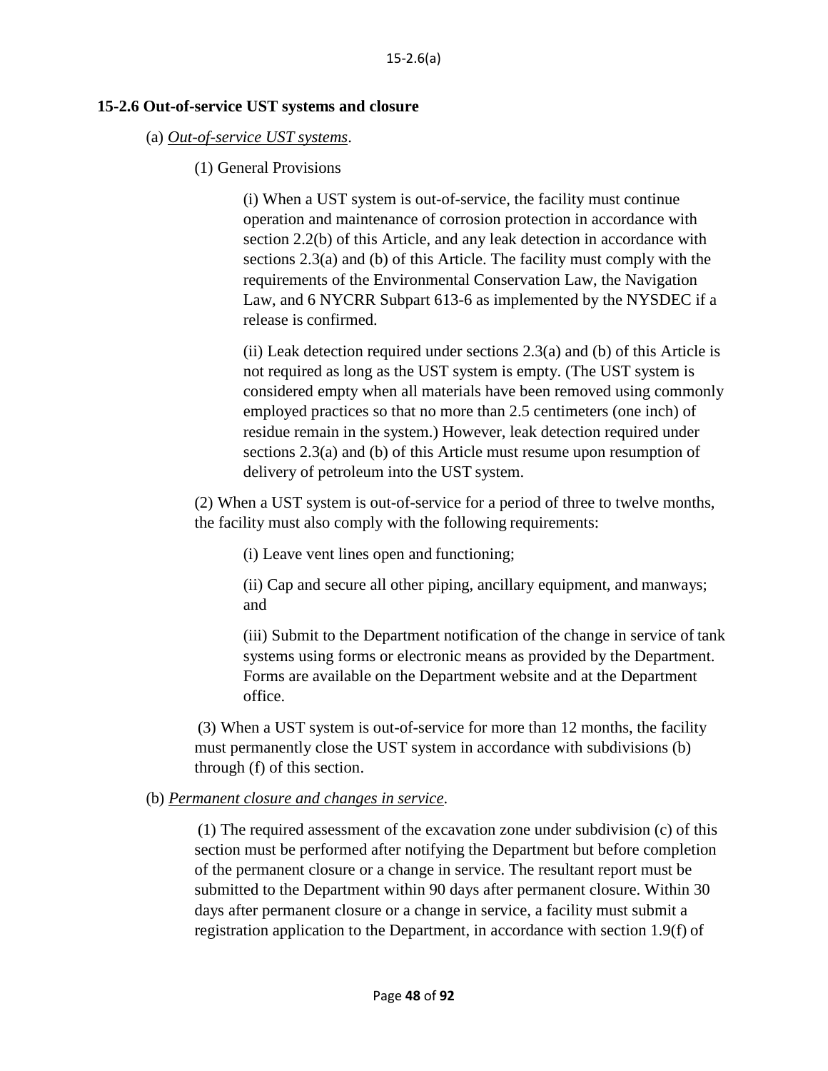## 15-2.6 Out-of-service UST systems and closure

(a) <u>*Out-of-service UST systems*</u>.

(1) General Provisions

(i) When a UST system is out-of-service, the facility must continue operation and maintenance of corrosion protection in accordance with section 2.2(b) of this Article, and any leak detection in accordance with sections 2.3(a) and (b) of this Article. The facility must comply with the requirements of the Environmental Conservation Law, the Navigation Law, and 6 NYCRR Subpart 613-6 as implemented by the NYSDEC if a release is confirmed.

(ii) Leak detection required under sections 2.3(a) and (b) of this Article is not required as long as the UST system is empty. (The UST system is considered empty when all materials have been removed using commonly employed practices so that no more than 2.5 centimeters (one inch) of residue remain in the system.) However, leak detection required under sections 2.3(a) and (b) of this Article must resume upon resumption of delivery of petroleum into the UST system.

(2) When a UST system is out-of-service for a period of three to twelve months, the facility must also comply with the following requirements:

(i) Leave vent lines open and functioning;

(ii) Cap and secure all other piping, ancillary equipment, and manways; and

(iii) Submit to the Department notification of the change in service of tank systems using forms or electronic means as provided by the Department. Forms are available on the Department website and at the Department office.

(3) When a UST system is out-of-service for more than 12 months, the facility must permanently close the UST system in accordance with subdivisions (b) through (f) of this section.

(b) <u>*Permanent closure and changes in service*</u>.

(1) The required assessment of the excavation zone under subdivision (c) of this section must be performed after notifying the Department but before completion of the permanent closure or a change in service. The resultant report must be submitted to the Department within 90 days after permanent closure. Within 30 days after permanent closure or a change in service, a facility must submit a registration application to the Department, in accordance with section 1.9(f) of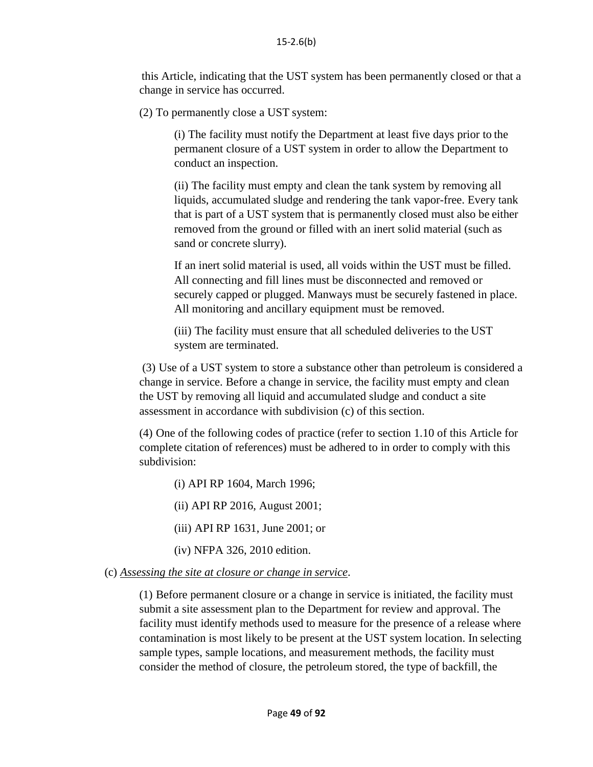this Article, indicating that the UST system has been permanently closed or that a change in service has occurred.

(2) To permanently close a UST system:

(i) The facility must notify the Department at least five days prior to the permanent closure of a UST system in order to allow the Department to conduct an inspection.

(ii) The facility must empty and clean the tank system by removing all liquids, accumulated sludge and rendering the tank vapor-free. Every tank that is part of a UST system that is permanently closed must also be either removed from the ground or filled with an inert solid material (such as sand or concrete slurry).

If an inert solid material is used, all voids within the UST must be filled. All connecting and fill lines must be disconnected and removed or securely capped or plugged. Manways must be securely fastened in place. All monitoring and ancillary equipment must be removed.

(iii) The facility must ensure that all scheduled deliveries to the UST system are terminated.

(3) Use of a UST system to store a substance other than petroleum is considered a change in service. Before a change in service, the facility must empty and clean the UST by removing all liquid and accumulated sludge and conduct a site assessment in accordance with subdivision (c) of this section.

(4) One of the following codes of practice (refer to section 1.10 of this Article for complete citation of references) must be adhered to in order to comply with this subdivision:

(i) API RP 1604, March 1996;

(ii) API RP 2016, August 2001;

(iii) API RP 1631, June 2001; or

(iv) NFPA 326, 2010 edition.

(c) *Assessing the site at closure or change in service*.

(1) Before permanent closure or a change in service is initiated, the facility must submit a site assessment plan to the Department for review and approval. The facility must identify methods used to measure for the presence of a release where contamination is most likely to be present at the UST system location. In selecting sample types, sample locations, and measurement methods, the facility must consider the method of closure, the petroleum stored, the type of backfill, the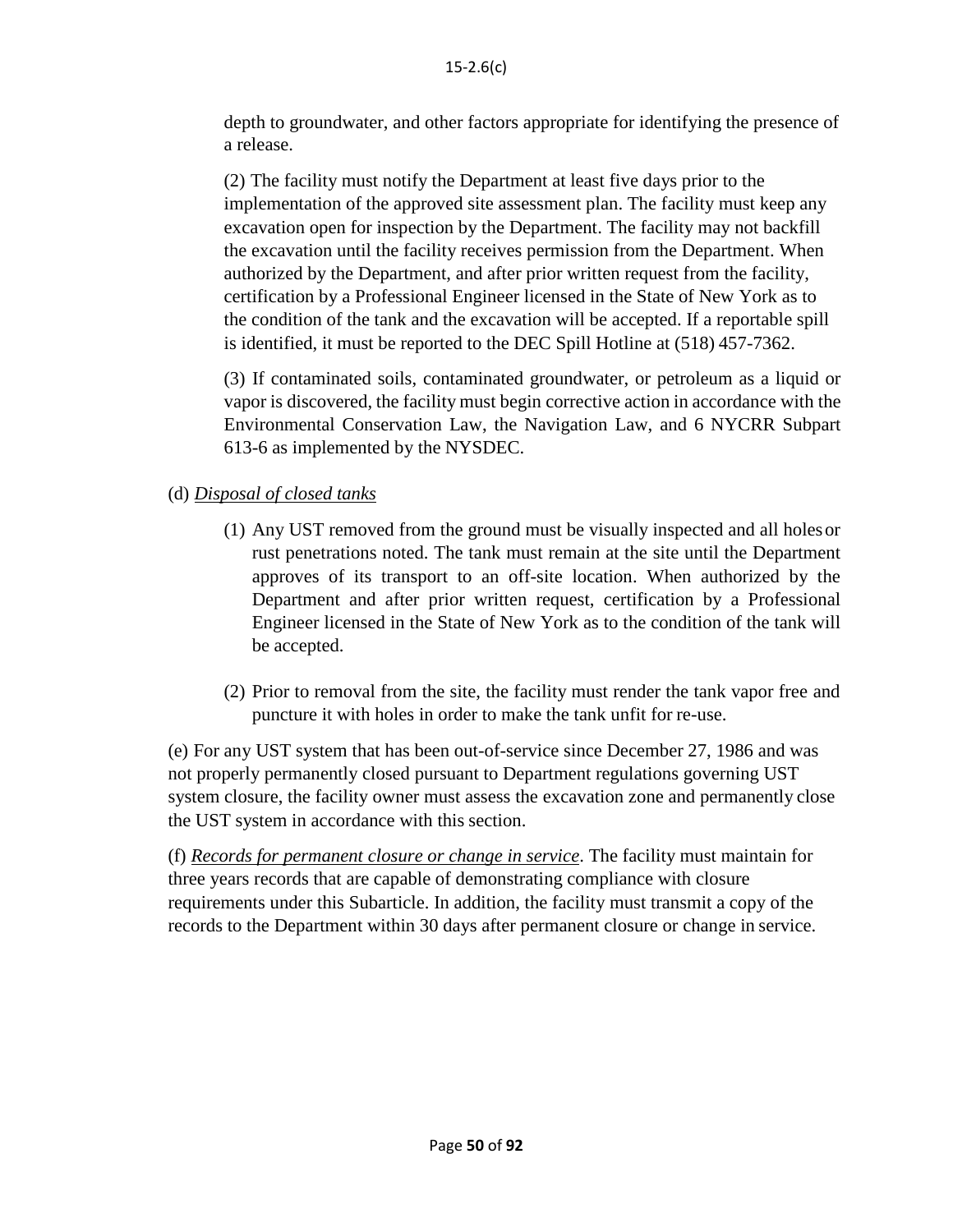depth to groundwater, and other factors appropriate for identifying the presence of a release.

(2) The facility must notify the Department at least five days prior to the implementation of the approved site assessment plan. The facility must keep any excavation open for inspection by the Department. The facility may not backfill the excavation until the facility receives permission from the Department. When authorized by the Department, and after prior written request from the facility, certification by a Professional Engineer licensed in the State of New York as to the condition of the tank and the excavation will be accepted. If a reportable spill is identified, it must be reported to the DEC Spill Hotline at (518) 457-7362.

(3) If contaminated soils, contaminated groundwater, or petroleum as a liquid or vapor is discovered, the facility must begin corrective action in accordance with the Environmental Conservation Law, the Navigation Law, and 6 NYCRR Subpart 613-6 as implemented by the NYSDEC.

(d) *Disposal of closed tanks*

(1) Any UST removed from the ground must be visually inspected and all holes or rust penetrations noted. The tank must remain at the site until the Department approves of its transport to an off-site location. When authorized by the Department and after prior written request, certification by a Professional Engineer licensed in the State of New York as to the condition of the tank will be accepted.

(2) Prior to removal from the site, the facility must render the tank vapor free and puncture it with holes in order to make the tank unfit for re-use.

(e) For any UST system that has been out-of-service since December 27, 1986 and was not properly permanently closed pursuant to Department regulations governing UST system closure, the facility owner must assess the excavation zone and permanently close the UST system in accordance with this section.

(f) *Records for permanent closure or change in service*. The facility must maintain for three years records that are capable of demonstrating compliance with closure requirements under this Subarticle. In addition, the facility must transmit a copy of the records to the Department within 30 days after permanent closure or change in service.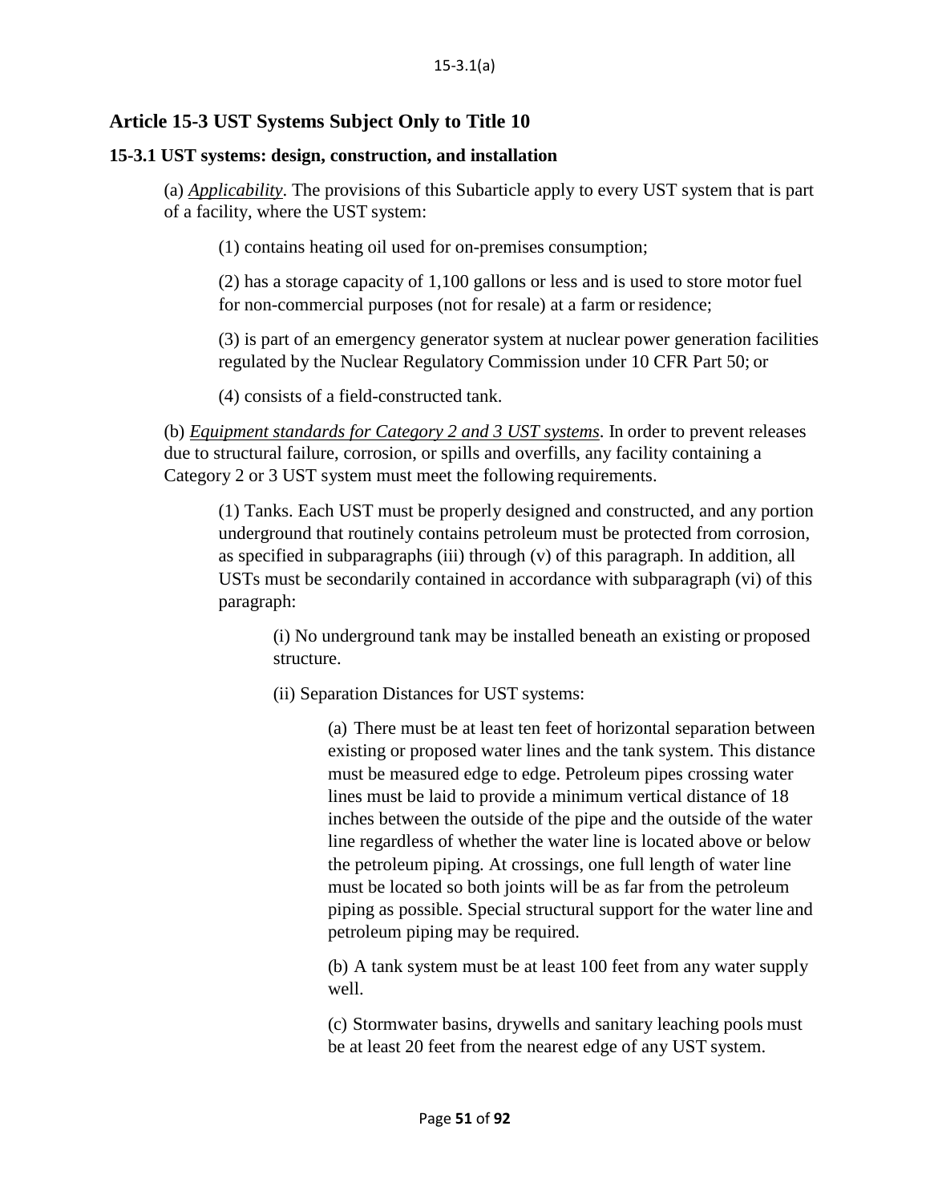## Article 15-3 UST Systems Subject Only to Title 10

### 15-3.1 UST systems: design, construction, and installation

(a) *Applicability*. The provisions of this Subarticle apply to every UST system that is part of a facility, where the UST system:

(1) contains heating oil used for on-premises consumption;

(2) has a storage capacity of 1,100 gallons or less and is used to store motor fuel for non-commercial purposes (not for resale) at a farm or residence;

(3) is part of an emergency generator system at nuclear power generation facilities regulated by the Nuclear Regulatory Commission under 10 CFR Part 50; or

(4) consists of a field-constructed tank.

(b) *Equipment standards for Category 2 and 3 UST systems*. In order to prevent releases due to structural failure, corrosion, or spills and overfills, any facility containing a Category 2 or 3 UST system must meet the following requirements.

(1) Tanks. Each UST must be properly designed and constructed, and any portion underground that routinely contains petroleum must be protected from corrosion, as specified in subparagraphs (iii) through (v) of this paragraph. In addition, all USTs must be secondarily contained in accordance with subparagraph (vi) of this paragraph:

(i) No underground tank may be installed beneath an existing or proposed structure.

(ii) Separation Distances for UST systems:

(a) There must be at least ten feet of horizontal separation between existing or proposed water lines and the tank system. This distance must be measured edge to edge. Petroleum pipes crossing water lines must be laid to provide a minimum vertical distance of 18 inches between the outside of the pipe and the outside of the water line regardless of whether the water line is located above or below the petroleum piping. At crossings, one full length of water line must be located so both joints will be as far from the petroleum piping as possible. Special structural support for the water line and petroleum piping may be required.

(b) A tank system must be at least 100 feet from any water supply well.

(c) Stormwater basins, drywells and sanitary leaching pools must be at least 20 feet from the nearest edge of any UST system.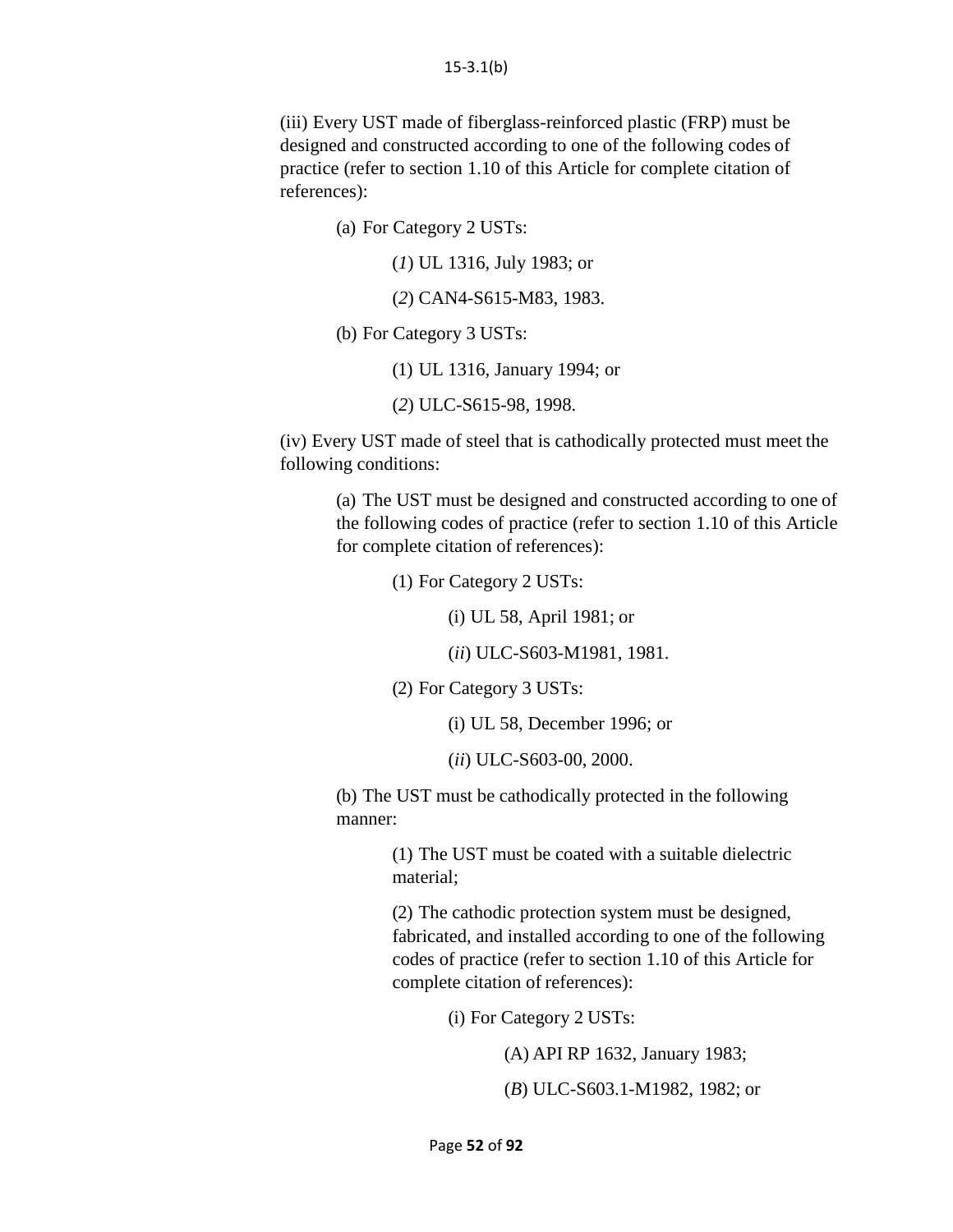(iii) Every UST made of fiberglass-reinforced plastic (FRP) must be designed and constructed according to one of the following codes of practice (refer to section 1.10 of this Article for complete citation of references):

> (a) For Category 2 USTs:
>
> > (*1*) UL 1316, July 1983; or
> >
> > (*2*) CAN4-S615-M83, 1983.
>
> (b) For Category 3 USTs:
>
> > (1) UL 1316, January 1994; or
> >
> > (*2*) ULC-S615-98, 1998.

(iv) Every UST made of steel that is cathodically protected must meet the following conditions:

> (a) The UST must be designed and constructed according to one of the following codes of practice (refer to section 1.10 of this Article for complete citation of references):
>
> > (1) For Category 2 USTs:
> >
> > > (i) UL 58, April 1981; or
> > >
> > > (*ii*) ULC-S603-M1981, 1981.
> >
> > (2) For Category 3 USTs:
> >
> > > (i) UL 58, December 1996; or
> > >
> > > (*ii*) ULC-S603-00, 2000.
>
> (b) The UST must be cathodically protected in the following manner:
>
> > (1) The UST must be coated with a suitable dielectric material;
> >
> > (2) The cathodic protection system must be designed, fabricated, and installed according to one of the following codes of practice (refer to section 1.10 of this Article for complete citation of references):
> >
> > > (i) For Category 2 USTs:
> > >
> > > > (A) API RP 1632, January 1983;
> > > >
> > > > (*B*) ULC-S603.1-M1982, 1982; or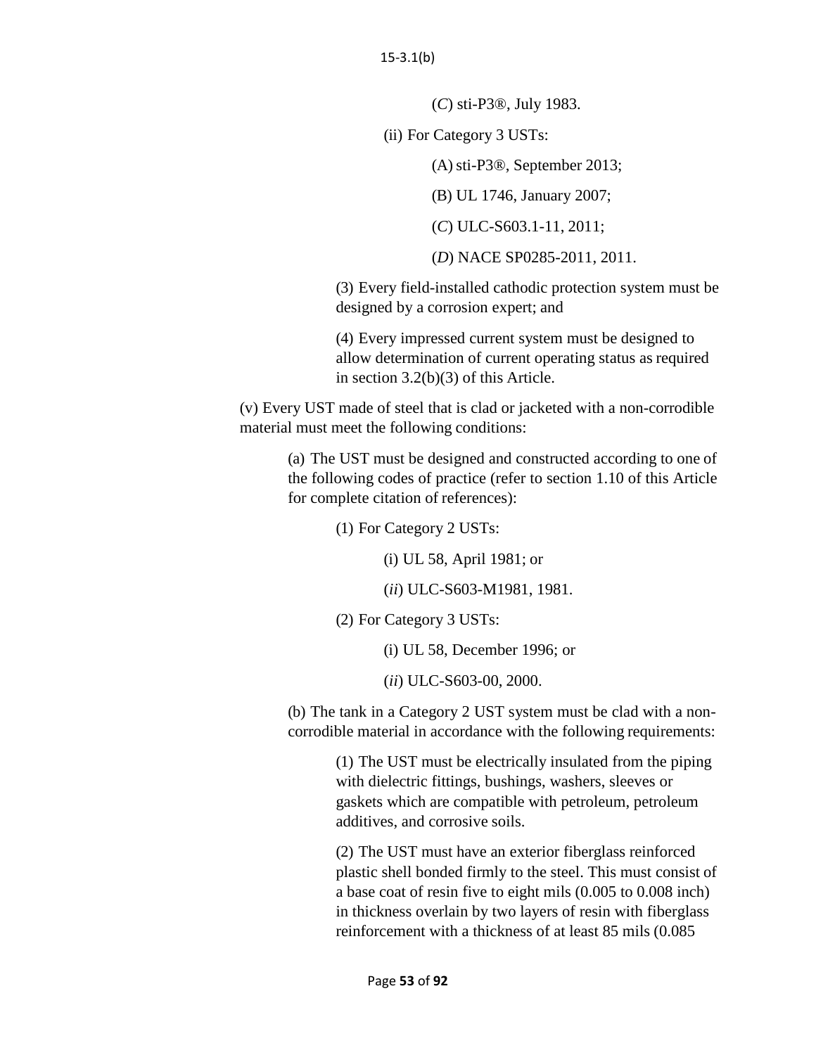(*C*) sti-P3®, July 1983.

(ii) For Category 3 USTs:

(A) sti-P3®, September 2013;

(B) UL 1746, January 2007;

(*C*) ULC-S603.1-11, 2011;

(*D*) NACE SP0285-2011, 2011.

(3) Every field-installed cathodic protection system must be designed by a corrosion expert; and

(4) Every impressed current system must be designed to allow determination of current operating status as required in section 3.2(b)(3) of this Article.

(v) Every UST made of steel that is clad or jacketed with a non-corrodible material must meet the following conditions:

(a) The UST must be designed and constructed according to one of the following codes of practice (refer to section 1.10 of this Article for complete citation of references):

(1) For Category 2 USTs:

(i) UL 58, April 1981; or

(*ii*) ULC-S603-M1981, 1981.

(2) For Category 3 USTs:

(i) UL 58, December 1996; or

(*ii*) ULC-S603-00, 2000.

(b) The tank in a Category 2 UST system must be clad with a non-corrodible material in accordance with the following requirements:

(1) The UST must be electrically insulated from the piping with dielectric fittings, bushings, washers, sleeves or gaskets which are compatible with petroleum, petroleum additives, and corrosive soils.

(2) The UST must have an exterior fiberglass reinforced plastic shell bonded firmly to the steel. This must consist of a base coat of resin five to eight mils (0.005 to 0.008 inch) in thickness overlain by two layers of resin with fiberglass reinforcement with a thickness of at least 85 mils (0.085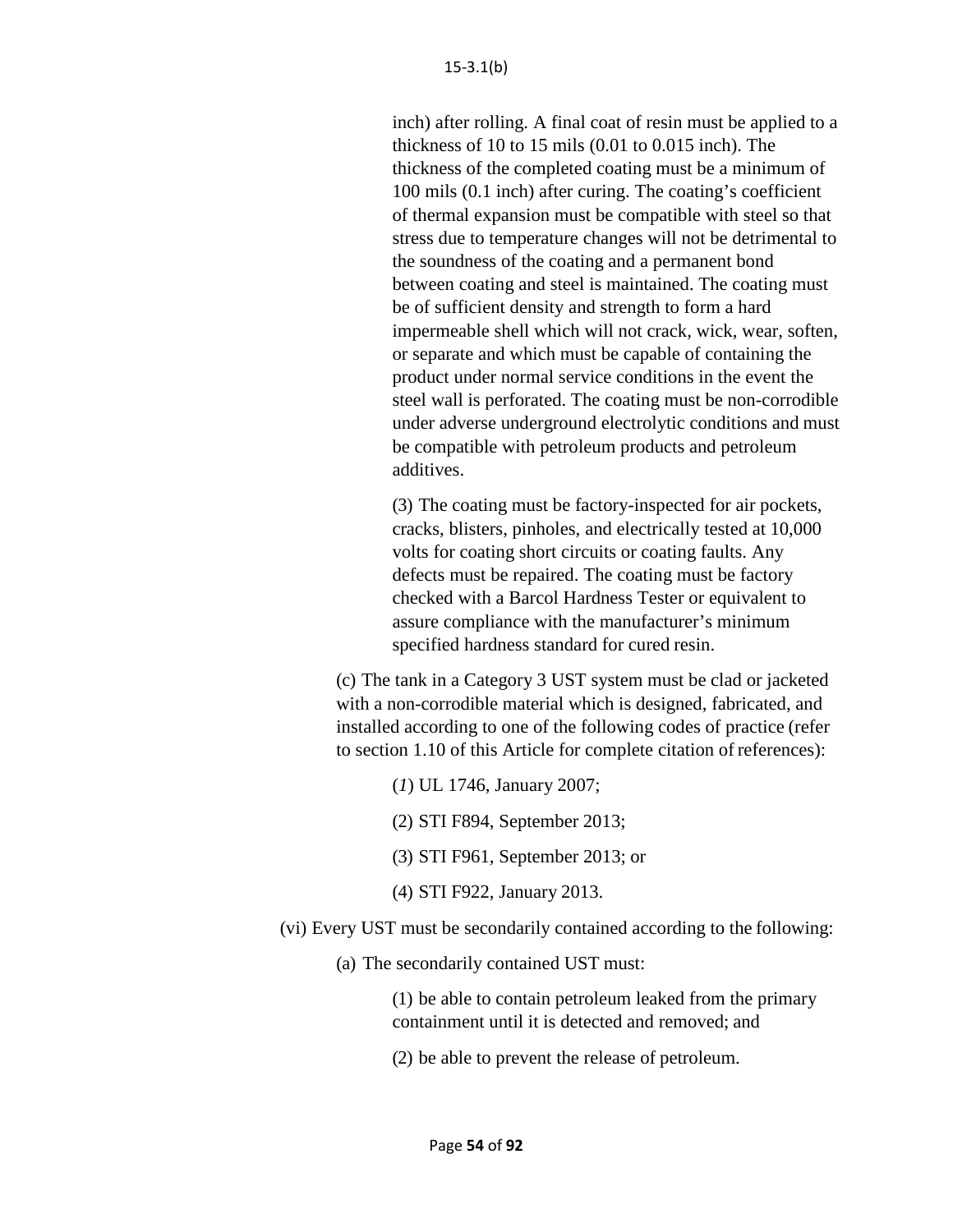inch) after rolling. A final coat of resin must be applied to a thickness of 10 to 15 mils (0.01 to 0.015 inch). The thickness of the completed coating must be a minimum of 100 mils (0.1 inch) after curing. The coating's coefficient of thermal expansion must be compatible with steel so that stress due to temperature changes will not be detrimental to the soundness of the coating and a permanent bond between coating and steel is maintained. The coating must be of sufficient density and strength to form a hard impermeable shell which will not crack, wick, wear, soften, or separate and which must be capable of containing the product under normal service conditions in the event the steel wall is perforated. The coating must be non-corrodible under adverse underground electrolytic conditions and must be compatible with petroleum products and petroleum additives.

(3) The coating must be factory-inspected for air pockets, cracks, blisters, pinholes, and electrically tested at 10,000 volts for coating short circuits or coating faults. Any defects must be repaired. The coating must be factory checked with a Barcol Hardness Tester or equivalent to assure compliance with the manufacturer's minimum specified hardness standard for cured resin.

(c) The tank in a Category 3 UST system must be clad or jacketed with a non-corrodible material which is designed, fabricated, and installed according to one of the following codes of practice (refer to section 1.10 of this Article for complete citation of references):

(*1*) UL 1746, January 2007;

(2) STI F894, September 2013;

(3) STI F961, September 2013; or

(4) STI F922, January 2013.

(vi) Every UST must be secondarily contained according to the following:

(a) The secondarily contained UST must:

(1) be able to contain petroleum leaked from the primary containment until it is detected and removed; and

(2) be able to prevent the release of petroleum.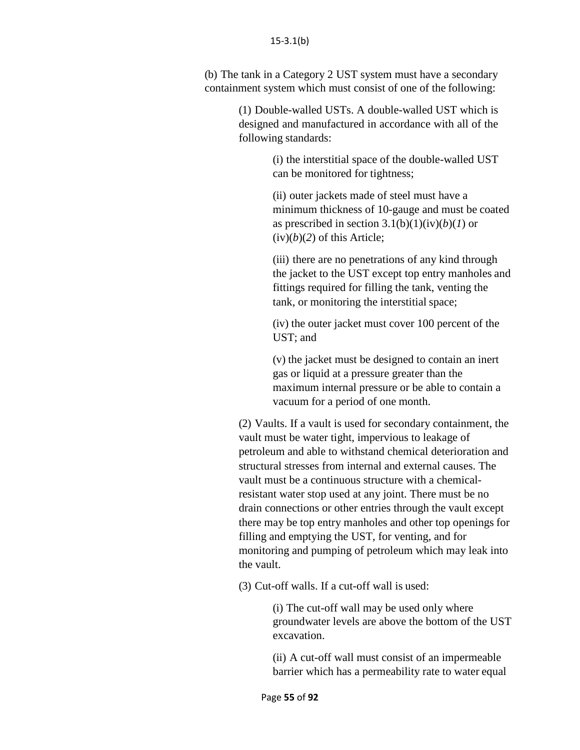(b) The tank in a Category 2 UST system must have a secondary containment system which must consist of one of the following:

(1) Double-walled USTs. A double-walled UST which is designed and manufactured in accordance with all of the following standards:

(i) the interstitial space of the double-walled UST can be monitored for tightness;

(ii) outer jackets made of steel must have a minimum thickness of 10-gauge and must be coated as prescribed in section 3.1(b)(1)(iv)(*b*)(*1*) or (iv)(*b*)(*2*) of this Article;

(iii) there are no penetrations of any kind through the jacket to the UST except top entry manholes and fittings required for filling the tank, venting the tank, or monitoring the interstitial space;

(iv) the outer jacket must cover 100 percent of the UST; and

(v) the jacket must be designed to contain an inert gas or liquid at a pressure greater than the maximum internal pressure or be able to contain a vacuum for a period of one month.

(2) Vaults. If a vault is used for secondary containment, the vault must be water tight, impervious to leakage of petroleum and able to withstand chemical deterioration and structural stresses from internal and external causes. The vault must be a continuous structure with a chemical-resistant water stop used at any joint. There must be no drain connections or other entries through the vault except there may be top entry manholes and other top openings for filling and emptying the UST, for venting, and for monitoring and pumping of petroleum which may leak into the vault.

(3) Cut-off walls. If a cut-off wall is used:

(i) The cut-off wall may be used only where groundwater levels are above the bottom of the UST excavation.

(ii) A cut-off wall must consist of an impermeable barrier which has a permeability rate to water equal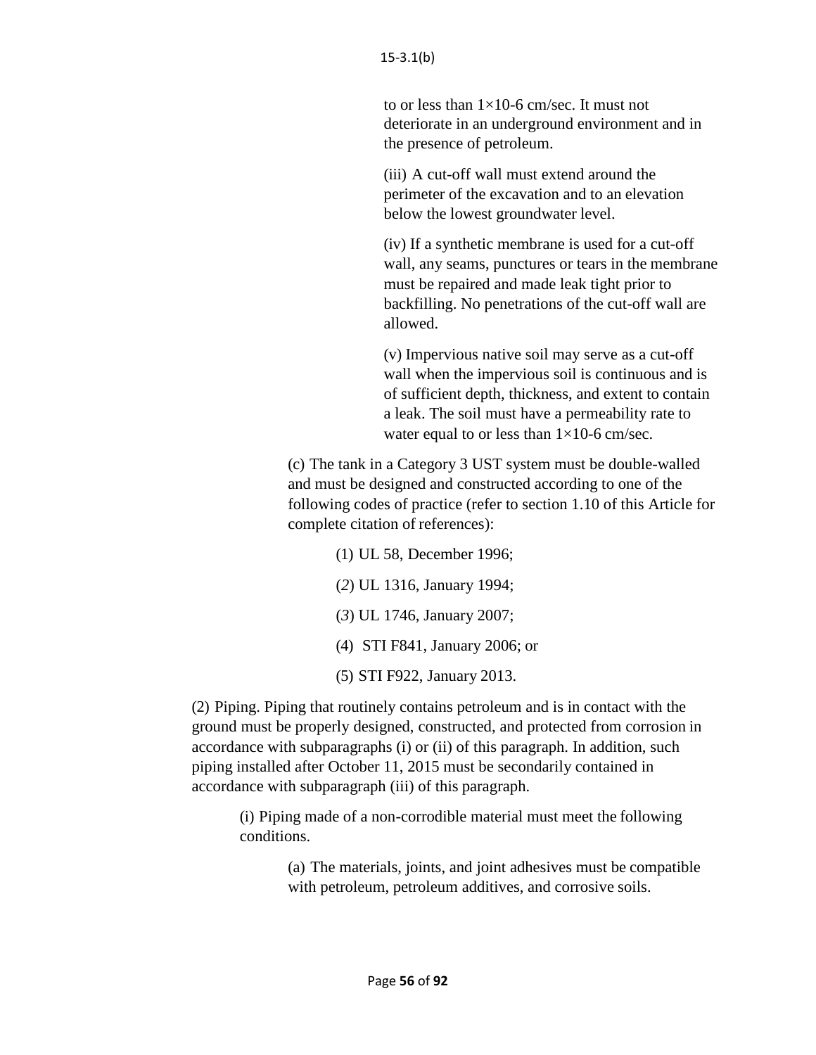to or less than $1 \times 10^{-6}$ cm/sec. It must not deteriorate in an underground environment and in the presence of petroleum.

(iii) A cut-off wall must extend around the perimeter of the excavation and to an elevation below the lowest groundwater level.

(iv) If a synthetic membrane is used for a cut-off wall, any seams, punctures or tears in the membrane must be repaired and made leak tight prior to backfilling. No penetrations of the cut-off wall are allowed.

(v) Impervious native soil may serve as a cut-off wall when the impervious soil is continuous and is of sufficient depth, thickness, and extent to contain a leak. The soil must have a permeability rate to water equal to or less than $1 \times 10^{-6}$ cm/sec.

(c) The tank in a Category 3 UST system must be double-walled and must be designed and constructed according to one of the following codes of practice (refer to section 1.10 of this Article for complete citation of references):

(1) UL 58, December 1996;

(*2*) UL 1316, January 1994;

(*3*) UL 1746, January 2007;

(4) STI F841, January 2006; or

(5) STI F922, January 2013.

(2) Piping. Piping that routinely contains petroleum and is in contact with the ground must be properly designed, constructed, and protected from corrosion in accordance with subparagraphs (i) or (ii) of this paragraph. In addition, such piping installed after October 11, 2015 must be secondarily contained in accordance with subparagraph (iii) of this paragraph.

(i) Piping made of a non-corrodible material must meet the following conditions.

(a) The materials, joints, and joint adhesives must be compatible with petroleum, petroleum additives, and corrosive soils.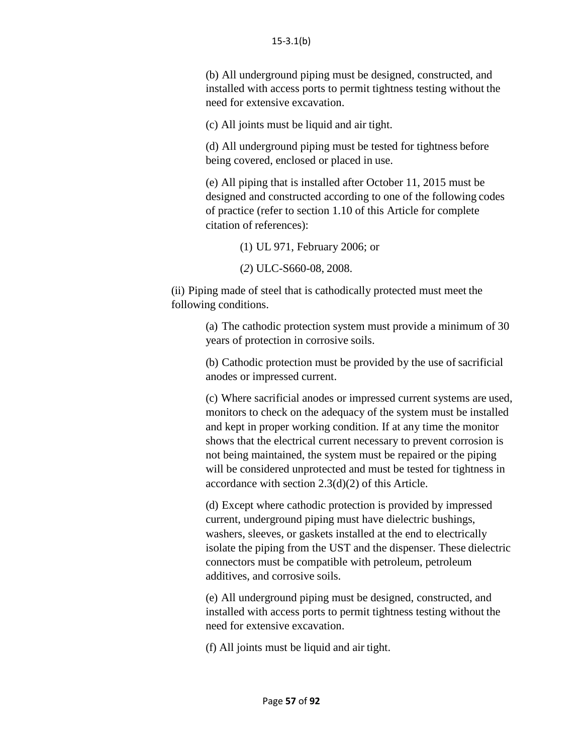15-3.1(b)

(b) All underground piping must be designed, constructed, and installed with access ports to permit tightness testing without the need for extensive excavation.

(c) All joints must be liquid and air tight.

(d) All underground piping must be tested for tightness before being covered, enclosed or placed in use.

(e) All piping that is installed after October 11, 2015 must be designed and constructed according to one of the following codes of practice (refer to section 1.10 of this Article for complete citation of references):

(1) UL 971, February 2006; or

(*2*) ULC-S660-08, 2008.

(ii) Piping made of steel that is cathodically protected must meet the following conditions.

(a) The cathodic protection system must provide a minimum of 30 years of protection in corrosive soils.

(b) Cathodic protection must be provided by the use of sacrificial anodes or impressed current.

(c) Where sacrificial anodes or impressed current systems are used, monitors to check on the adequacy of the system must be installed and kept in proper working condition. If at any time the monitor shows that the electrical current necessary to prevent corrosion is not being maintained, the system must be repaired or the piping will be considered unprotected and must be tested for tightness in accordance with section 2.3(d)(2) of this Article.

(d) Except where cathodic protection is provided by impressed current, underground piping must have dielectric bushings, washers, sleeves, or gaskets installed at the end to electrically isolate the piping from the UST and the dispenser. These dielectric connectors must be compatible with petroleum, petroleum additives, and corrosive soils.

(e) All underground piping must be designed, constructed, and installed with access ports to permit tightness testing without the need for extensive excavation.

(f) All joints must be liquid and air tight.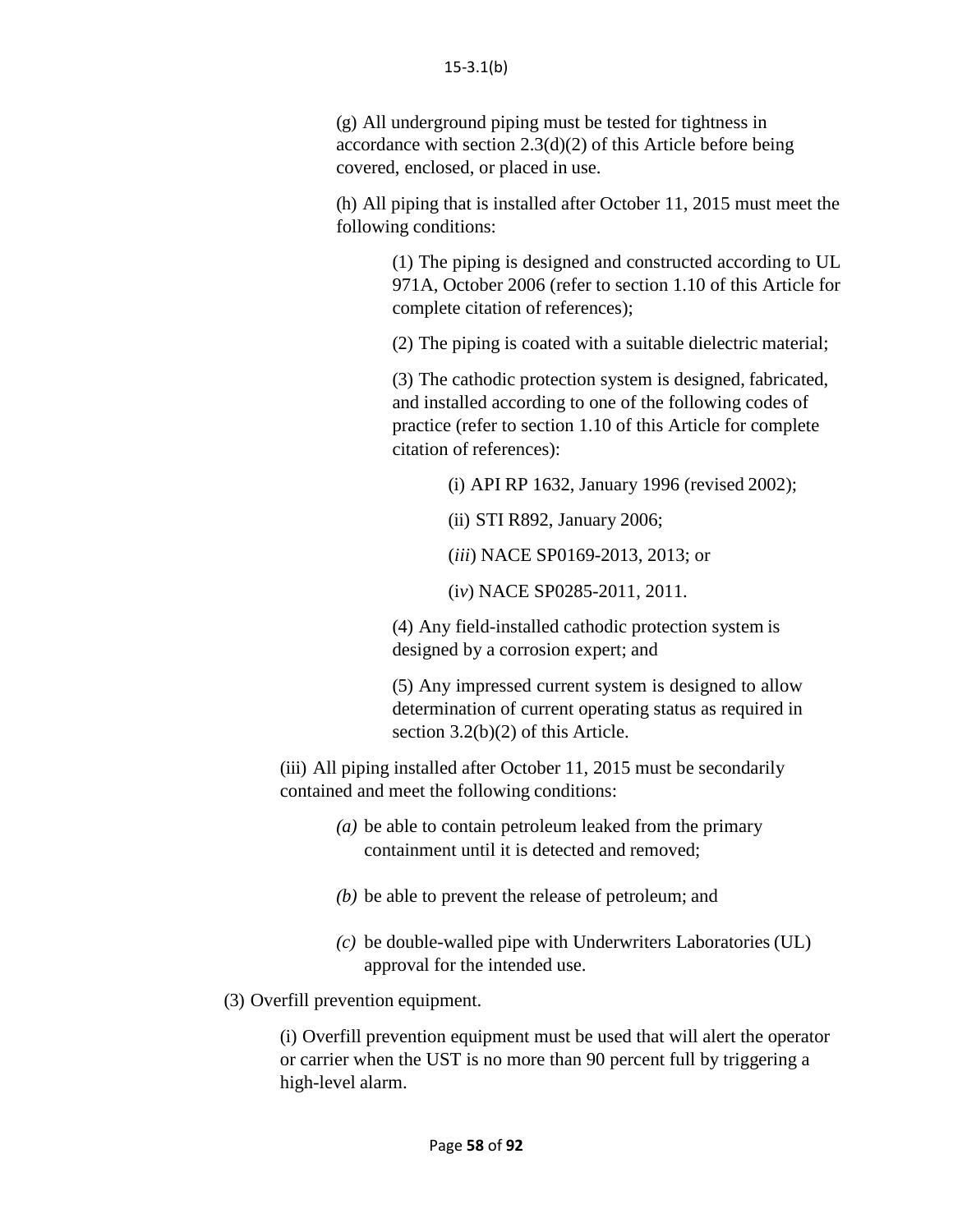(g) All underground piping must be tested for tightness in accordance with section 2.3(d)(2) of this Article before being covered, enclosed, or placed in use.

(h) All piping that is installed after October 11, 2015 must meet the following conditions:

(1) The piping is designed and constructed according to UL 971A, October 2006 (refer to section 1.10 of this Article for complete citation of references);

(2) The piping is coated with a suitable dielectric material;

(3) The cathodic protection system is designed, fabricated, and installed according to one of the following codes of practice (refer to section 1.10 of this Article for complete citation of references):

(i) API RP 1632, January 1996 (revised 2002);

(ii) STI R892, January 2006;

(*iii*) NACE SP0169-2013, 2013; or

(i*v*) NACE SP0285-2011, 2011.

(4) Any field-installed cathodic protection system is designed by a corrosion expert; and

(5) Any impressed current system is designed to allow determination of current operating status as required in section 3.2(b)(2) of this Article.

(iii) All piping installed after October 11, 2015 must be secondarily contained and meet the following conditions:

*(a)* be able to contain petroleum leaked from the primary containment until it is detected and removed;

*(b)* be able to prevent the release of petroleum; and

*(c)* be double-walled pipe with Underwriters Laboratories (UL) approval for the intended use.

(3) Overfill prevention equipment.

(i) Overfill prevention equipment must be used that will alert the operator or carrier when the UST is no more than 90 percent full by triggering a high-level alarm.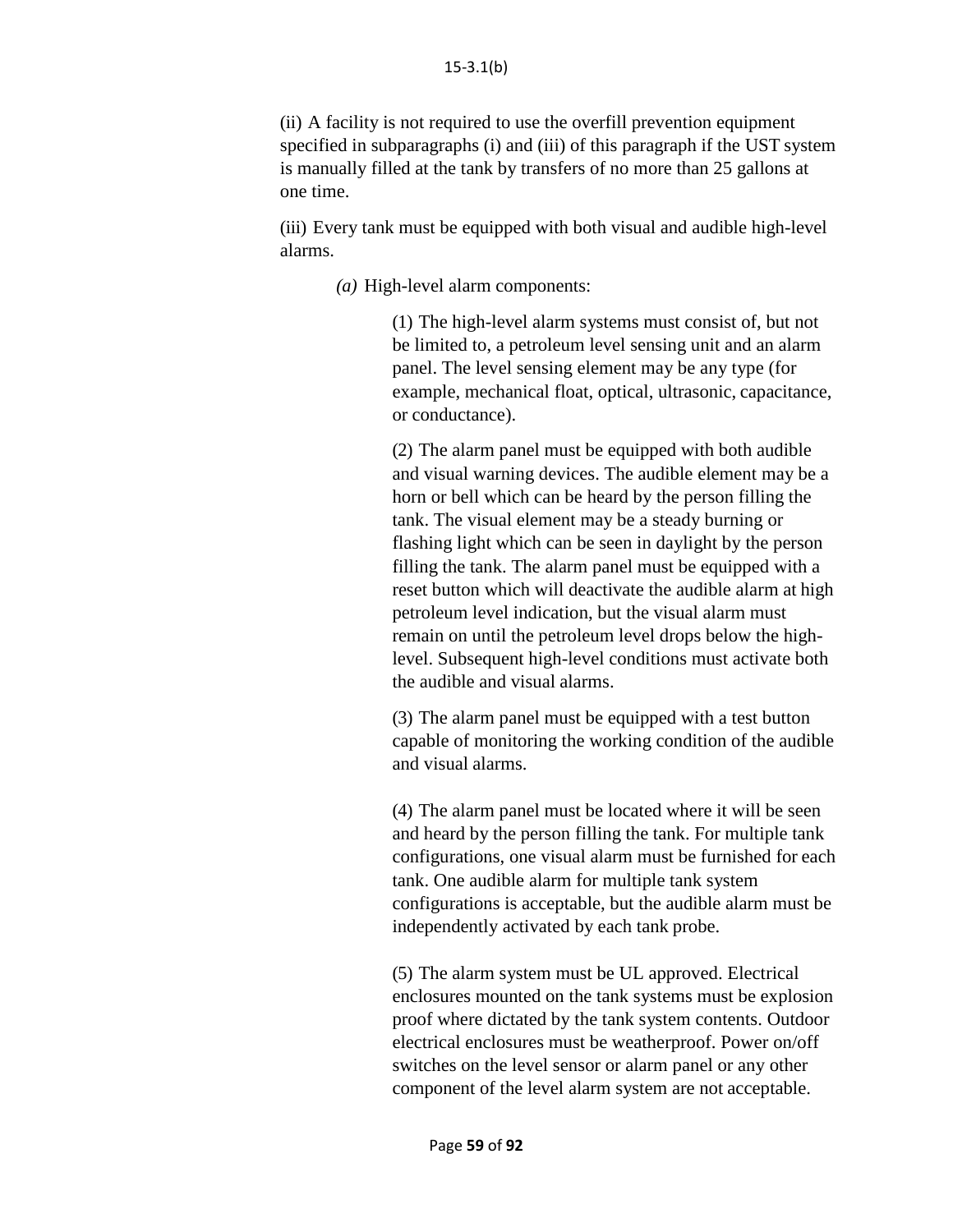(ii) A facility is not required to use the overfill prevention equipment specified in subparagraphs (i) and (iii) of this paragraph if the UST system is manually filled at the tank by transfers of no more than 25 gallons at one time.

(iii) Every tank must be equipped with both visual and audible high-level alarms.

*(a)* High-level alarm components:

(1) The high-level alarm systems must consist of, but not be limited to, a petroleum level sensing unit and an alarm panel. The level sensing element may be any type (for example, mechanical float, optical, ultrasonic, capacitance, or conductance).

(2) The alarm panel must be equipped with both audible and visual warning devices. The audible element may be a horn or bell which can be heard by the person filling the tank. The visual element may be a steady burning or flashing light which can be seen in daylight by the person filling the tank. The alarm panel must be equipped with a reset button which will deactivate the audible alarm at high petroleum level indication, but the visual alarm must remain on until the petroleum level drops below the high-level. Subsequent high-level conditions must activate both the audible and visual alarms.

(3) The alarm panel must be equipped with a test button capable of monitoring the working condition of the audible and visual alarms.

(4) The alarm panel must be located where it will be seen and heard by the person filling the tank. For multiple tank configurations, one visual alarm must be furnished for each tank. One audible alarm for multiple tank system configurations is acceptable, but the audible alarm must be independently activated by each tank probe.

(5) The alarm system must be UL approved. Electrical enclosures mounted on the tank systems must be explosion proof where dictated by the tank system contents. Outdoor electrical enclosures must be weatherproof. Power on/off switches on the level sensor or alarm panel or any other component of the level alarm system are not acceptable.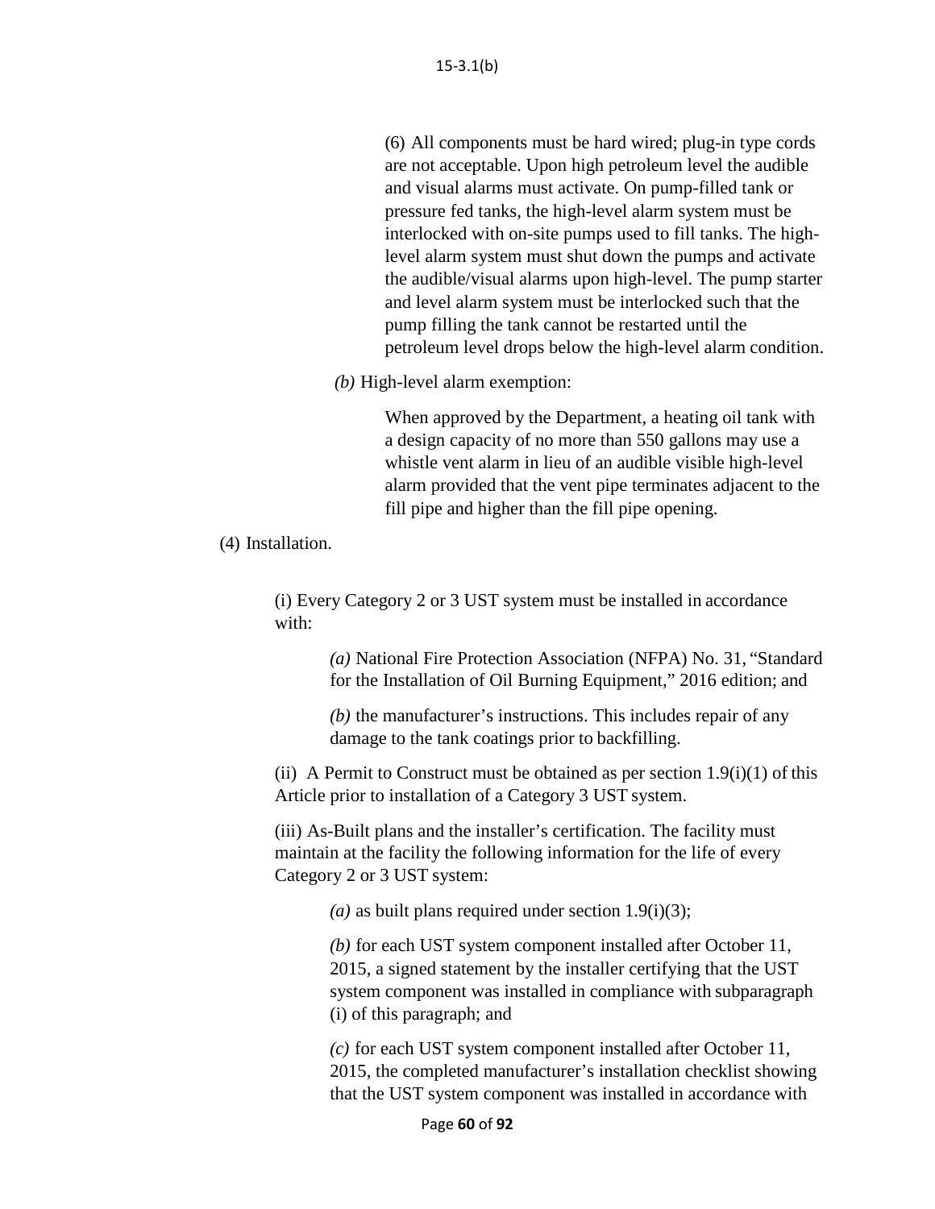(6) All components must be hard wired; plug-in type cords are not acceptable. Upon high petroleum level the audible and visual alarms must activate. On pump-filled tank or pressure fed tanks, the high-level alarm system must be interlocked with on-site pumps used to fill tanks. The high-level alarm system must shut down the pumps and activate the audible/visual alarms upon high-level. The pump starter and level alarm system must be interlocked such that the pump filling the tank cannot be restarted until the petroleum level drops below the high-level alarm condition.

*(b)* High-level alarm exemption:

When approved by the Department, a heating oil tank with a design capacity of no more than 550 gallons may use a whistle vent alarm in lieu of an audible visible high-level alarm provided that the vent pipe terminates adjacent to the fill pipe and higher than the fill pipe opening.

(4) Installation.

(i) Every Category 2 or 3 UST system must be installed in accordance with:

*(a)* National Fire Protection Association (NFPA) No. 31, "Standard for the Installation of Oil Burning Equipment," 2016 edition; and

*(b)* the manufacturer's instructions. This includes repair of any damage to the tank coatings prior to backfilling.

(ii) A Permit to Construct must be obtained as per section 1.9(i)(1) of this Article prior to installation of a Category 3 UST system.

(iii) As-Built plans and the installer's certification. The facility must maintain at the facility the following information for the life of every Category 2 or 3 UST system:

*(a)* as built plans required under section 1.9(i)(3);

*(b)* for each UST system component installed after October 11, 2015, a signed statement by the installer certifying that the UST system component was installed in compliance with subparagraph (i) of this paragraph; and

*(c)* for each UST system component installed after October 11, 2015, the completed manufacturer's installation checklist showing that the UST system component was installed in accordance with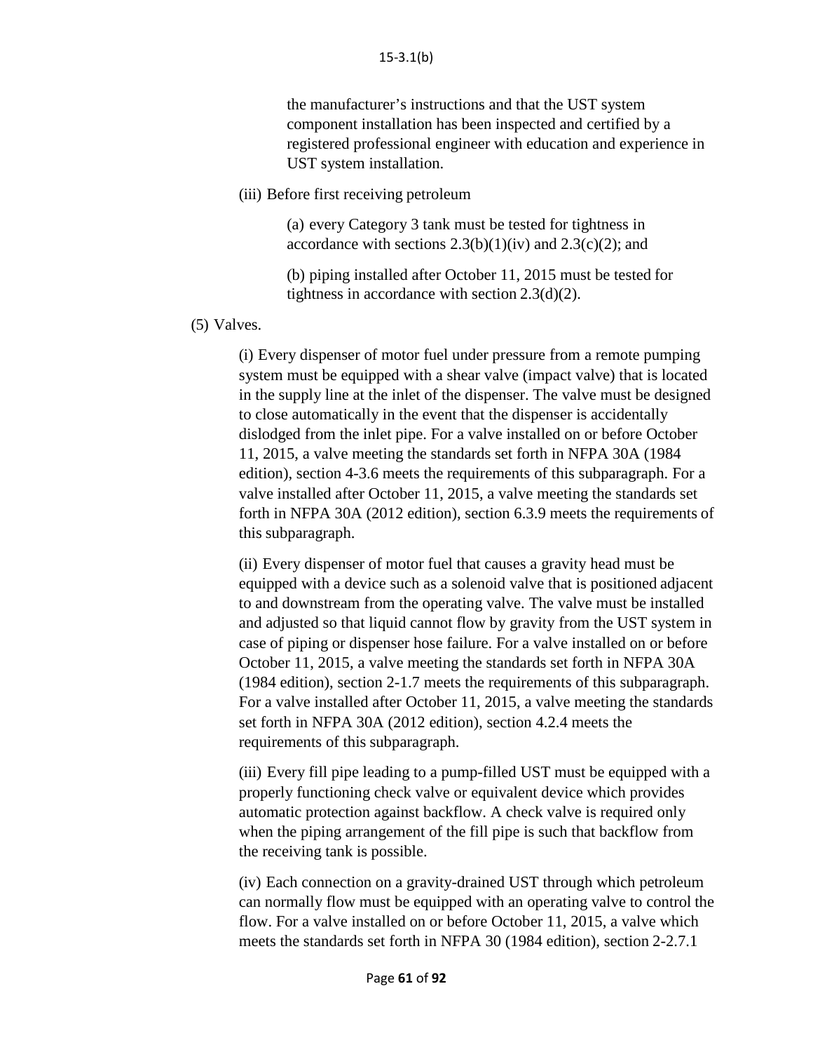the manufacturer's instructions and that the UST system component installation has been inspected and certified by a registered professional engineer with education and experience in UST system installation.

(iii) Before first receiving petroleum

(a) every Category 3 tank must be tested for tightness in accordance with sections 2.3(b)(1)(iv) and 2.3(c)(2); and

(b) piping installed after October 11, 2015 must be tested for tightness in accordance with section 2.3(d)(2).

(5) Valves.

(i) Every dispenser of motor fuel under pressure from a remote pumping system must be equipped with a shear valve (impact valve) that is located in the supply line at the inlet of the dispenser. The valve must be designed to close automatically in the event that the dispenser is accidentally dislodged from the inlet pipe. For a valve installed on or before October 11, 2015, a valve meeting the standards set forth in NFPA 30A (1984 edition), section 4-3.6 meets the requirements of this subparagraph. For a valve installed after October 11, 2015, a valve meeting the standards set forth in NFPA 30A (2012 edition), section 6.3.9 meets the requirements of this subparagraph.

(ii) Every dispenser of motor fuel that causes a gravity head must be equipped with a device such as a solenoid valve that is positioned adjacent to and downstream from the operating valve. The valve must be installed and adjusted so that liquid cannot flow by gravity from the UST system in case of piping or dispenser hose failure. For a valve installed on or before October 11, 2015, a valve meeting the standards set forth in NFPA 30A (1984 edition), section 2-1.7 meets the requirements of this subparagraph. For a valve installed after October 11, 2015, a valve meeting the standards set forth in NFPA 30A (2012 edition), section 4.2.4 meets the requirements of this subparagraph.

(iii) Every fill pipe leading to a pump-filled UST must be equipped with a properly functioning check valve or equivalent device which provides automatic protection against backflow. A check valve is required only when the piping arrangement of the fill pipe is such that backflow from the receiving tank is possible.

(iv) Each connection on a gravity-drained UST through which petroleum can normally flow must be equipped with an operating valve to control the flow. For a valve installed on or before October 11, 2015, a valve which meets the standards set forth in NFPA 30 (1984 edition), section 2-2.7.1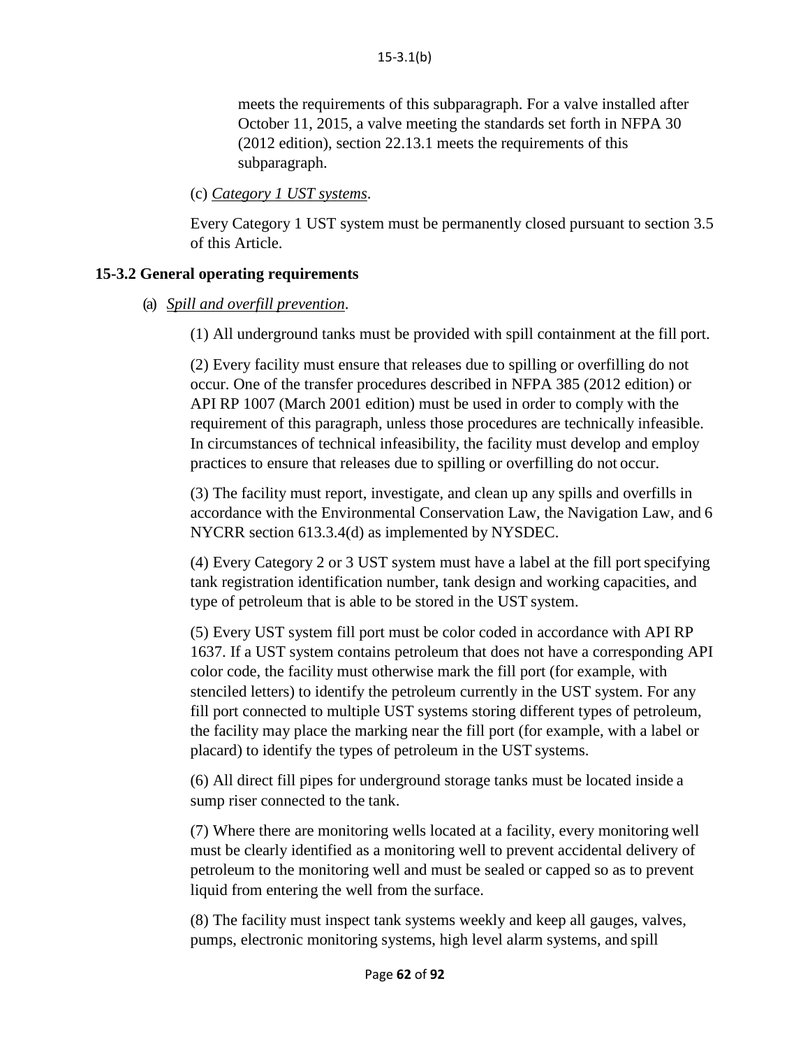meets the requirements of this subparagraph. For a valve installed after October 11, 2015, a valve meeting the standards set forth in NFPA 30 (2012 edition), section 22.13.1 meets the requirements of this subparagraph.

(c) *Category 1 UST systems*.

Every Category 1 UST system must be permanently closed pursuant to section 3.5 of this Article.

### 15-3.2 General operating requirements

(a) *Spill and overfill prevention*.

(1) All underground tanks must be provided with spill containment at the fill port.

(2) Every facility must ensure that releases due to spilling or overfilling do not occur. One of the transfer procedures described in NFPA 385 (2012 edition) or API RP 1007 (March 2001 edition) must be used in order to comply with the requirement of this paragraph, unless those procedures are technically infeasible. In circumstances of technical infeasibility, the facility must develop and employ practices to ensure that releases due to spilling or overfilling do not occur.

(3) The facility must report, investigate, and clean up any spills and overfills in accordance with the Environmental Conservation Law, the Navigation Law, and 6 NYCRR section 613.3.4(d) as implemented by NYSDEC.

(4) Every Category 2 or 3 UST system must have a label at the fill port specifying tank registration identification number, tank design and working capacities, and type of petroleum that is able to be stored in the UST system.

(5) Every UST system fill port must be color coded in accordance with API RP 1637. If a UST system contains petroleum that does not have a corresponding API color code, the facility must otherwise mark the fill port (for example, with stenciled letters) to identify the petroleum currently in the UST system. For any fill port connected to multiple UST systems storing different types of petroleum, the facility may place the marking near the fill port (for example, with a label or placard) to identify the types of petroleum in the UST systems.

(6) All direct fill pipes for underground storage tanks must be located inside a sump riser connected to the tank.

(7) Where there are monitoring wells located at a facility, every monitoring well must be clearly identified as a monitoring well to prevent accidental delivery of petroleum to the monitoring well and must be sealed or capped so as to prevent liquid from entering the well from the surface.

(8) The facility must inspect tank systems weekly and keep all gauges, valves, pumps, electronic monitoring systems, high level alarm systems, and spill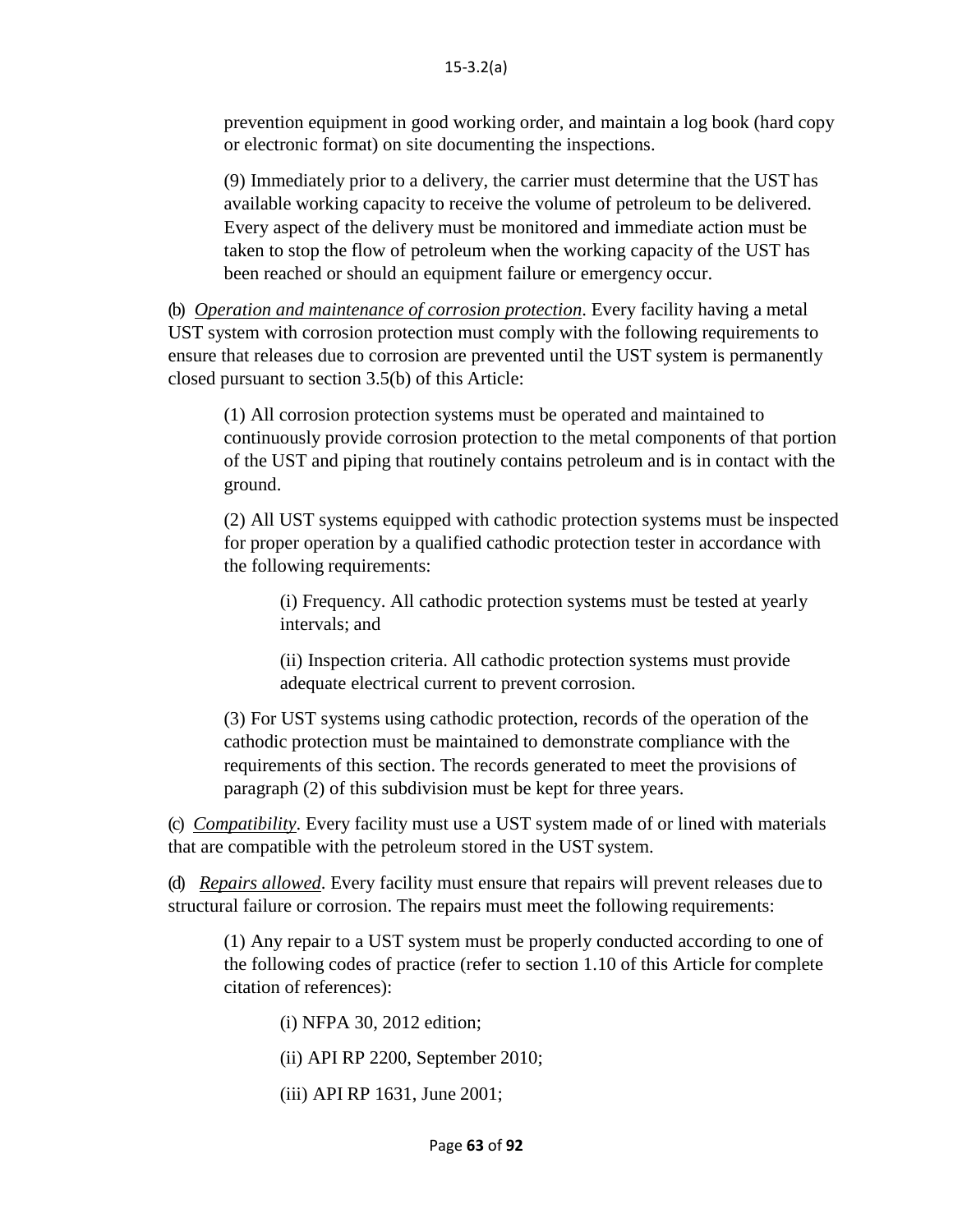prevention equipment in good working order, and maintain a log book (hard copy or electronic format) on site documenting the inspections.

(9) Immediately prior to a delivery, the carrier must determine that the UST has available working capacity to receive the volume of petroleum to be delivered. Every aspect of the delivery must be monitored and immediate action must be taken to stop the flow of petroleum when the working capacity of the UST has been reached or should an equipment failure or emergency occur.

(b) *Operation and maintenance of corrosion protection*. Every facility having a metal UST system with corrosion protection must comply with the following requirements to ensure that releases due to corrosion are prevented until the UST system is permanently closed pursuant to section 3.5(b) of this Article:

(1) All corrosion protection systems must be operated and maintained to continuously provide corrosion protection to the metal components of that portion of the UST and piping that routinely contains petroleum and is in contact with the ground.

(2) All UST systems equipped with cathodic protection systems must be inspected for proper operation by a qualified cathodic protection tester in accordance with the following requirements:

(i) Frequency. All cathodic protection systems must be tested at yearly intervals; and

(ii) Inspection criteria. All cathodic protection systems must provide adequate electrical current to prevent corrosion.

(3) For UST systems using cathodic protection, records of the operation of the cathodic protection must be maintained to demonstrate compliance with the requirements of this section. The records generated to meet the provisions of paragraph (2) of this subdivision must be kept for three years.

(c) *Compatibility*. Every facility must use a UST system made of or lined with materials that are compatible with the petroleum stored in the UST system.

(d) *Repairs allowed*. Every facility must ensure that repairs will prevent releases due to structural failure or corrosion. The repairs must meet the following requirements:

(1) Any repair to a UST system must be properly conducted according to one of the following codes of practice (refer to section 1.10 of this Article for complete citation of references):

(i) NFPA 30, 2012 edition;

(ii) API RP 2200, September 2010;

(iii) API RP 1631, June 2001;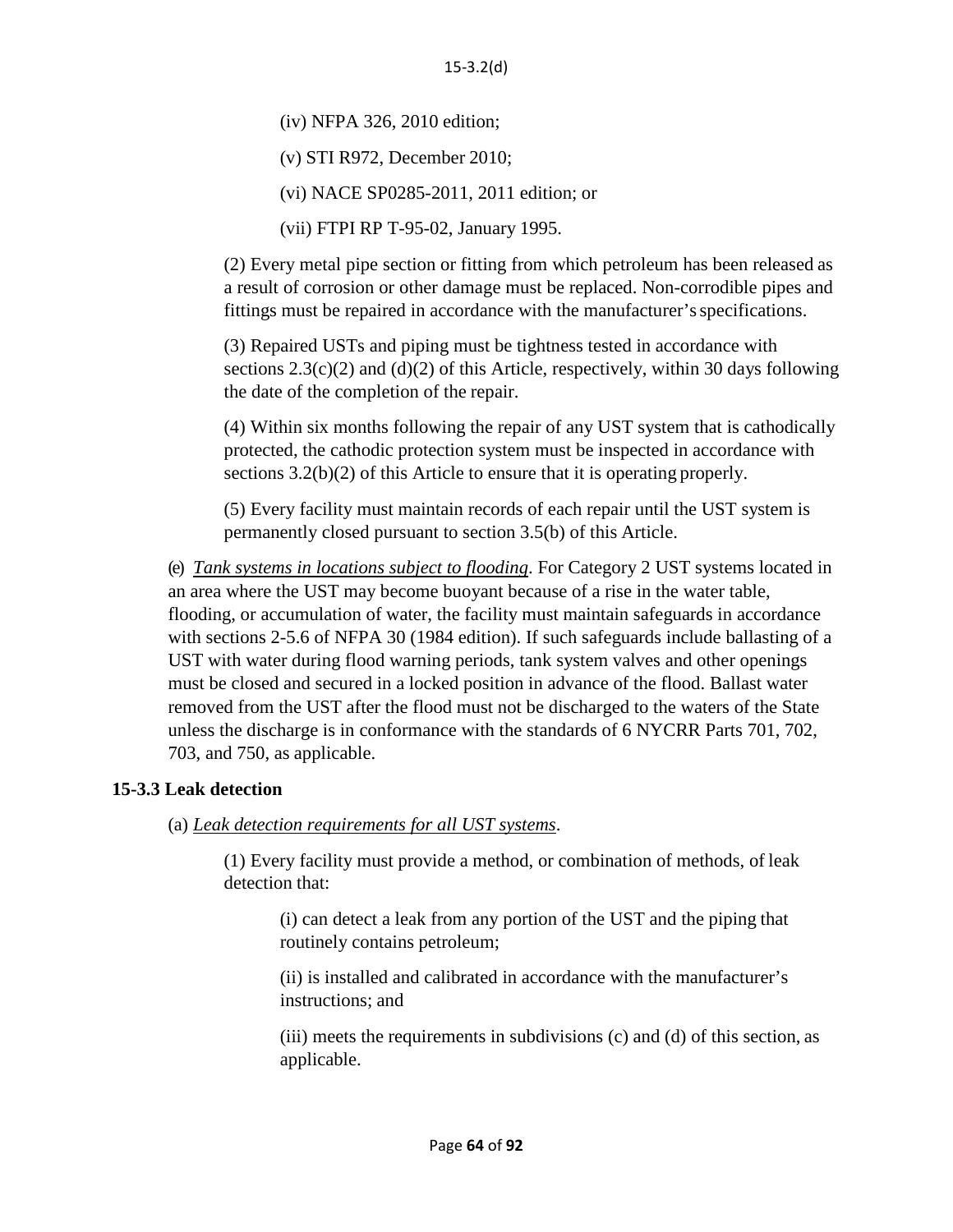(iv) NFPA 326, 2010 edition;

(v) STI R972, December 2010;

(vi) NACE SP0285-2011, 2011 edition; or

(vii) FTPI RP T-95-02, January 1995.

(2) Every metal pipe section or fitting from which petroleum has been released as a result of corrosion or other damage must be replaced. Non-corrodible pipes and fittings must be repaired in accordance with the manufacturer's specifications.

(3) Repaired USTs and piping must be tightness tested in accordance with sections 2.3(c)(2) and (d)(2) of this Article, respectively, within 30 days following the date of the completion of the repair.

(4) Within six months following the repair of any UST system that is cathodically protected, the cathodic protection system must be inspected in accordance with sections 3.2(b)(2) of this Article to ensure that it is operating properly.

(5) Every facility must maintain records of each repair until the UST system is permanently closed pursuant to section 3.5(b) of this Article.

(e) _Tank systems in locations subject to flooding_. For Category 2 UST systems located in an area where the UST may become buoyant because of a rise in the water table, flooding, or accumulation of water, the facility must maintain safeguards in accordance with sections 2-5.6 of NFPA 30 (1984 edition). If such safeguards include ballasting of a UST with water during flood warning periods, tank system valves and other openings must be closed and secured in a locked position in advance of the flood. Ballast water removed from the UST after the flood must not be discharged to the waters of the State unless the discharge is in conformance with the standards of 6 NYCRR Parts 701, 702, 703, and 750, as applicable.

### 15-3.3 Leak detection

(a) _Leak detection requirements for all UST systems_.

(1) Every facility must provide a method, or combination of methods, of leak detection that:

(i) can detect a leak from any portion of the UST and the piping that routinely contains petroleum;

(ii) is installed and calibrated in accordance with the manufacturer's instructions; and

(iii) meets the requirements in subdivisions (c) and (d) of this section, as applicable.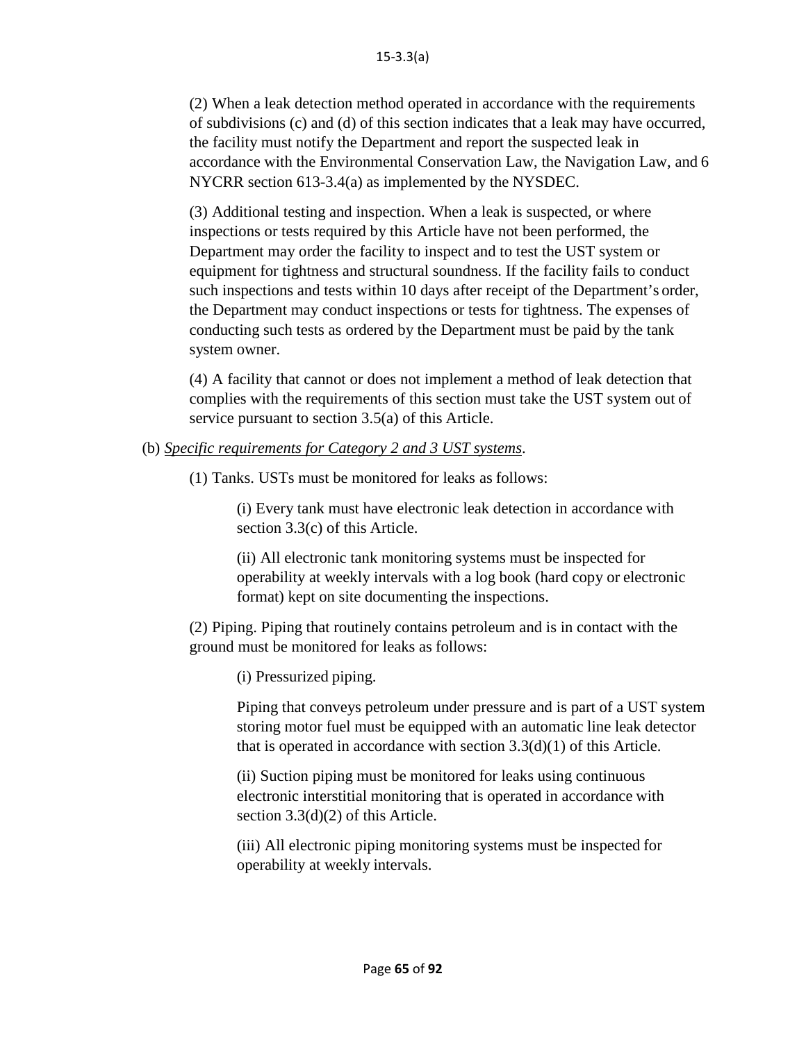(2) When a leak detection method operated in accordance with the requirements of subdivisions (c) and (d) of this section indicates that a leak may have occurred, the facility must notify the Department and report the suspected leak in accordance with the Environmental Conservation Law, the Navigation Law, and 6 NYCRR section 613-3.4(a) as implemented by the NYSDEC.

(3) Additional testing and inspection. When a leak is suspected, or where inspections or tests required by this Article have not been performed, the Department may order the facility to inspect and to test the UST system or equipment for tightness and structural soundness. If the facility fails to conduct such inspections and tests within 10 days after receipt of the Department's order, the Department may conduct inspections or tests for tightness. The expenses of conducting such tests as ordered by the Department must be paid by the tank system owner.

(4) A facility that cannot or does not implement a method of leak detection that complies with the requirements of this section must take the UST system out of service pursuant to section 3.5(a) of this Article.

(b) _Specific requirements for Category 2 and 3 UST systems_.

(1) Tanks. USTs must be monitored for leaks as follows:

(i) Every tank must have electronic leak detection in accordance with section 3.3(c) of this Article.

(ii) All electronic tank monitoring systems must be inspected for operability at weekly intervals with a log book (hard copy or electronic format) kept on site documenting the inspections.

(2) Piping. Piping that routinely contains petroleum and is in contact with the ground must be monitored for leaks as follows:

(i) Pressurized piping.

Piping that conveys petroleum under pressure and is part of a UST system storing motor fuel must be equipped with an automatic line leak detector that is operated in accordance with section 3.3(d)(1) of this Article.

(ii) Suction piping must be monitored for leaks using continuous electronic interstitial monitoring that is operated in accordance with section 3.3(d)(2) of this Article.

(iii) All electronic piping monitoring systems must be inspected for operability at weekly intervals.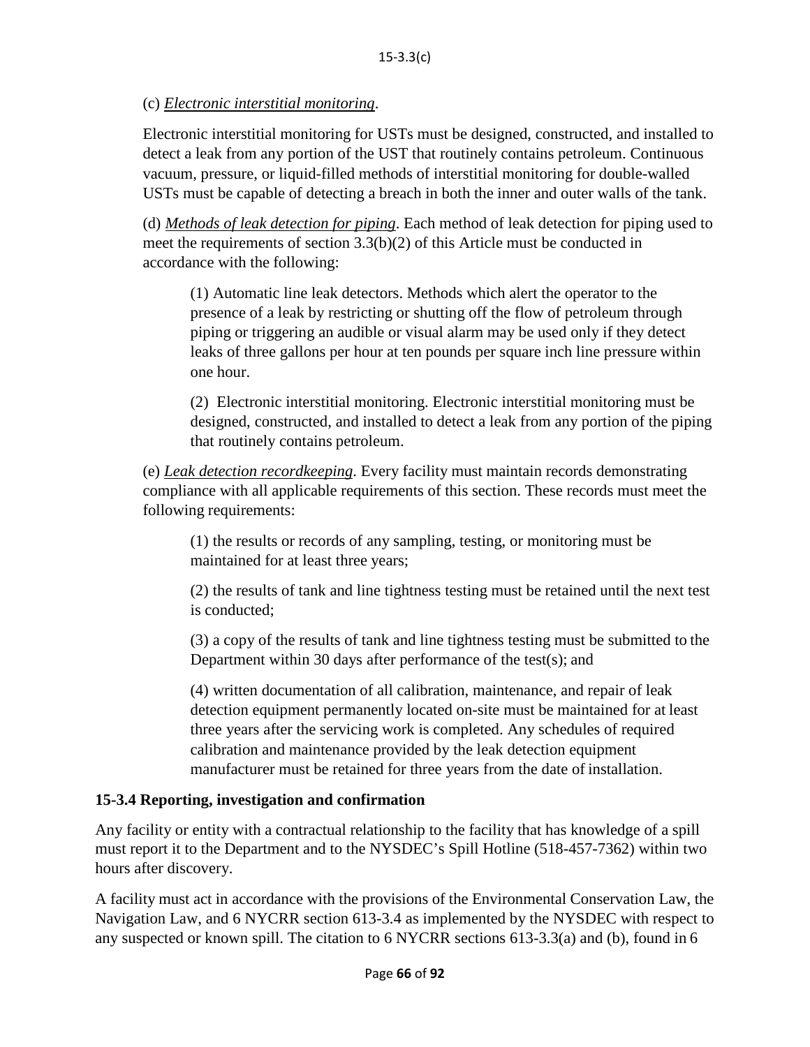(c) _Electronic interstitial monitoring_.

Electronic interstitial monitoring for USTs must be designed, constructed, and installed to detect a leak from any portion of the UST that routinely contains petroleum. Continuous vacuum, pressure, or liquid-filled methods of interstitial monitoring for double-walled USTs must be capable of detecting a breach in both the inner and outer walls of the tank.

(d) _Methods of leak detection for piping_. Each method of leak detection for piping used to meet the requirements of section 3.3(b)(2) of this Article must be conducted in accordance with the following:

> (1) Automatic line leak detectors. Methods which alert the operator to the presence of a leak by restricting or shutting off the flow of petroleum through piping or triggering an audible or visual alarm may be used only if they detect leaks of three gallons per hour at ten pounds per square inch line pressure within one hour.
>
> (2) Electronic interstitial monitoring. Electronic interstitial monitoring must be designed, constructed, and installed to detect a leak from any portion of the piping that routinely contains petroleum.

(e) _Leak detection recordkeeping_. Every facility must maintain records demonstrating compliance with all applicable requirements of this section. These records must meet the following requirements:

> (1) the results or records of any sampling, testing, or monitoring must be maintained for at least three years;
>
> (2) the results of tank and line tightness testing must be retained until the next test is conducted;
>
> (3) a copy of the results of tank and line tightness testing must be submitted to the Department within 30 days after performance of the test(s); and
>
> (4) written documentation of all calibration, maintenance, and repair of leak detection equipment permanently located on-site must be maintained for at least three years after the servicing work is completed. Any schedules of required calibration and maintenance provided by the leak detection equipment manufacturer must be retained for three years from the date of installation.

### 15-3.4 Reporting, investigation and confirmation

Any facility or entity with a contractual relationship to the facility that has knowledge of a spill must report it to the Department and to the NYSDEC's Spill Hotline (518-457-7362) within two hours after discovery.

A facility must act in accordance with the provisions of the Environmental Conservation Law, the Navigation Law, and 6 NYCRR section 613-3.4 as implemented by the NYSDEC with respect to any suspected or known spill. The citation to 6 NYCRR sections 613-3.3(a) and (b), found in 6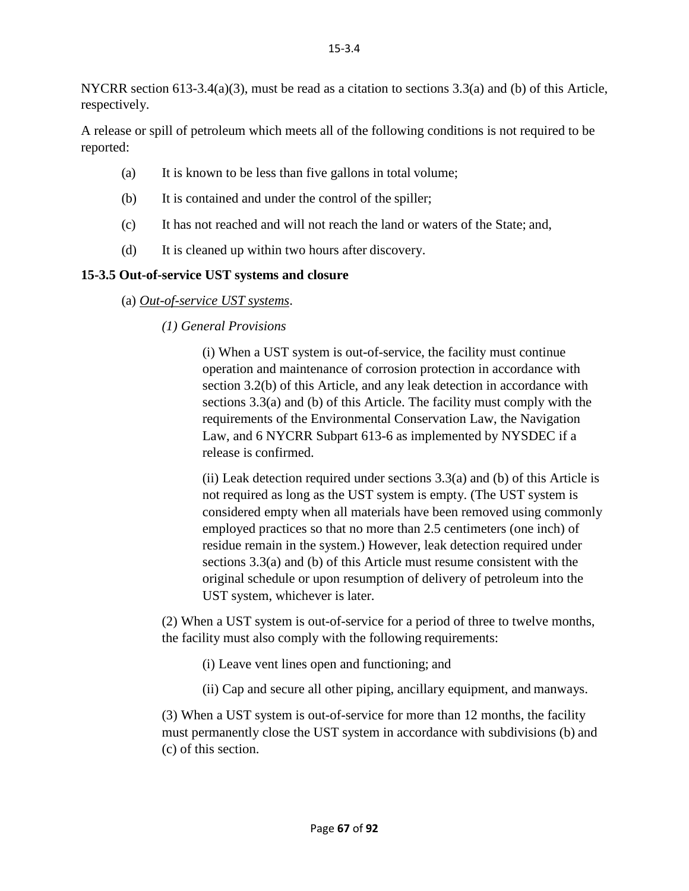NYCRR section 613-3.4(a)(3), must be read as a citation to sections 3.3(a) and (b) of this Article, respectively.

A release or spill of petroleum which meets all of the following conditions is not required to be reported:

(a) It is known to be less than five gallons in total volume;

(b) It is contained and under the control of the spiller;

(c) It has not reached and will not reach the land or waters of the State; and,

(d) It is cleaned up within two hours after discovery.

**15-3.5 Out-of-service UST systems and closure**

(a) *Out-of-service UST systems*.

*(1) General Provisions*

(i) When a UST system is out-of-service, the facility must continue operation and maintenance of corrosion protection in accordance with section 3.2(b) of this Article, and any leak detection in accordance with sections 3.3(a) and (b) of this Article. The facility must comply with the requirements of the Environmental Conservation Law, the Navigation Law, and 6 NYCRR Subpart 613-6 as implemented by NYSDEC if a release is confirmed.

(ii) Leak detection required under sections 3.3(a) and (b) of this Article is not required as long as the UST system is empty. (The UST system is considered empty when all materials have been removed using commonly employed practices so that no more than 2.5 centimeters (one inch) of residue remain in the system.) However, leak detection required under sections 3.3(a) and (b) of this Article must resume consistent with the original schedule or upon resumption of delivery of petroleum into the UST system, whichever is later.

(2) When a UST system is out-of-service for a period of three to twelve months, the facility must also comply with the following requirements:

(i) Leave vent lines open and functioning; and

(ii) Cap and secure all other piping, ancillary equipment, and manways.

(3) When a UST system is out-of-service for more than 12 months, the facility must permanently close the UST system in accordance with subdivisions (b) and (c) of this section.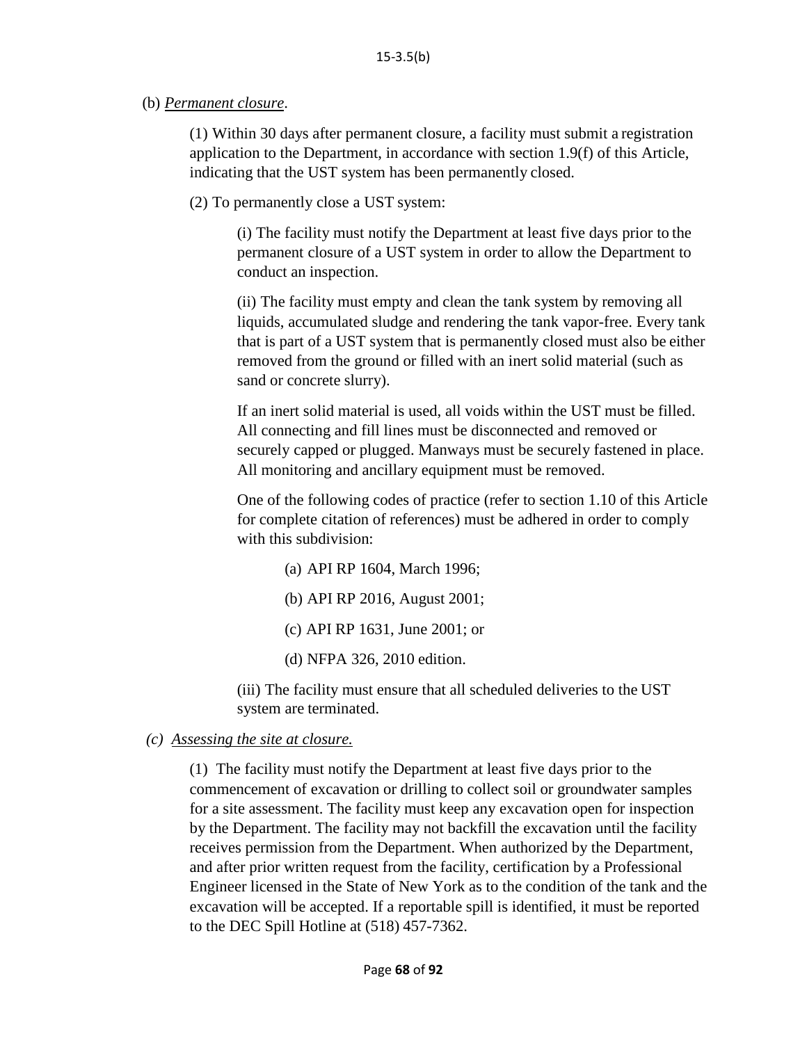(b) *Permanent closure*.

(1) Within 30 days after permanent closure, a facility must submit a registration application to the Department, in accordance with section 1.9(f) of this Article, indicating that the UST system has been permanently closed.

(2) To permanently close a UST system:

(i) The facility must notify the Department at least five days prior to the permanent closure of a UST system in order to allow the Department to conduct an inspection.

(ii) The facility must empty and clean the tank system by removing all liquids, accumulated sludge and rendering the tank vapor-free. Every tank that is part of a UST system that is permanently closed must also be either removed from the ground or filled with an inert solid material (such as sand or concrete slurry).

If an inert solid material is used, all voids within the UST must be filled. All connecting and fill lines must be disconnected and removed or securely capped or plugged. Manways must be securely fastened in place. All monitoring and ancillary equipment must be removed.

One of the following codes of practice (refer to section 1.10 of this Article for complete citation of references) must be adhered in order to comply with this subdivision:

(a) API RP 1604, March 1996;

(b) API RP 2016, August 2001;

(c) API RP 1631, June 2001; or

(d) NFPA 326, 2010 edition.

(iii) The facility must ensure that all scheduled deliveries to the UST system are terminated.

*(c) Assessing the site at closure.*

(1) The facility must notify the Department at least five days prior to the commencement of excavation or drilling to collect soil or groundwater samples for a site assessment. The facility must keep any excavation open for inspection by the Department. The facility may not backfill the excavation until the facility receives permission from the Department. When authorized by the Department, and after prior written request from the facility, certification by a Professional Engineer licensed in the State of New York as to the condition of the tank and the excavation will be accepted. If a reportable spill is identified, it must be reported to the DEC Spill Hotline at (518) 457-7362.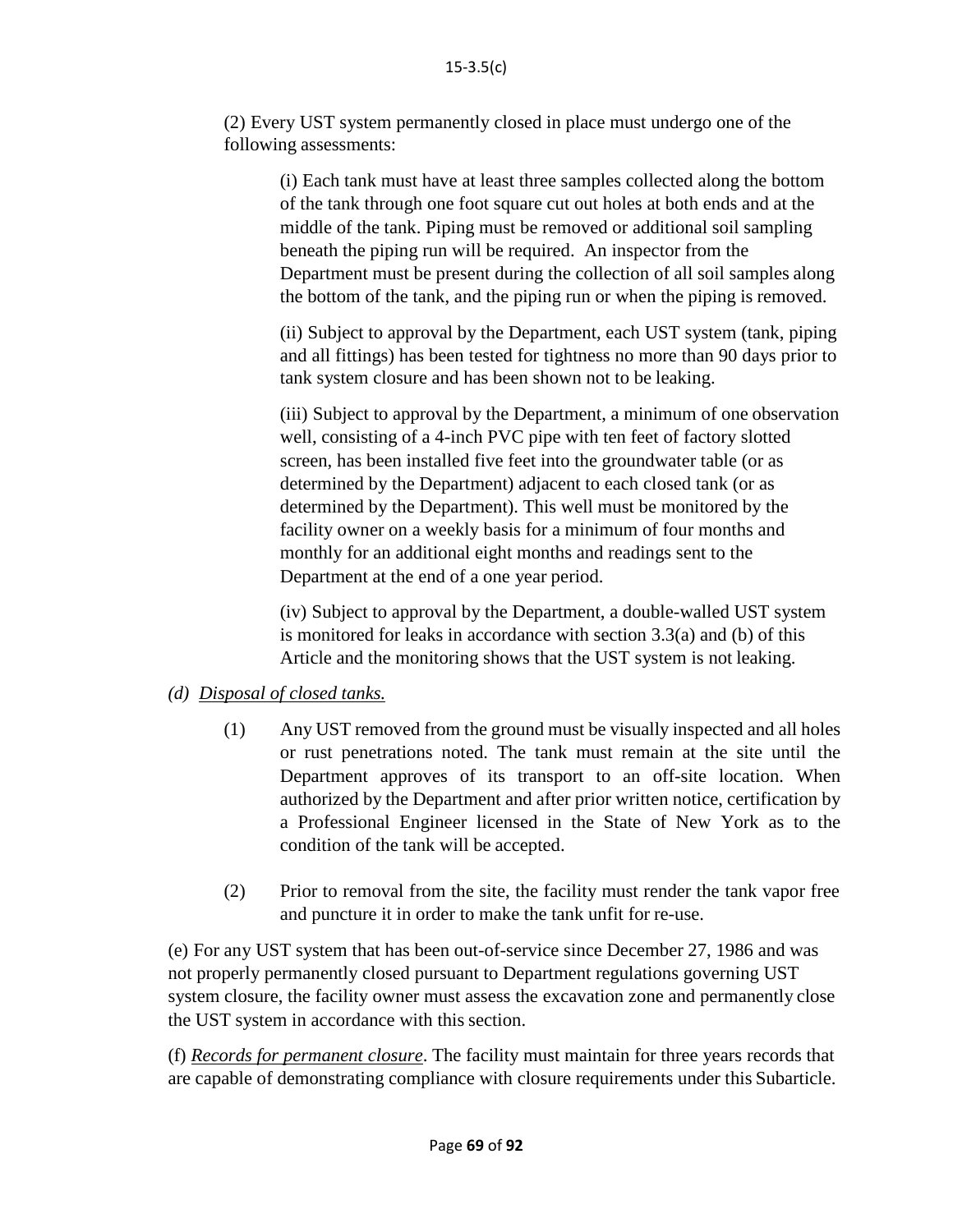(2) Every UST system permanently closed in place must undergo one of the following assessments:

(i) Each tank must have at least three samples collected along the bottom of the tank through one foot square cut out holes at both ends and at the middle of the tank. Piping must be removed or additional soil sampling beneath the piping run will be required. An inspector from the Department must be present during the collection of all soil samples along the bottom of the tank, and the piping run or when the piping is removed.

(ii) Subject to approval by the Department, each UST system (tank, piping and all fittings) has been tested for tightness no more than 90 days prior to tank system closure and has been shown not to be leaking.

(iii) Subject to approval by the Department, a minimum of one observation well, consisting of a 4-inch PVC pipe with ten feet of factory slotted screen, has been installed five feet into the groundwater table (or as determined by the Department) adjacent to each closed tank (or as determined by the Department). This well must be monitored by the facility owner on a weekly basis for a minimum of four months and monthly for an additional eight months and readings sent to the Department at the end of a one year period.

(iv) Subject to approval by the Department, a double-walled UST system is monitored for leaks in accordance with section 3.3(a) and (b) of this Article and the monitoring shows that the UST system is not leaking.

*(d) Disposal of closed tanks.*

(1) Any UST removed from the ground must be visually inspected and all holes or rust penetrations noted. The tank must remain at the site until the Department approves of its transport to an off-site location. When authorized by the Department and after prior written notice, certification by a Professional Engineer licensed in the State of New York as to the condition of the tank will be accepted.

(2) Prior to removal from the site, the facility must render the tank vapor free and puncture it in order to make the tank unfit for re-use.

(e) For any UST system that has been out-of-service since December 27, 1986 and was not properly permanently closed pursuant to Department regulations governing UST system closure, the facility owner must assess the excavation zone and permanently close the UST system in accordance with this section.

(f) *Records for permanent closure*. The facility must maintain for three years records that are capable of demonstrating compliance with closure requirements under this Subarticle.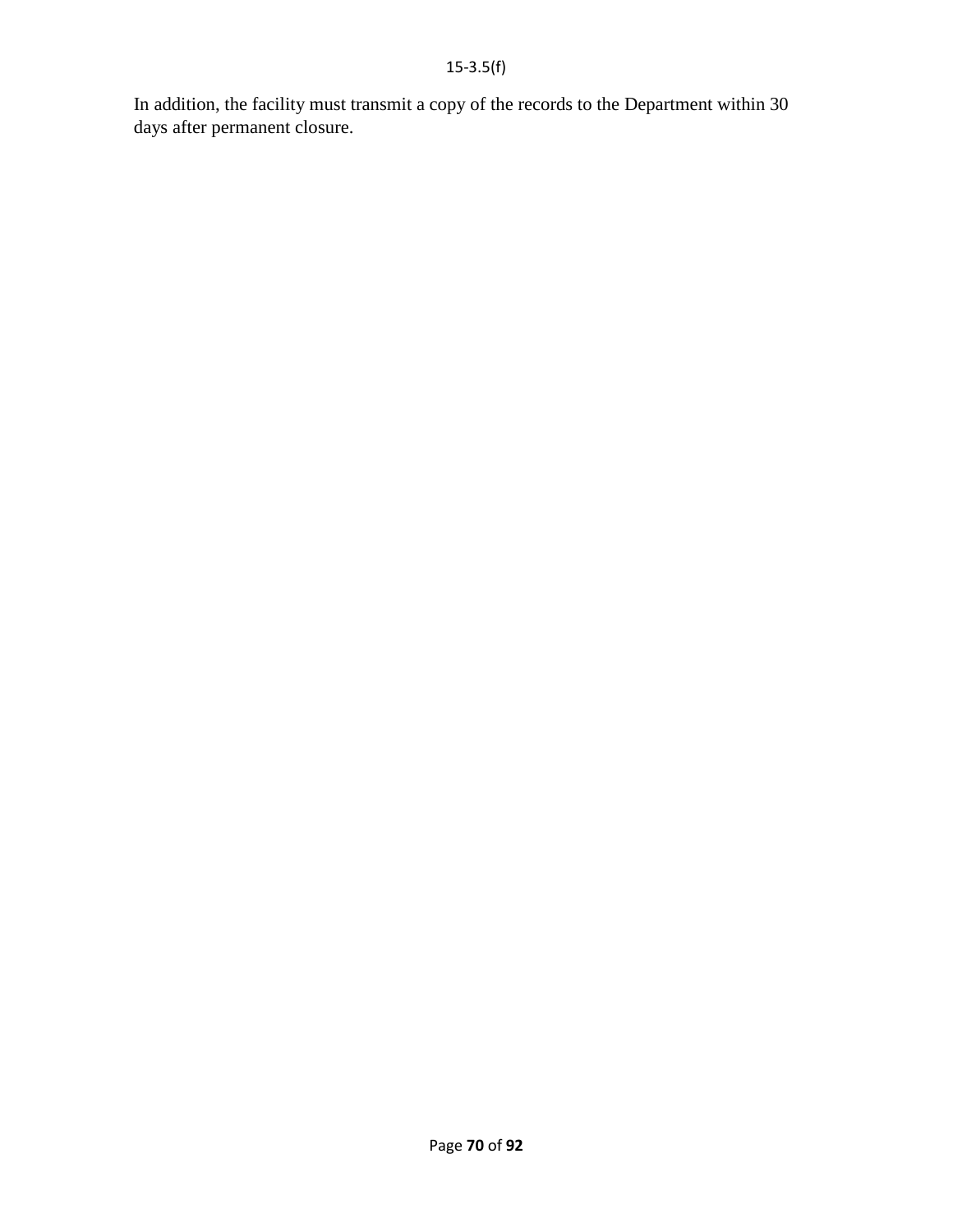In addition, the facility must transmit a copy of the records to the Department within 30 days after permanent closure.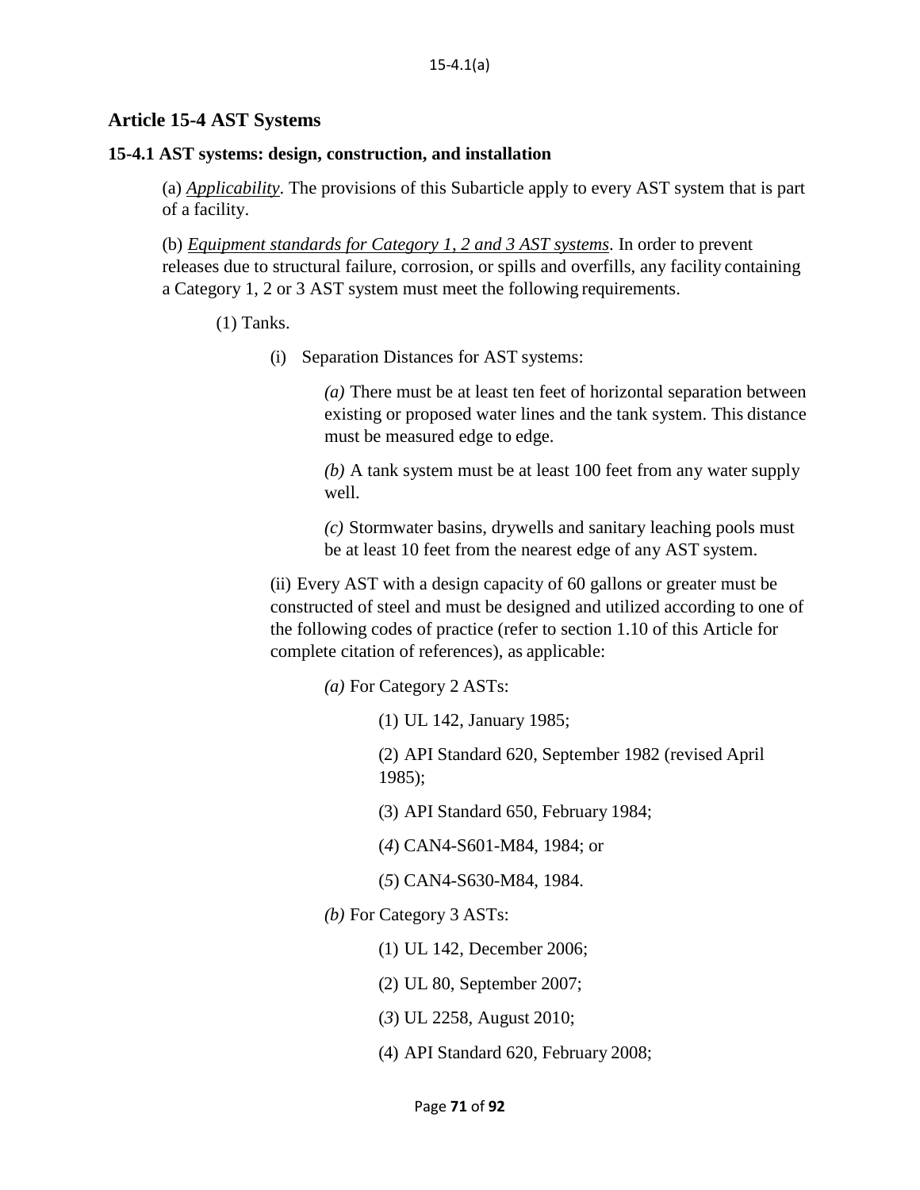## Article 15-4 AST Systems

### 15-4.1 AST systems: design, construction, and installation

(a) *Applicability*. The provisions of this Subarticle apply to every AST system that is part of a facility.

(b) *Equipment standards for Category 1, 2 and 3 AST systems*. In order to prevent releases due to structural failure, corrosion, or spills and overfills, any facility containing a Category 1, 2 or 3 AST system must meet the following requirements.

(1) Tanks.

(i) Separation Distances for AST systems:

*(a)* There must be at least ten feet of horizontal separation between existing or proposed water lines and the tank system. This distance must be measured edge to edge.

*(b)* A tank system must be at least 100 feet from any water supply well.

*(c)* Stormwater basins, drywells and sanitary leaching pools must be at least 10 feet from the nearest edge of any AST system.

(ii) Every AST with a design capacity of 60 gallons or greater must be constructed of steel and must be designed and utilized according to one of the following codes of practice (refer to section 1.10 of this Article for complete citation of references), as applicable:

*(a)* For Category 2 ASTs:

(1) UL 142, January 1985;

(2) API Standard 620, September 1982 (revised April 1985);

(3) API Standard 650, February 1984;

(*4*) CAN4-S601-M84, 1984; or

(*5*) CAN4-S630-M84, 1984.

*(b)* For Category 3 ASTs:

(1) UL 142, December 2006;

(2) UL 80, September 2007;

(*3*) UL 2258, August 2010;

(4) API Standard 620, February 2008;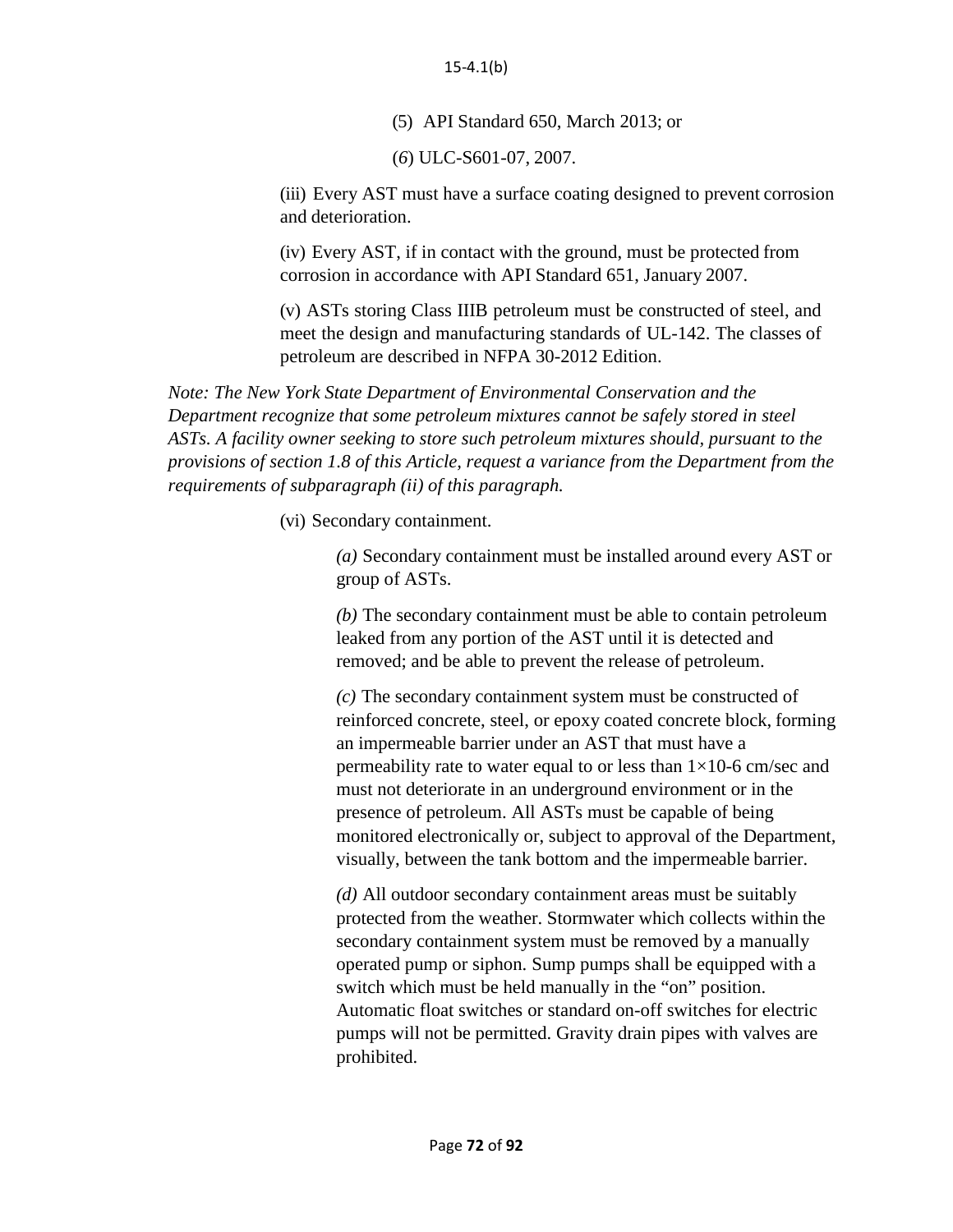(5) API Standard 650, March 2013; or

(*6*) ULC-S601-07, 2007.

(iii) Every AST must have a surface coating designed to prevent corrosion and deterioration.

(iv) Every AST, if in contact with the ground, must be protected from corrosion in accordance with API Standard 651, January 2007.

(v) ASTs storing Class IIIB petroleum must be constructed of steel, and meet the design and manufacturing standards of UL-142. The classes of petroleum are described in NFPA 30-2012 Edition.

*Note: The New York State Department of Environmental Conservation and the Department recognize that some petroleum mixtures cannot be safely stored in steel ASTs. A facility owner seeking to store such petroleum mixtures should, pursuant to the provisions of section 1.8 of this Article, request a variance from the Department from the requirements of subparagraph (ii) of this paragraph.*

(vi) Secondary containment.

*(a)* Secondary containment must be installed around every AST or group of ASTs.

*(b)* The secondary containment must be able to contain petroleum leaked from any portion of the AST until it is detected and removed; and be able to prevent the release of petroleum.

*(c)* The secondary containment system must be constructed of reinforced concrete, steel, or epoxy coated concrete block, forming an impermeable barrier under an AST that must have a permeability rate to water equal to or less than $1\times10^{-6}$ cm/sec and must not deteriorate in an underground environment or in the presence of petroleum. All ASTs must be capable of being monitored electronically or, subject to approval of the Department, visually, between the tank bottom and the impermeable barrier.

*(d)* All outdoor secondary containment areas must be suitably protected from the weather. Stormwater which collects within the secondary containment system must be removed by a manually operated pump or siphon. Sump pumps shall be equipped with a switch which must be held manually in the "on" position. Automatic float switches or standard on-off switches for electric pumps will not be permitted. Gravity drain pipes with valves are prohibited.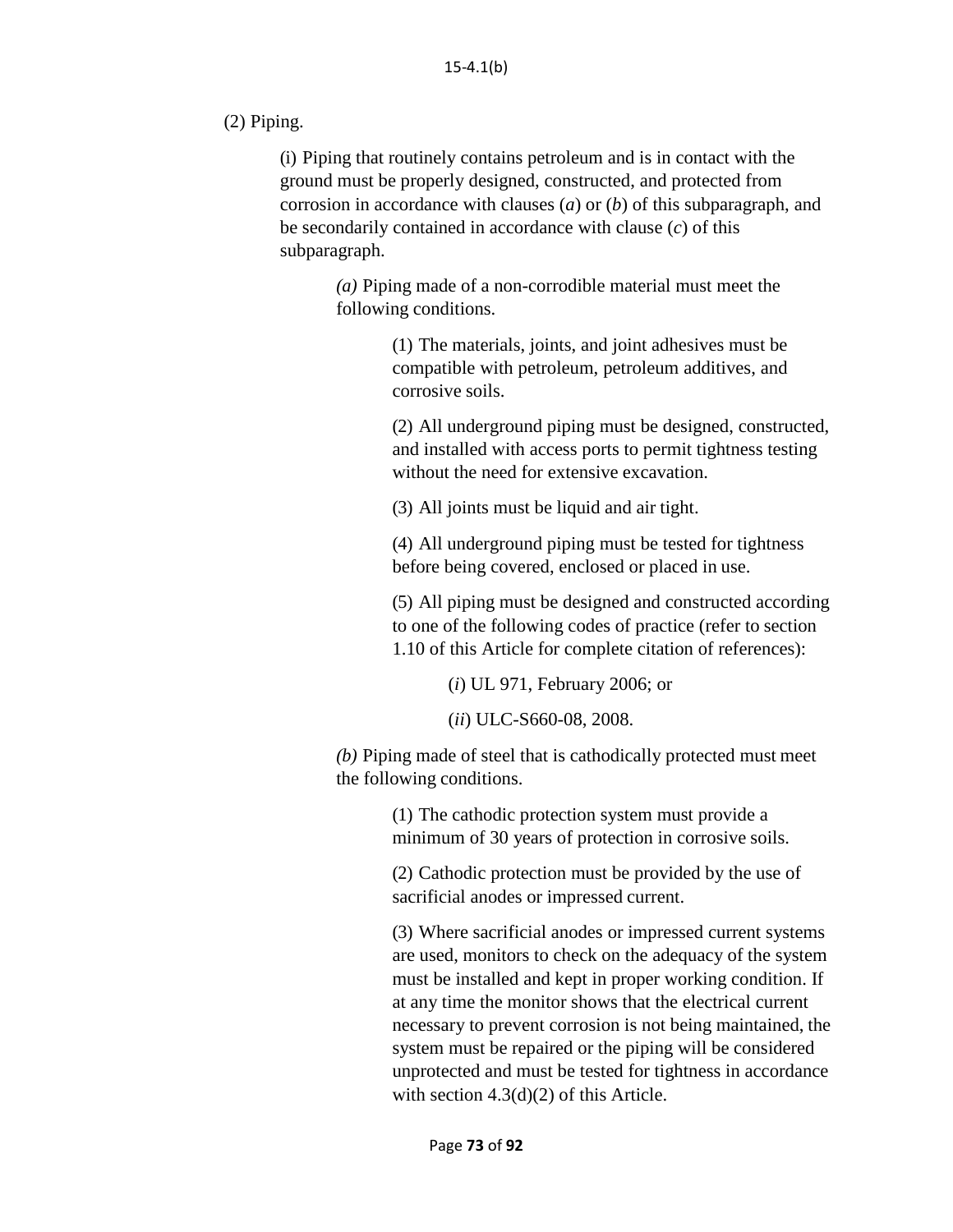(2) Piping.

(i) Piping that routinely contains petroleum and is in contact with the ground must be properly designed, constructed, and protected from corrosion in accordance with clauses (*a*) or (*b*) of this subparagraph, and be secondarily contained in accordance with clause (*c*) of this subparagraph.

*(a)* Piping made of a non-corrodible material must meet the following conditions.

(1) The materials, joints, and joint adhesives must be compatible with petroleum, petroleum additives, and corrosive soils.

(2) All underground piping must be designed, constructed, and installed with access ports to permit tightness testing without the need for extensive excavation.

(3) All joints must be liquid and air tight.

(4) All underground piping must be tested for tightness before being covered, enclosed or placed in use.

(5) All piping must be designed and constructed according to one of the following codes of practice (refer to section 1.10 of this Article for complete citation of references):

(*i*) UL 971, February 2006; or

(*ii*) ULC-S660-08, 2008.

*(b)* Piping made of steel that is cathodically protected must meet the following conditions.

(1) The cathodic protection system must provide a minimum of 30 years of protection in corrosive soils.

(2) Cathodic protection must be provided by the use of sacrificial anodes or impressed current.

(3) Where sacrificial anodes or impressed current systems are used, monitors to check on the adequacy of the system must be installed and kept in proper working condition. If at any time the monitor shows that the electrical current necessary to prevent corrosion is not being maintained, the system must be repaired or the piping will be considered unprotected and must be tested for tightness in accordance with section 4.3(d)(2) of this Article.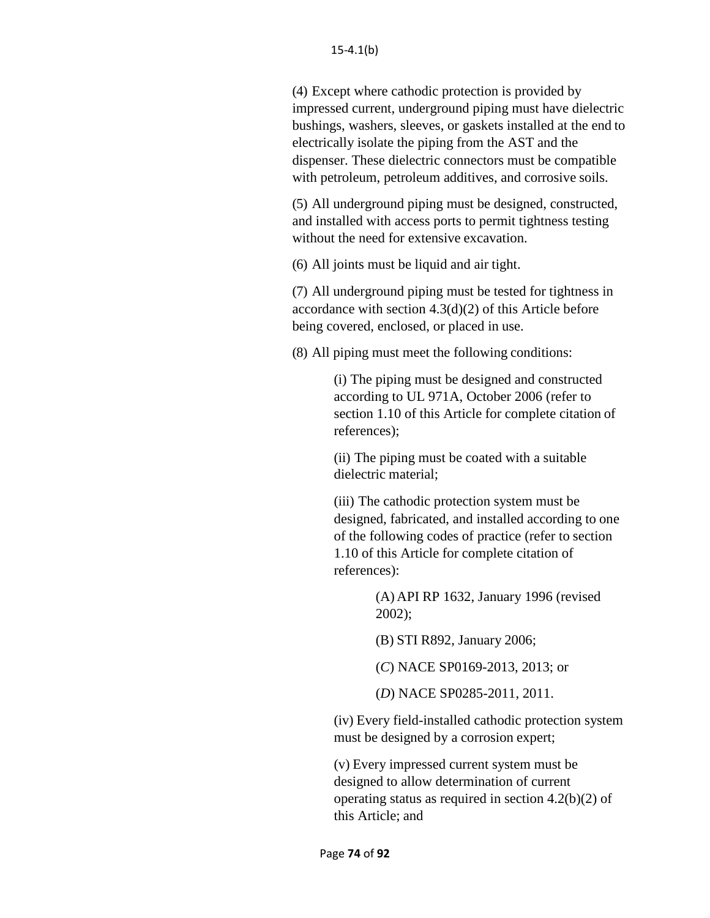15-4.1(b)

(4) Except where cathodic protection is provided by impressed current, underground piping must have dielectric bushings, washers, sleeves, or gaskets installed at the end to electrically isolate the piping from the AST and the dispenser. These dielectric connectors must be compatible with petroleum, petroleum additives, and corrosive soils.

(5) All underground piping must be designed, constructed, and installed with access ports to permit tightness testing without the need for extensive excavation.

(6) All joints must be liquid and air tight.

(7) All underground piping must be tested for tightness in accordance with section 4.3(d)(2) of this Article before being covered, enclosed, or placed in use.

(8) All piping must meet the following conditions:

> (i) The piping must be designed and constructed according to UL 971A, October 2006 (refer to section 1.10 of this Article for complete citation of references);
>
> (ii) The piping must be coated with a suitable dielectric material;
>
> (iii) The cathodic protection system must be designed, fabricated, and installed according to one of the following codes of practice (refer to section 1.10 of this Article for complete citation of references):
>
> > (A) API RP 1632, January 1996 (revised 2002);
> >
> > (B) STI R892, January 2006;
> >
> > (*C*) NACE SP0169-2013, 2013; or
> >
> > (*D*) NACE SP0285-2011, 2011.
>
> (iv) Every field-installed cathodic protection system must be designed by a corrosion expert;
>
> (v) Every impressed current system must be designed to allow determination of current operating status as required in section 4.2(b)(2) of this Article; and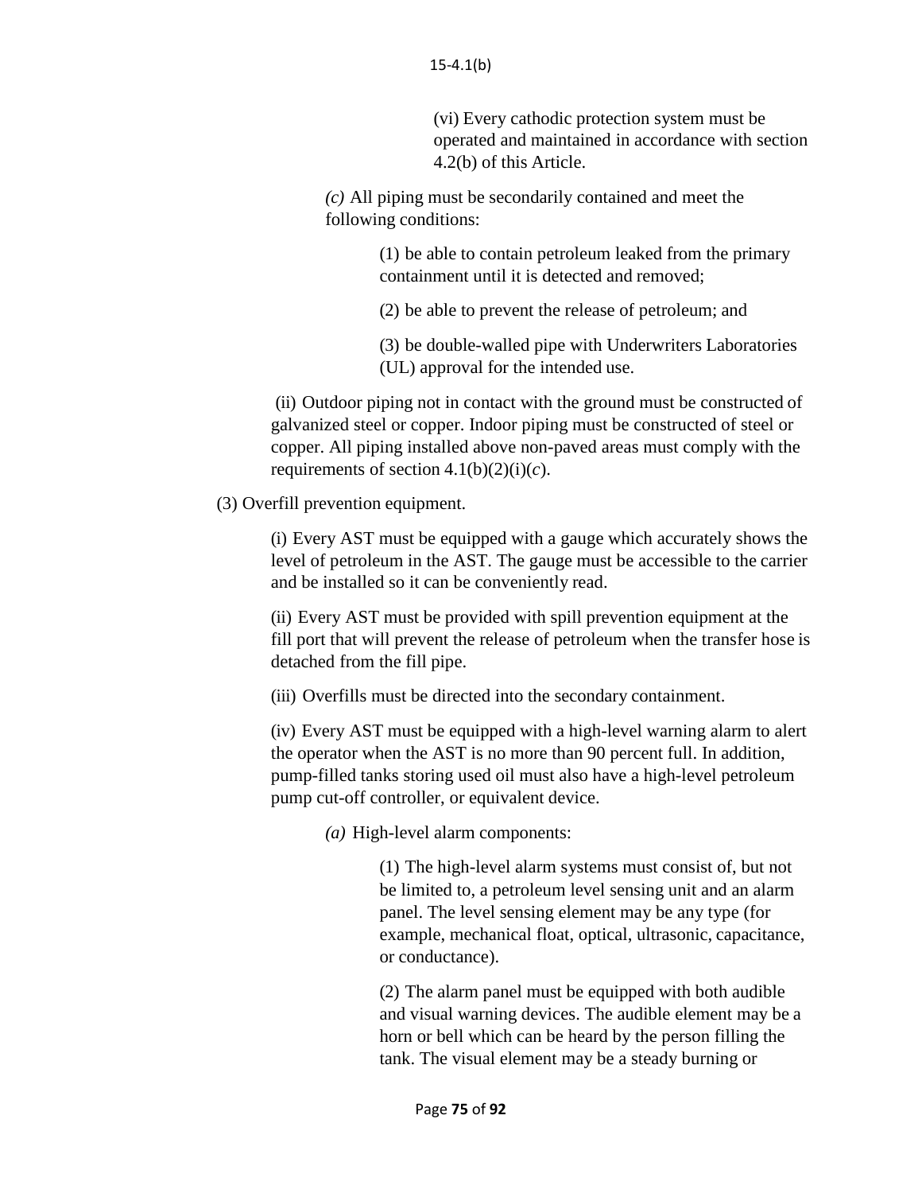(vi) Every cathodic protection system must be operated and maintained in accordance with section 4.2(b) of this Article.

*(c)* All piping must be secondarily contained and meet the following conditions:

(1) be able to contain petroleum leaked from the primary containment until it is detected and removed;

(2) be able to prevent the release of petroleum; and

(3) be double-walled pipe with Underwriters Laboratories (UL) approval for the intended use.

(ii) Outdoor piping not in contact with the ground must be constructed of galvanized steel or copper. Indoor piping must be constructed of steel or copper. All piping installed above non-paved areas must comply with the requirements of section 4.1(b)(2)(i)(*c*).

(3) Overfill prevention equipment.

(i) Every AST must be equipped with a gauge which accurately shows the level of petroleum in the AST. The gauge must be accessible to the carrier and be installed so it can be conveniently read.

(ii) Every AST must be provided with spill prevention equipment at the fill port that will prevent the release of petroleum when the transfer hose is detached from the fill pipe.

(iii) Overfills must be directed into the secondary containment.

(iv) Every AST must be equipped with a high-level warning alarm to alert the operator when the AST is no more than 90 percent full. In addition, pump-filled tanks storing used oil must also have a high-level petroleum pump cut-off controller, or equivalent device.

*(a)* High-level alarm components:

(1) The high-level alarm systems must consist of, but not be limited to, a petroleum level sensing unit and an alarm panel. The level sensing element may be any type (for example, mechanical float, optical, ultrasonic, capacitance, or conductance).

(2) The alarm panel must be equipped with both audible and visual warning devices. The audible element may be a horn or bell which can be heard by the person filling the tank. The visual element may be a steady burning or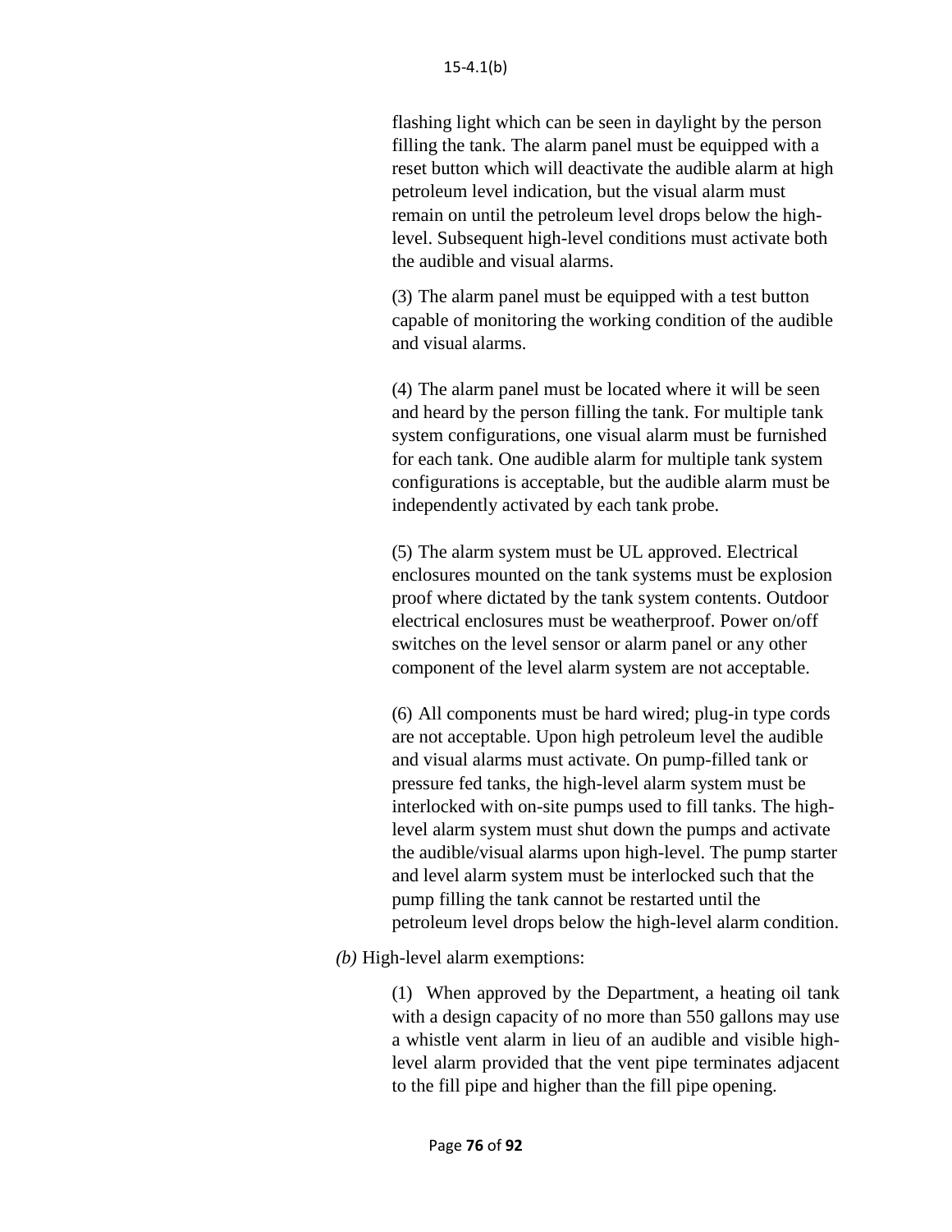flashing light which can be seen in daylight by the person filling the tank. The alarm panel must be equipped with a reset button which will deactivate the audible alarm at high petroleum level indication, but the visual alarm must remain on until the petroleum level drops below the high-level. Subsequent high-level conditions must activate both the audible and visual alarms.

(3) The alarm panel must be equipped with a test button capable of monitoring the working condition of the audible and visual alarms.

(4) The alarm panel must be located where it will be seen and heard by the person filling the tank. For multiple tank system configurations, one visual alarm must be furnished for each tank. One audible alarm for multiple tank system configurations is acceptable, but the audible alarm must be independently activated by each tank probe.

(5) The alarm system must be UL approved. Electrical enclosures mounted on the tank systems must be explosion proof where dictated by the tank system contents. Outdoor electrical enclosures must be weatherproof. Power on/off switches on the level sensor or alarm panel or any other component of the level alarm system are not acceptable.

(6) All components must be hard wired; plug-in type cords are not acceptable. Upon high petroleum level the audible and visual alarms must activate. On pump-filled tank or pressure fed tanks, the high-level alarm system must be interlocked with on-site pumps used to fill tanks. The high-level alarm system must shut down the pumps and activate the audible/visual alarms upon high-level. The pump starter and level alarm system must be interlocked such that the pump filling the tank cannot be restarted until the petroleum level drops below the high-level alarm condition.

*(b)* High-level alarm exemptions:

(1) When approved by the Department, a heating oil tank with a design capacity of no more than 550 gallons may use a whistle vent alarm in lieu of an audible and visible high-level alarm provided that the vent pipe terminates adjacent to the fill pipe and higher than the fill pipe opening.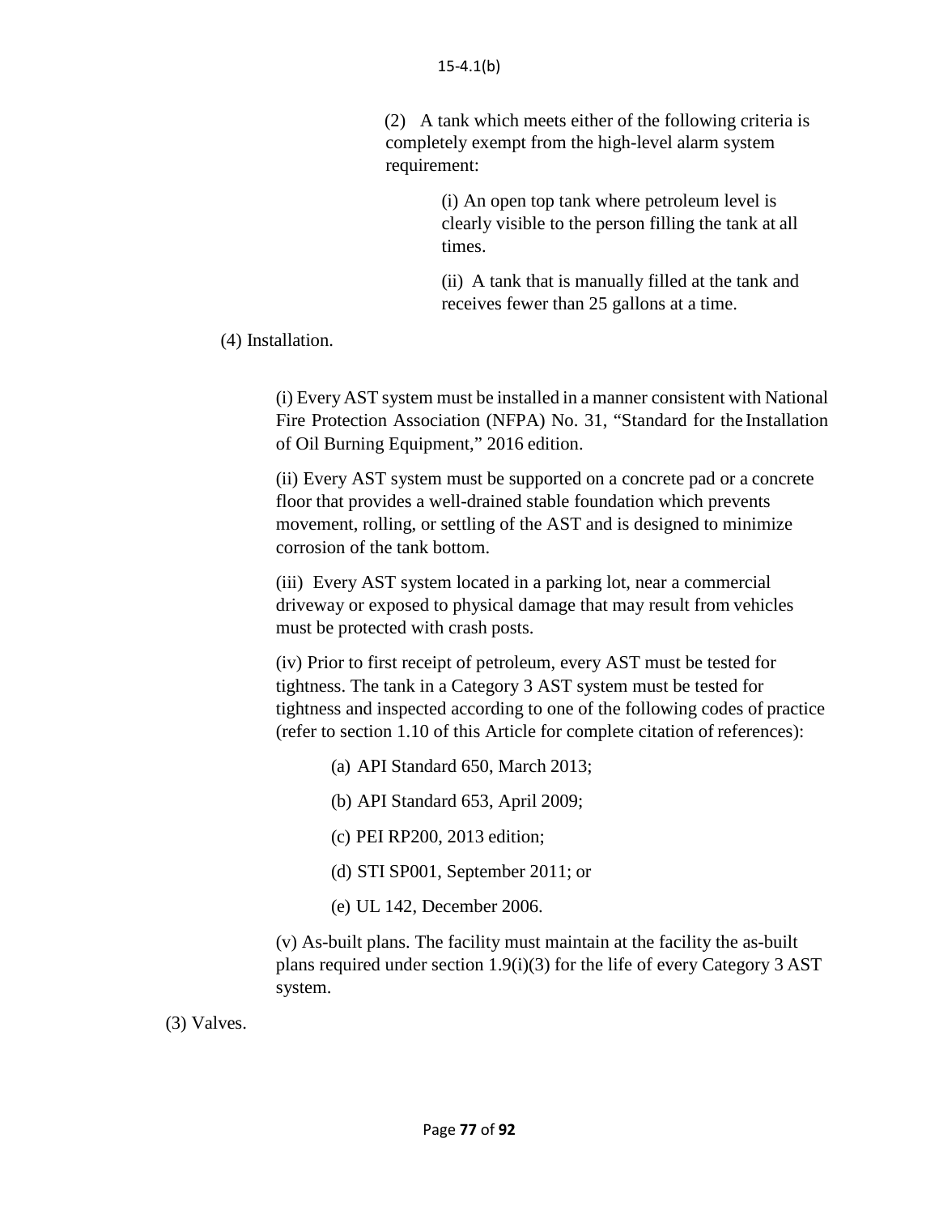15-4.1(b)

(2) A tank which meets either of the following criteria is completely exempt from the high-level alarm system requirement:

(i) An open top tank where petroleum level is clearly visible to the person filling the tank at all times.

(ii) A tank that is manually filled at the tank and receives fewer than 25 gallons at a time.

(4) Installation.

(i) Every AST system must be installed in a manner consistent with National Fire Protection Association (NFPA) No. 31, "Standard for the Installation of Oil Burning Equipment," 2016 edition.

(ii) Every AST system must be supported on a concrete pad or a concrete floor that provides a well-drained stable foundation which prevents movement, rolling, or settling of the AST and is designed to minimize corrosion of the tank bottom.

(iii) Every AST system located in a parking lot, near a commercial driveway or exposed to physical damage that may result from vehicles must be protected with crash posts.

(iv) Prior to first receipt of petroleum, every AST must be tested for tightness. The tank in a Category 3 AST system must be tested for tightness and inspected according to one of the following codes of practice (refer to section 1.10 of this Article for complete citation of references):

(a) API Standard 650, March 2013;

(b) API Standard 653, April 2009;

(c) PEI RP200, 2013 edition;

(d) STI SP001, September 2011; or

(e) UL 142, December 2006.

(v) As-built plans. The facility must maintain at the facility the as-built plans required under section 1.9(i)(3) for the life of every Category 3 AST system.

(3) Valves.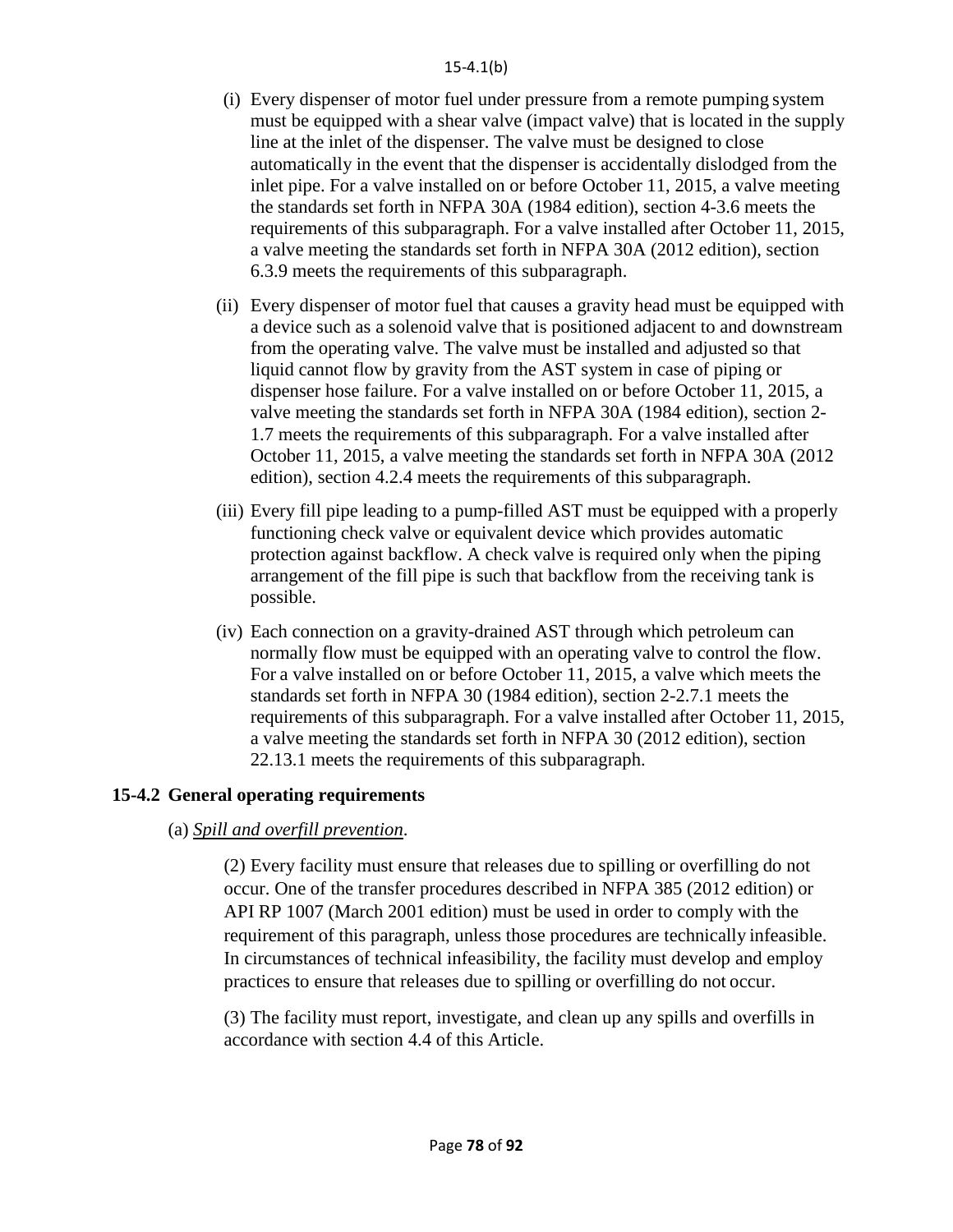15-4.1(b)

(i) Every dispenser of motor fuel under pressure from a remote pumping system must be equipped with a shear valve (impact valve) that is located in the supply line at the inlet of the dispenser. The valve must be designed to close automatically in the event that the dispenser is accidentally dislodged from the inlet pipe. For a valve installed on or before October 11, 2015, a valve meeting the standards set forth in NFPA 30A (1984 edition), section 4-3.6 meets the requirements of this subparagraph. For a valve installed after October 11, 2015, a valve meeting the standards set forth in NFPA 30A (2012 edition), section 6.3.9 meets the requirements of this subparagraph.

(ii) Every dispenser of motor fuel that causes a gravity head must be equipped with a device such as a solenoid valve that is positioned adjacent to and downstream from the operating valve. The valve must be installed and adjusted so that liquid cannot flow by gravity from the AST system in case of piping or dispenser hose failure. For a valve installed on or before October 11, 2015, a valve meeting the standards set forth in NFPA 30A (1984 edition), section 2-1.7 meets the requirements of this subparagraph. For a valve installed after October 11, 2015, a valve meeting the standards set forth in NFPA 30A (2012 edition), section 4.2.4 meets the requirements of this subparagraph.

(iii) Every fill pipe leading to a pump-filled AST must be equipped with a properly functioning check valve or equivalent device which provides automatic protection against backflow. A check valve is required only when the piping arrangement of the fill pipe is such that backflow from the receiving tank is possible.

(iv) Each connection on a gravity-drained AST through which petroleum can normally flow must be equipped with an operating valve to control the flow. For a valve installed on or before October 11, 2015, a valve which meets the standards set forth in NFPA 30 (1984 edition), section 2-2.7.1 meets the requirements of this subparagraph. For a valve installed after October 11, 2015, a valve meeting the standards set forth in NFPA 30 (2012 edition), section 22.13.1 meets the requirements of this subparagraph.

### 15-4.2 General operating requirements

(a) _Spill and overfill prevention_.

(2) Every facility must ensure that releases due to spilling or overfilling do not occur. One of the transfer procedures described in NFPA 385 (2012 edition) or API RP 1007 (March 2001 edition) must be used in order to comply with the requirement of this paragraph, unless those procedures are technically infeasible. In circumstances of technical infeasibility, the facility must develop and employ practices to ensure that releases due to spilling or overfilling do not occur.

(3) The facility must report, investigate, and clean up any spills and overfills in accordance with section 4.4 of this Article.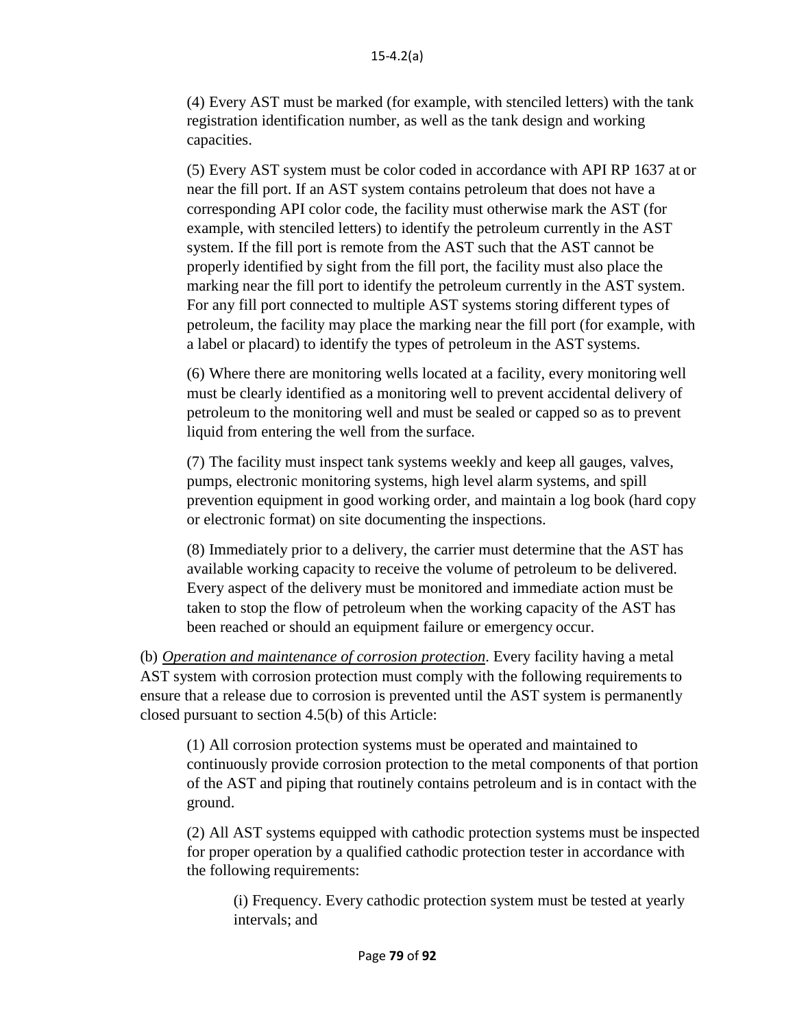(4) Every AST must be marked (for example, with stenciled letters) with the tank registration identification number, as well as the tank design and working capacities.

(5) Every AST system must be color coded in accordance with API RP 1637 at or near the fill port. If an AST system contains petroleum that does not have a corresponding API color code, the facility must otherwise mark the AST (for example, with stenciled letters) to identify the petroleum currently in the AST system. If the fill port is remote from the AST such that the AST cannot be properly identified by sight from the fill port, the facility must also place the marking near the fill port to identify the petroleum currently in the AST system. For any fill port connected to multiple AST systems storing different types of petroleum, the facility may place the marking near the fill port (for example, with a label or placard) to identify the types of petroleum in the AST systems.

(6) Where there are monitoring wells located at a facility, every monitoring well must be clearly identified as a monitoring well to prevent accidental delivery of petroleum to the monitoring well and must be sealed or capped so as to prevent liquid from entering the well from the surface.

(7) The facility must inspect tank systems weekly and keep all gauges, valves, pumps, electronic monitoring systems, high level alarm systems, and spill prevention equipment in good working order, and maintain a log book (hard copy or electronic format) on site documenting the inspections.

(8) Immediately prior to a delivery, the carrier must determine that the AST has available working capacity to receive the volume of petroleum to be delivered. Every aspect of the delivery must be monitored and immediate action must be taken to stop the flow of petroleum when the working capacity of the AST has been reached or should an equipment failure or emergency occur.

(b) *Operation and maintenance of corrosion protection*. Every facility having a metal AST system with corrosion protection must comply with the following requirements to ensure that a release due to corrosion is prevented until the AST system is permanently closed pursuant to section 4.5(b) of this Article:

(1) All corrosion protection systems must be operated and maintained to continuously provide corrosion protection to the metal components of that portion of the AST and piping that routinely contains petroleum and is in contact with the ground.

(2) All AST systems equipped with cathodic protection systems must be inspected for proper operation by a qualified cathodic protection tester in accordance with the following requirements:

(i) Frequency. Every cathodic protection system must be tested at yearly intervals; and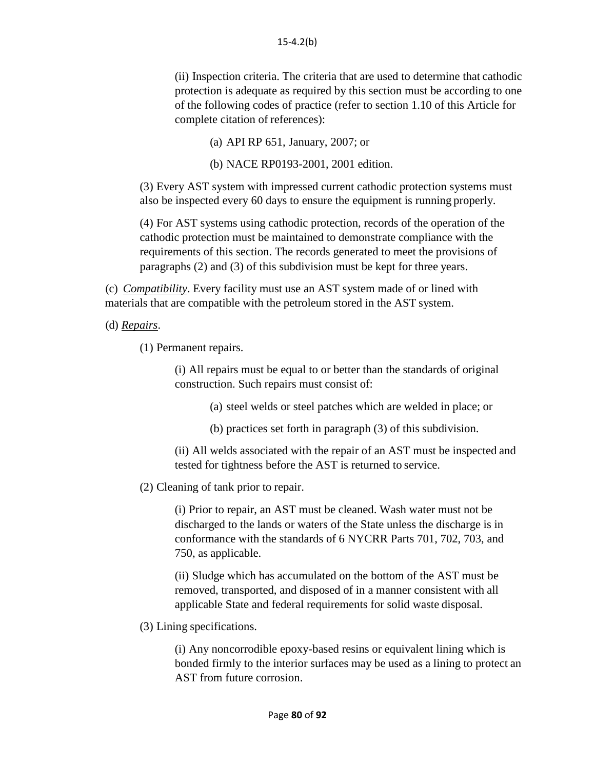(ii) Inspection criteria. The criteria that are used to determine that cathodic protection is adequate as required by this section must be according to one of the following codes of practice (refer to section 1.10 of this Article for complete citation of references):

(a) API RP 651, January, 2007; or

(b) NACE RP0193-2001, 2001 edition.

(3) Every AST system with impressed current cathodic protection systems must also be inspected every 60 days to ensure the equipment is running properly.

(4) For AST systems using cathodic protection, records of the operation of the cathodic protection must be maintained to demonstrate compliance with the requirements of this section. The records generated to meet the provisions of paragraphs (2) and (3) of this subdivision must be kept for three years.

(c) *Compatibility*. Every facility must use an AST system made of or lined with materials that are compatible with the petroleum stored in the AST system.

(d) *Repairs*.

(1) Permanent repairs.

(i) All repairs must be equal to or better than the standards of original construction. Such repairs must consist of:

(a) steel welds or steel patches which are welded in place; or

(b) practices set forth in paragraph (3) of this subdivision.

(ii) All welds associated with the repair of an AST must be inspected and tested for tightness before the AST is returned to service.

(2) Cleaning of tank prior to repair.

(i) Prior to repair, an AST must be cleaned. Wash water must not be discharged to the lands or waters of the State unless the discharge is in conformance with the standards of 6 NYCRR Parts 701, 702, 703, and 750, as applicable.

(ii) Sludge which has accumulated on the bottom of the AST must be removed, transported, and disposed of in a manner consistent with all applicable State and federal requirements for solid waste disposal.

(3) Lining specifications.

(i) Any noncorrodible epoxy-based resins or equivalent lining which is bonded firmly to the interior surfaces may be used as a lining to protect an AST from future corrosion.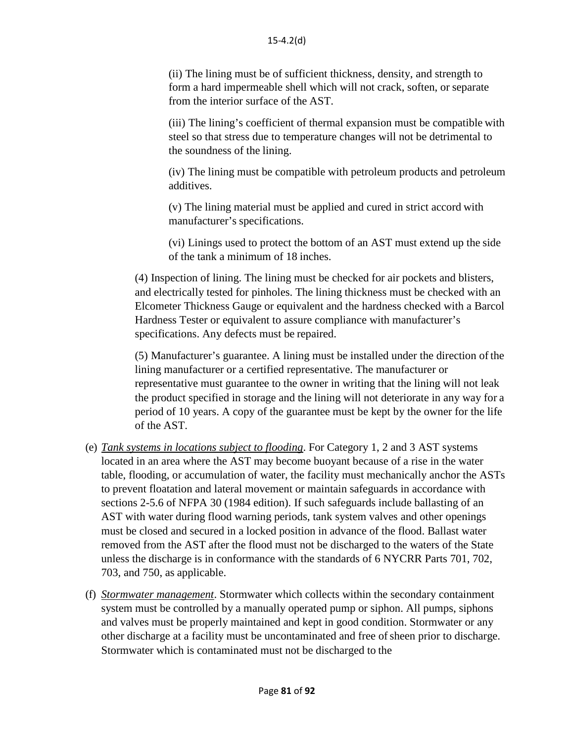(ii) The lining must be of sufficient thickness, density, and strength to form a hard impermeable shell which will not crack, soften, or separate from the interior surface of the AST.

(iii) The lining's coefficient of thermal expansion must be compatible with steel so that stress due to temperature changes will not be detrimental to the soundness of the lining.

(iv) The lining must be compatible with petroleum products and petroleum additives.

(v) The lining material must be applied and cured in strict accord with manufacturer's specifications.

(vi) Linings used to protect the bottom of an AST must extend up the side of the tank a minimum of 18 inches.

(4) Inspection of lining. The lining must be checked for air pockets and blisters, and electrically tested for pinholes. The lining thickness must be checked with an Elcometer Thickness Gauge or equivalent and the hardness checked with a Barcol Hardness Tester or equivalent to assure compliance with manufacturer's specifications. Any defects must be repaired.

(5) Manufacturer's guarantee. A lining must be installed under the direction of the lining manufacturer or a certified representative. The manufacturer or representative must guarantee to the owner in writing that the lining will not leak the product specified in storage and the lining will not deteriorate in any way for a period of 10 years. A copy of the guarantee must be kept by the owner for the life of the AST.

(e) *Tank systems in locations subject to flooding*. For Category 1, 2 and 3 AST systems located in an area where the AST may become buoyant because of a rise in the water table, flooding, or accumulation of water, the facility must mechanically anchor the ASTs to prevent floatation and lateral movement or maintain safeguards in accordance with sections 2-5.6 of NFPA 30 (1984 edition). If such safeguards include ballasting of an AST with water during flood warning periods, tank system valves and other openings must be closed and secured in a locked position in advance of the flood. Ballast water removed from the AST after the flood must not be discharged to the waters of the State unless the discharge is in conformance with the standards of 6 NYCRR Parts 701, 702, 703, and 750, as applicable.

(f) *Stormwater management*. Stormwater which collects within the secondary containment system must be controlled by a manually operated pump or siphon. All pumps, siphons and valves must be properly maintained and kept in good condition. Stormwater or any other discharge at a facility must be uncontaminated and free of sheen prior to discharge. Stormwater which is contaminated must not be discharged to the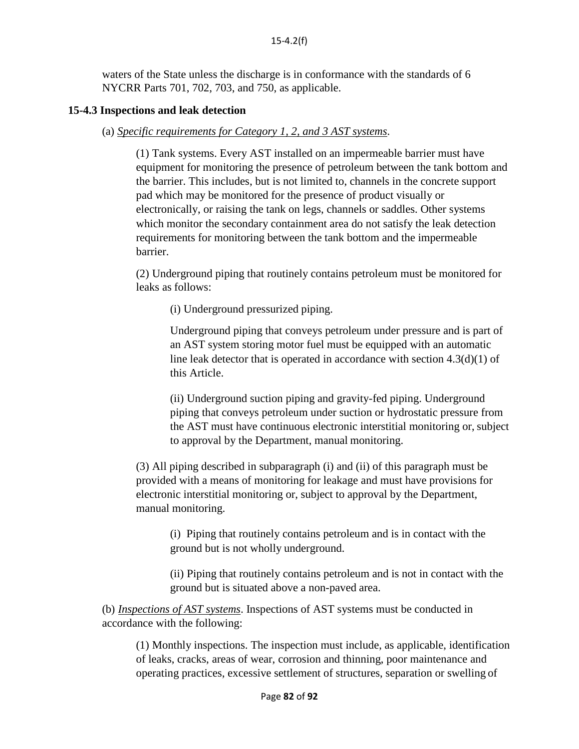waters of the State unless the discharge is in conformance with the standards of 6 NYCRR Parts 701, 702, 703, and 750, as applicable.

**15-4.3 Inspections and leak detection**

(a) *Specific requirements for Category 1, 2, and 3 AST systems*.

(1) Tank systems. Every AST installed on an impermeable barrier must have equipment for monitoring the presence of petroleum between the tank bottom and the barrier. This includes, but is not limited to, channels in the concrete support pad which may be monitored for the presence of product visually or electronically, or raising the tank on legs, channels or saddles. Other systems which monitor the secondary containment area do not satisfy the leak detection requirements for monitoring between the tank bottom and the impermeable barrier.

(2) Underground piping that routinely contains petroleum must be monitored for leaks as follows:

(i) Underground pressurized piping.

Underground piping that conveys petroleum under pressure and is part of an AST system storing motor fuel must be equipped with an automatic line leak detector that is operated in accordance with section 4.3(d)(1) of this Article.

(ii) Underground suction piping and gravity-fed piping. Underground piping that conveys petroleum under suction or hydrostatic pressure from the AST must have continuous electronic interstitial monitoring or, subject to approval by the Department, manual monitoring.

(3) All piping described in subparagraph (i) and (ii) of this paragraph must be provided with a means of monitoring for leakage and must have provisions for electronic interstitial monitoring or, subject to approval by the Department, manual monitoring.

(i) Piping that routinely contains petroleum and is in contact with the ground but is not wholly underground.

(ii) Piping that routinely contains petroleum and is not in contact with the ground but is situated above a non-paved area.

(b) *Inspections of AST systems*. Inspections of AST systems must be conducted in accordance with the following:

(1) Monthly inspections. The inspection must include, as applicable, identification of leaks, cracks, areas of wear, corrosion and thinning, poor maintenance and operating practices, excessive settlement of structures, separation or swelling of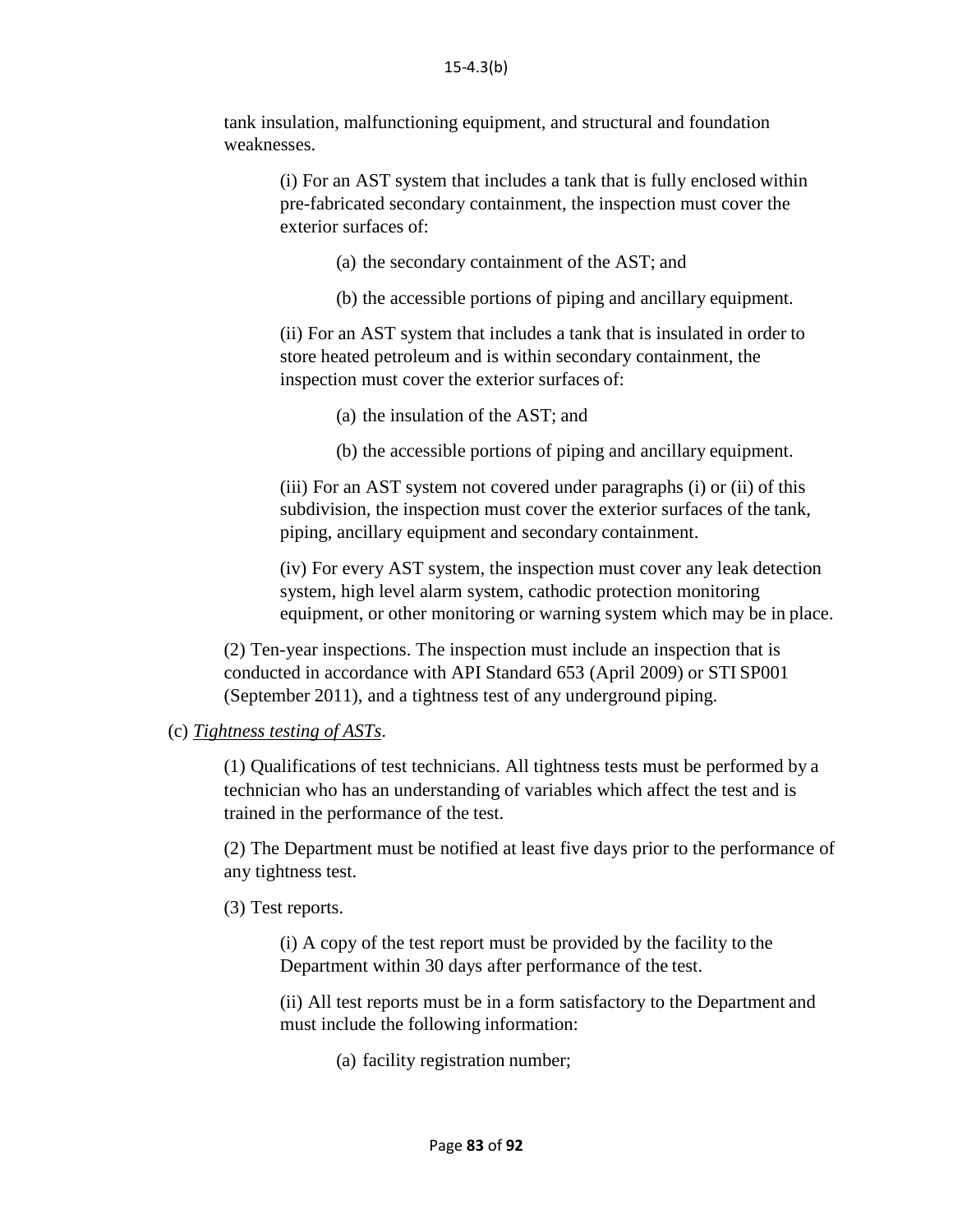tank insulation, malfunctioning equipment, and structural and foundation weaknesses.

(i) For an AST system that includes a tank that is fully enclosed within pre-fabricated secondary containment, the inspection must cover the exterior surfaces of:

(a) the secondary containment of the AST; and

(b) the accessible portions of piping and ancillary equipment.

(ii) For an AST system that includes a tank that is insulated in order to store heated petroleum and is within secondary containment, the inspection must cover the exterior surfaces of:

(a) the insulation of the AST; and

(b) the accessible portions of piping and ancillary equipment.

(iii) For an AST system not covered under paragraphs (i) or (ii) of this subdivision, the inspection must cover the exterior surfaces of the tank, piping, ancillary equipment and secondary containment.

(iv) For every AST system, the inspection must cover any leak detection system, high level alarm system, cathodic protection monitoring equipment, or other monitoring or warning system which may be in place.

(2) Ten-year inspections. The inspection must include an inspection that is conducted in accordance with API Standard 653 (April 2009) or STI SP001 (September 2011), and a tightness test of any underground piping.

(c) *Tightness testing of ASTs*.

(1) Qualifications of test technicians. All tightness tests must be performed by a technician who has an understanding of variables which affect the test and is trained in the performance of the test.

(2) The Department must be notified at least five days prior to the performance of any tightness test.

(3) Test reports.

(i) A copy of the test report must be provided by the facility to the Department within 30 days after performance of the test.

(ii) All test reports must be in a form satisfactory to the Department and must include the following information:

(a) facility registration number;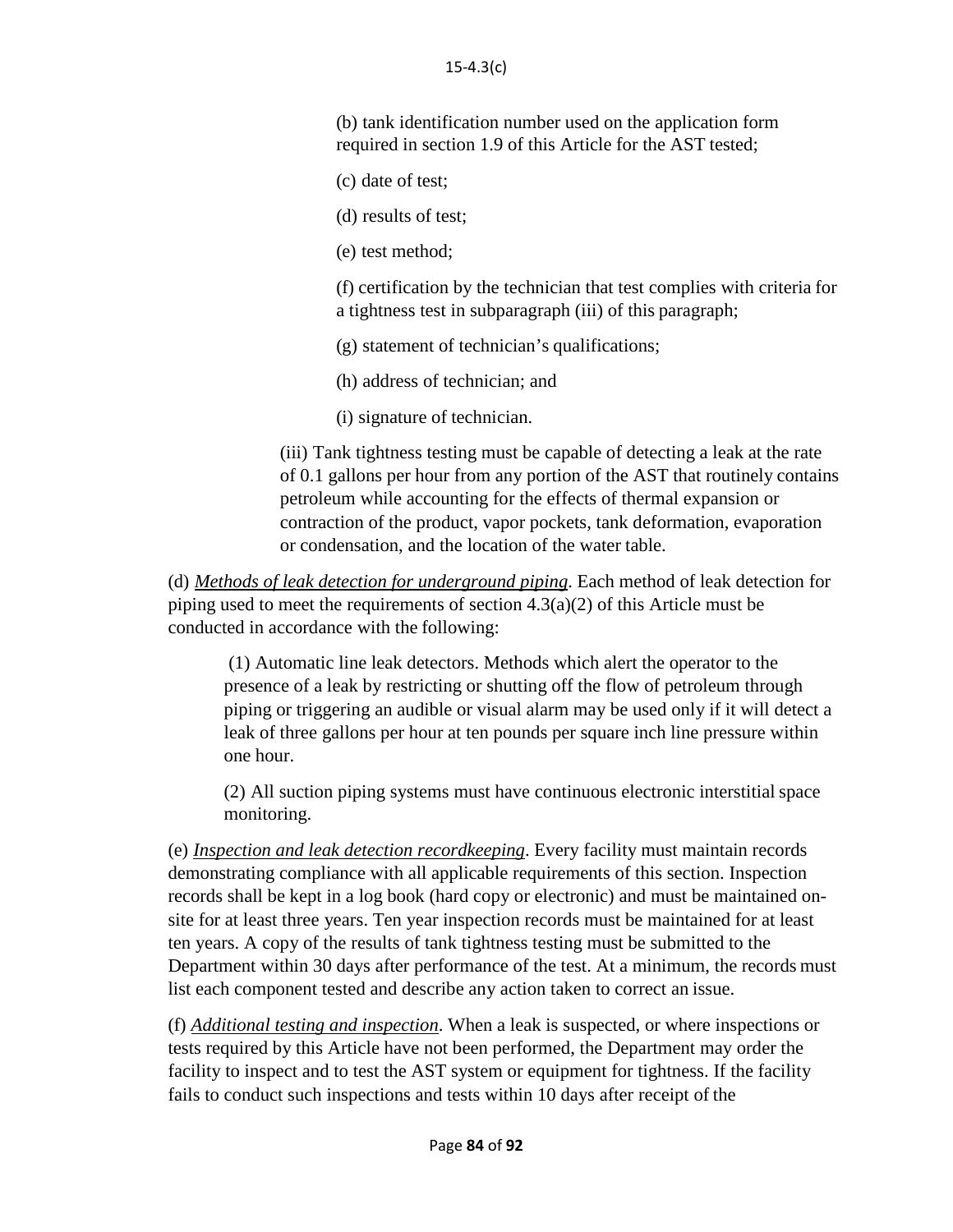(b) tank identification number used on the application form required in section 1.9 of this Article for the AST tested;

(c) date of test;

(d) results of test;

(e) test method;

(f) certification by the technician that test complies with criteria for a tightness test in subparagraph (iii) of this paragraph;

(g) statement of technician's qualifications;

(h) address of technician; and

(i) signature of technician.

(iii) Tank tightness testing must be capable of detecting a leak at the rate of 0.1 gallons per hour from any portion of the AST that routinely contains petroleum while accounting for the effects of thermal expansion or contraction of the product, vapor pockets, tank deformation, evaporation or condensation, and the location of the water table.

(d) _Methods of leak detection for underground piping_. Each method of leak detection for piping used to meet the requirements of section 4.3(a)(2) of this Article must be conducted in accordance with the following:

(1) Automatic line leak detectors. Methods which alert the operator to the presence of a leak by restricting or shutting off the flow of petroleum through piping or triggering an audible or visual alarm may be used only if it will detect a leak of three gallons per hour at ten pounds per square inch line pressure within one hour.

(2) All suction piping systems must have continuous electronic interstitial space monitoring.

(e) _Inspection and leak detection recordkeeping_. Every facility must maintain records demonstrating compliance with all applicable requirements of this section. Inspection records shall be kept in a log book (hard copy or electronic) and must be maintained on-site for at least three years. Ten year inspection records must be maintained for at least ten years. A copy of the results of tank tightness testing must be submitted to the Department within 30 days after performance of the test. At a minimum, the records must list each component tested and describe any action taken to correct an issue.

(f) _Additional testing and inspection_. When a leak is suspected, or where inspections or tests required by this Article have not been performed, the Department may order the facility to inspect and to test the AST system or equipment for tightness. If the facility fails to conduct such inspections and tests within 10 days after receipt of the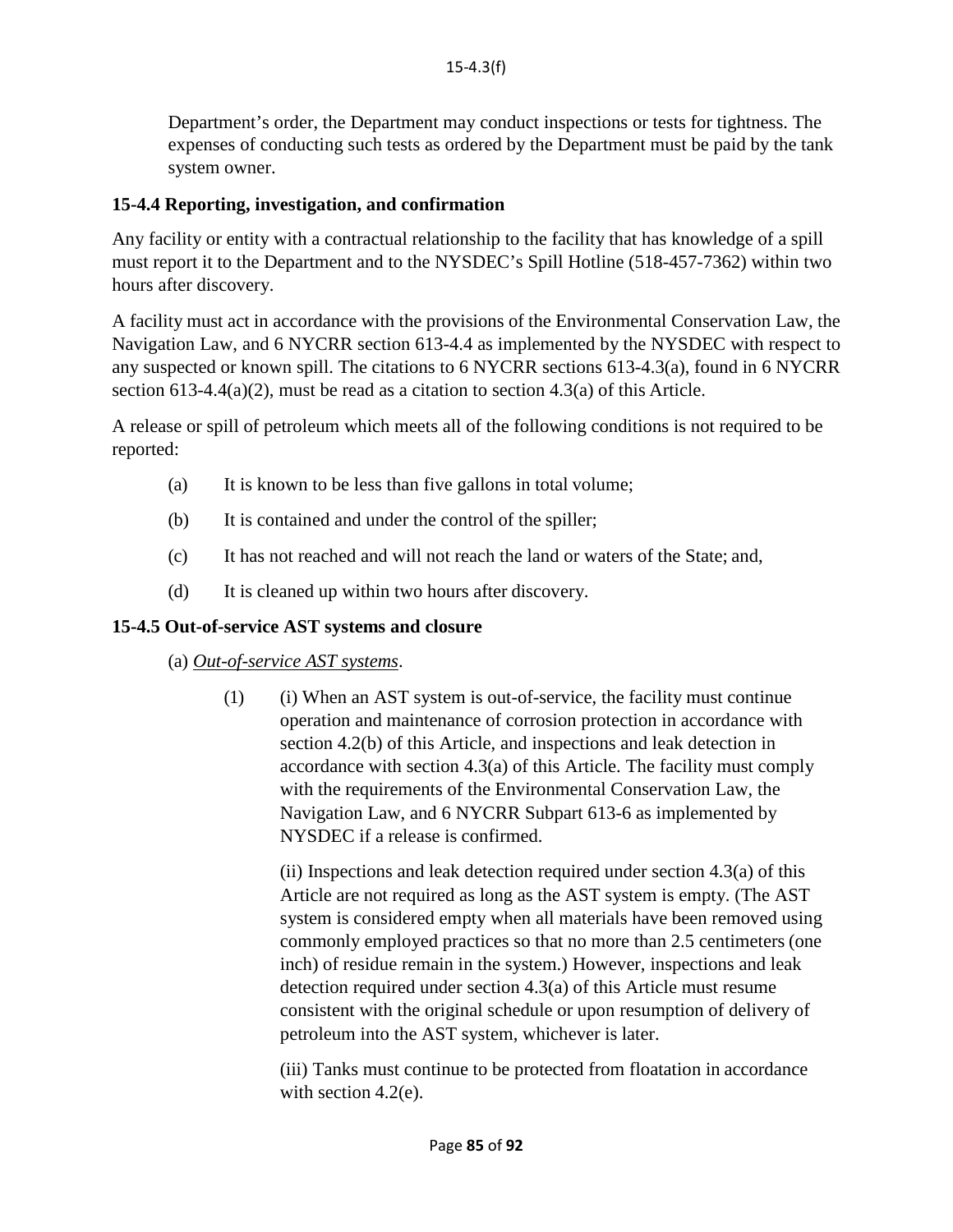Department's order, the Department may conduct inspections or tests for tightness. The expenses of conducting such tests as ordered by the Department must be paid by the tank system owner.

### 15-4.4 Reporting, investigation, and confirmation

Any facility or entity with a contractual relationship to the facility that has knowledge of a spill must report it to the Department and to the NYSDEC's Spill Hotline (518-457-7362) within two hours after discovery.

A facility must act in accordance with the provisions of the Environmental Conservation Law, the Navigation Law, and 6 NYCRR section 613-4.4 as implemented by the NYSDEC with respect to any suspected or known spill. The citations to 6 NYCRR sections 613-4.3(a), found in 6 NYCRR section 613-4.4(a)(2), must be read as a citation to section 4.3(a) of this Article.

A release or spill of petroleum which meets all of the following conditions is not required to be reported:

(a) It is known to be less than five gallons in total volume;

(b) It is contained and under the control of the spiller;

(c) It has not reached and will not reach the land or waters of the State; and,

(d) It is cleaned up within two hours after discovery.

### 15-4.5 Out-of-service AST systems and closure

(a) *Out-of-service AST systems*.

(1) (i) When an AST system is out-of-service, the facility must continue operation and maintenance of corrosion protection in accordance with section 4.2(b) of this Article, and inspections and leak detection in accordance with section 4.3(a) of this Article. The facility must comply with the requirements of the Environmental Conservation Law, the Navigation Law, and 6 NYCRR Subpart 613-6 as implemented by NYSDEC if a release is confirmed.

(ii) Inspections and leak detection required under section 4.3(a) of this Article are not required as long as the AST system is empty. (The AST system is considered empty when all materials have been removed using commonly employed practices so that no more than 2.5 centimeters (one inch) of residue remain in the system.) However, inspections and leak detection required under section 4.3(a) of this Article must resume consistent with the original schedule or upon resumption of delivery of petroleum into the AST system, whichever is later.

(iii) Tanks must continue to be protected from floatation in accordance with section 4.2(e).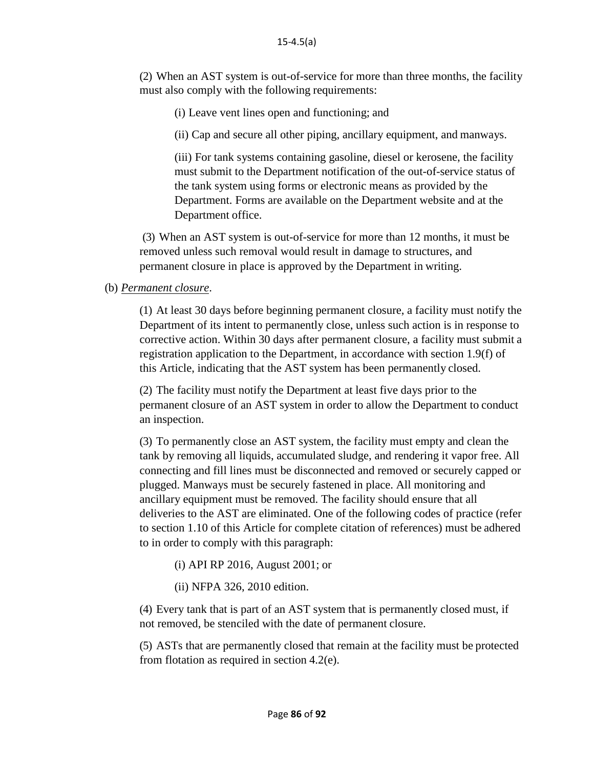(2) When an AST system is out-of-service for more than three months, the facility must also comply with the following requirements:

(i) Leave vent lines open and functioning; and

(ii) Cap and secure all other piping, ancillary equipment, and manways.

(iii) For tank systems containing gasoline, diesel or kerosene, the facility must submit to the Department notification of the out-of-service status of the tank system using forms or electronic means as provided by the Department. Forms are available on the Department website and at the Department office.

(3) When an AST system is out-of-service for more than 12 months, it must be removed unless such removal would result in damage to structures, and permanent closure in place is approved by the Department in writing.

(b) *Permanent closure*.

(1) At least 30 days before beginning permanent closure, a facility must notify the Department of its intent to permanently close, unless such action is in response to corrective action. Within 30 days after permanent closure, a facility must submit a registration application to the Department, in accordance with section 1.9(f) of this Article, indicating that the AST system has been permanently closed.

(2) The facility must notify the Department at least five days prior to the permanent closure of an AST system in order to allow the Department to conduct an inspection.

(3) To permanently close an AST system, the facility must empty and clean the tank by removing all liquids, accumulated sludge, and rendering it vapor free. All connecting and fill lines must be disconnected and removed or securely capped or plugged. Manways must be securely fastened in place. All monitoring and ancillary equipment must be removed. The facility should ensure that all deliveries to the AST are eliminated. One of the following codes of practice (refer to section 1.10 of this Article for complete citation of references) must be adhered to in order to comply with this paragraph:

(i) API RP 2016, August 2001; or

(ii) NFPA 326, 2010 edition.

(4) Every tank that is part of an AST system that is permanently closed must, if not removed, be stenciled with the date of permanent closure.

(5) ASTs that are permanently closed that remain at the facility must be protected from flotation as required in section 4.2(e).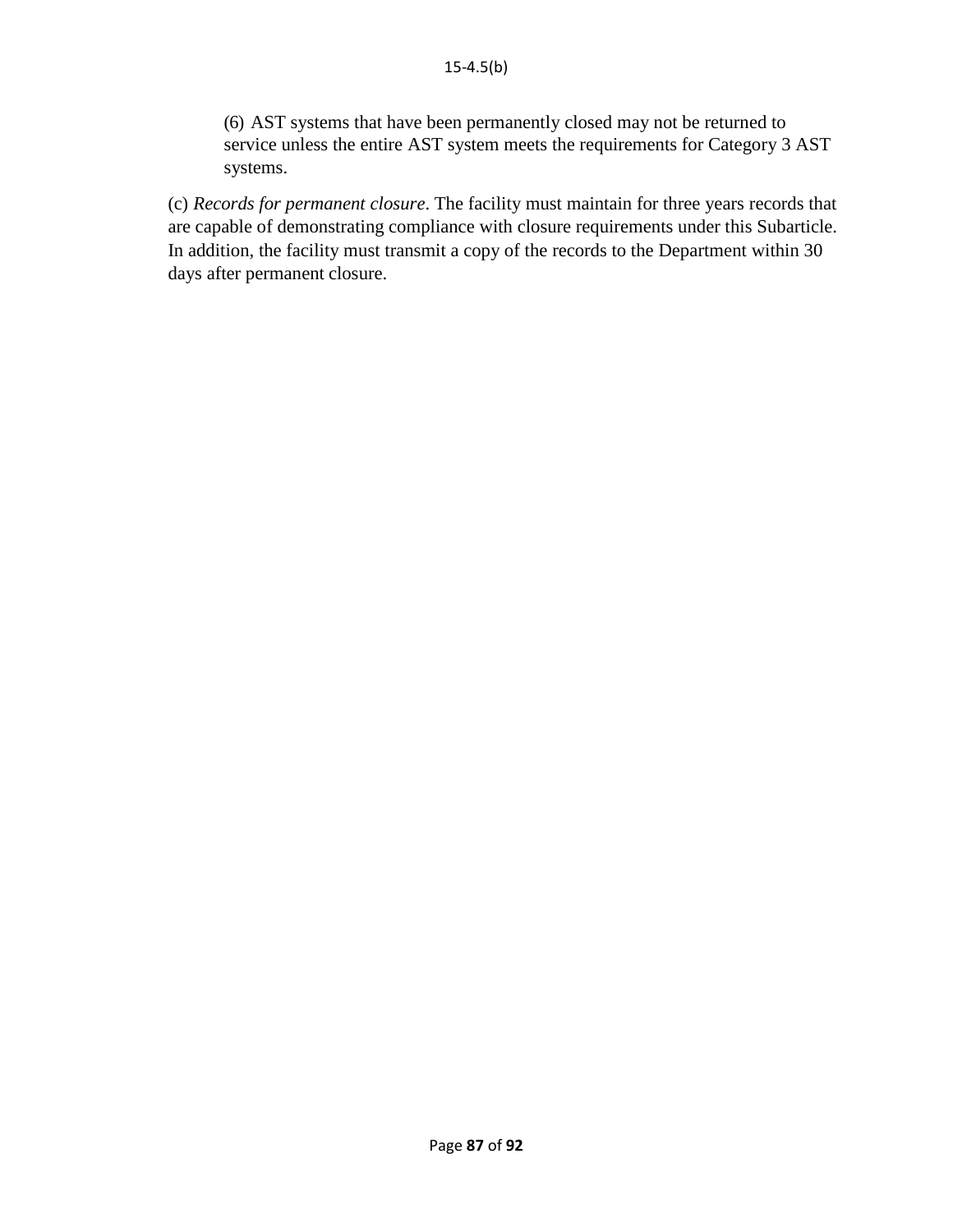(6) AST systems that have been permanently closed may not be returned to service unless the entire AST system meets the requirements for Category 3 AST systems.

(c) *Records for permanent closure*. The facility must maintain for three years records that are capable of demonstrating compliance with closure requirements under this Subarticle. In addition, the facility must transmit a copy of the records to the Department within 30 days after permanent closure.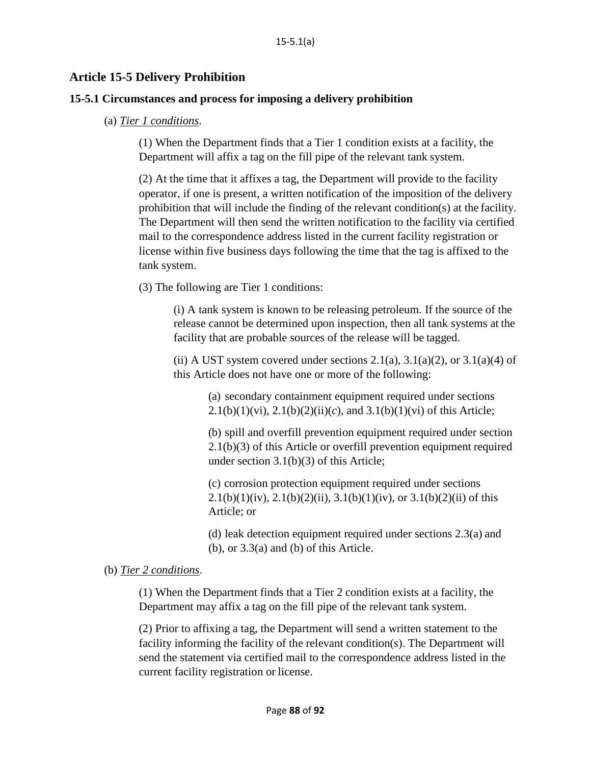## Article 15-5 Delivery Prohibition

### 15-5.1 Circumstances and process for imposing a delivery prohibition

(a) *Tier 1 conditions*.

(1) When the Department finds that a Tier 1 condition exists at a facility, the Department will affix a tag on the fill pipe of the relevant tank system.

(2) At the time that it affixes a tag, the Department will provide to the facility operator, if one is present, a written notification of the imposition of the delivery prohibition that will include the finding of the relevant condition(s) at the facility. The Department will then send the written notification to the facility via certified mail to the correspondence address listed in the current facility registration or license within five business days following the time that the tag is affixed to the tank system.

(3) The following are Tier 1 conditions:

(i) A tank system is known to be releasing petroleum. If the source of the release cannot be determined upon inspection, then all tank systems at the facility that are probable sources of the release will be tagged.

(ii) A UST system covered under sections 2.1(a), 3.1(a)(2), or 3.1(a)(4) of this Article does not have one or more of the following:

(a) secondary containment equipment required under sections 2.1(b)(1)(vi), 2.1(b)(2)(ii)(*c*), and 3.1(b)(1)(vi) of this Article;

(b) spill and overfill prevention equipment required under section 2.1(b)(3) of this Article or overfill prevention equipment required under section 3.1(b)(3) of this Article;

(c) corrosion protection equipment required under sections 2.1(b)(1)(iv), 2.1(b)(2)(ii), 3.1(b)(1)(iv), or 3.1(b)(2)(ii) of this Article; or

(d) leak detection equipment required under sections 2.3(a) and (b), or 3.3(a) and (b) of this Article.

(b) *Tier 2 conditions*.

(1) When the Department finds that a Tier 2 condition exists at a facility, the Department may affix a tag on the fill pipe of the relevant tank system.

(2) Prior to affixing a tag, the Department will send a written statement to the facility informing the facility of the relevant condition(s). The Department will send the statement via certified mail to the correspondence address listed in the current facility registration or license.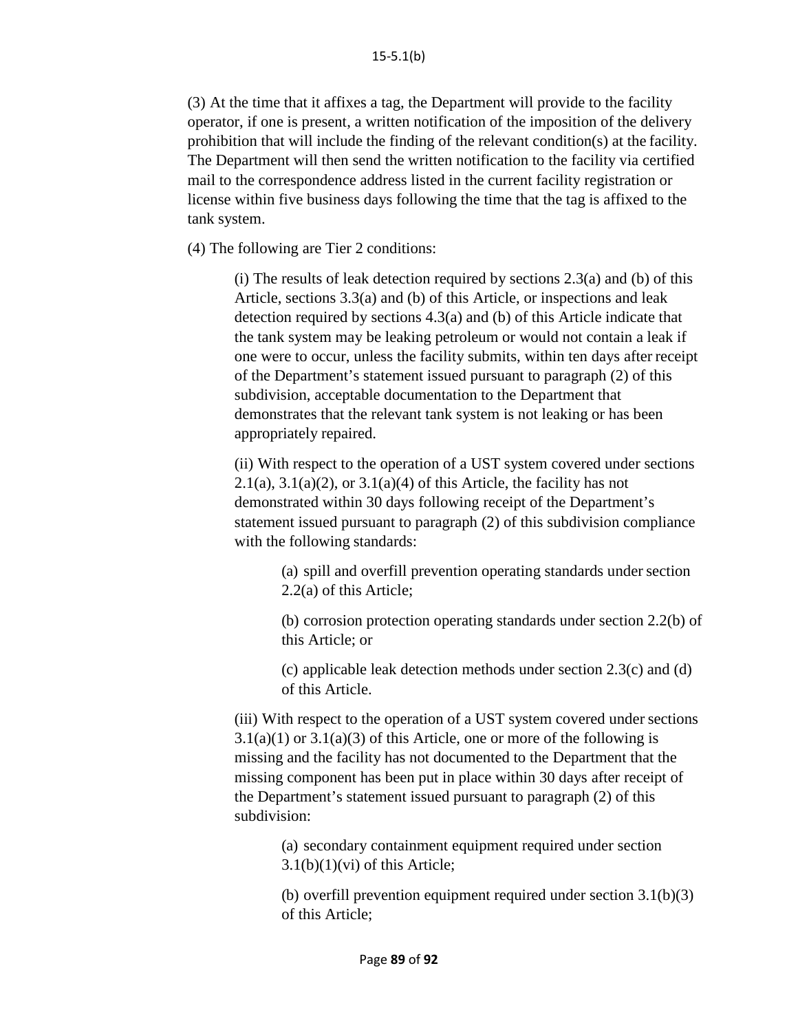(3) At the time that it affixes a tag, the Department will provide to the facility operator, if one is present, a written notification of the imposition of the delivery prohibition that will include the finding of the relevant condition(s) at the facility. The Department will then send the written notification to the facility via certified mail to the correspondence address listed in the current facility registration or license within five business days following the time that the tag is affixed to the tank system.

(4) The following are Tier 2 conditions:

> (i) The results of leak detection required by sections 2.3(a) and (b) of this Article, sections 3.3(a) and (b) of this Article, or inspections and leak detection required by sections 4.3(a) and (b) of this Article indicate that the tank system may be leaking petroleum or would not contain a leak if one were to occur, unless the facility submits, within ten days after receipt of the Department's statement issued pursuant to paragraph (2) of this subdivision, acceptable documentation to the Department that demonstrates that the relevant tank system is not leaking or has been appropriately repaired.
>
> (ii) With respect to the operation of a UST system covered under sections 2.1(a), 3.1(a)(2), or 3.1(a)(4) of this Article, the facility has not demonstrated within 30 days following receipt of the Department's statement issued pursuant to paragraph (2) of this subdivision compliance with the following standards:
>
> > (a) spill and overfill prevention operating standards under section 2.2(a) of this Article;
> >
> > (b) corrosion protection operating standards under section 2.2(b) of this Article; or
> >
> > (c) applicable leak detection methods under section 2.3(c) and (d) of this Article.
>
> (iii) With respect to the operation of a UST system covered under sections 3.1(a)(1) or 3.1(a)(3) of this Article, one or more of the following is missing and the facility has not documented to the Department that the missing component has been put in place within 30 days after receipt of the Department's statement issued pursuant to paragraph (2) of this subdivision:
>
> > (a) secondary containment equipment required under section 3.1(b)(1)(vi) of this Article;
> >
> > (b) overfill prevention equipment required under section 3.1(b)(3) of this Article;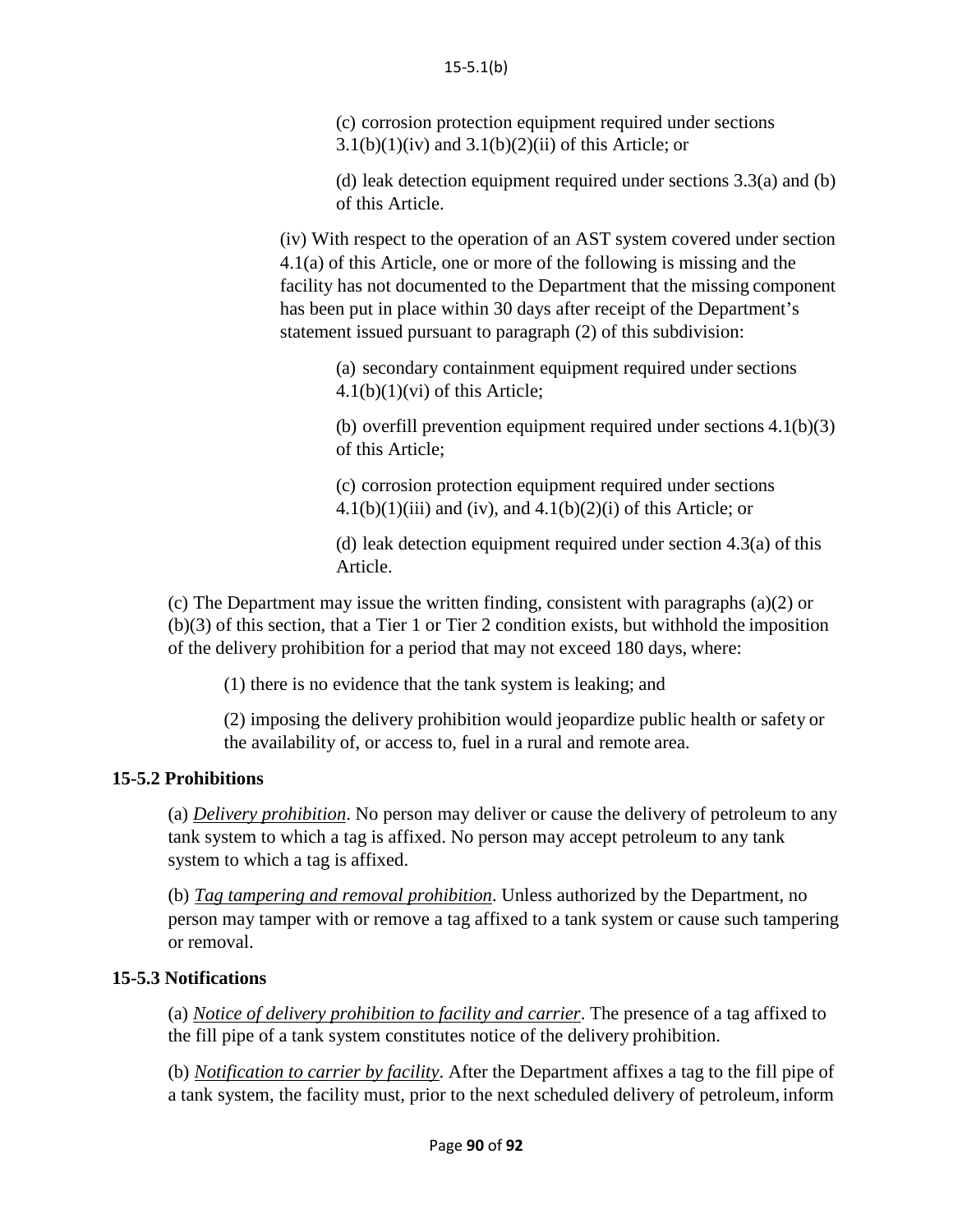(c) corrosion protection equipment required under sections 3.1(b)(1)(iv) and 3.1(b)(2)(ii) of this Article; or

(d) leak detection equipment required under sections 3.3(a) and (b) of this Article.

(iv) With respect to the operation of an AST system covered under section 4.1(a) of this Article, one or more of the following is missing and the facility has not documented to the Department that the missing component has been put in place within 30 days after receipt of the Department's statement issued pursuant to paragraph (2) of this subdivision:

(a) secondary containment equipment required under sections 4.1(b)(1)(vi) of this Article;

(b) overfill prevention equipment required under sections 4.1(b)(3) of this Article;

(c) corrosion protection equipment required under sections 4.1(b)(1)(iii) and (iv), and 4.1(b)(2)(i) of this Article; or

(d) leak detection equipment required under section 4.3(a) of this Article.

(c) The Department may issue the written finding, consistent with paragraphs (a)(2) or (b)(3) of this section, that a Tier 1 or Tier 2 condition exists, but withhold the imposition of the delivery prohibition for a period that may not exceed 180 days, where:

(1) there is no evidence that the tank system is leaking; and

(2) imposing the delivery prohibition would jeopardize public health or safety or the availability of, or access to, fuel in a rural and remote area.

**15-5.2 Prohibitions**

(a) *Delivery prohibition*. No person may deliver or cause the delivery of petroleum to any tank system to which a tag is affixed. No person may accept petroleum to any tank system to which a tag is affixed.

(b) *Tag tampering and removal prohibition*. Unless authorized by the Department, no person may tamper with or remove a tag affixed to a tank system or cause such tampering or removal.

**15-5.3 Notifications**

(a) *Notice of delivery prohibition to facility and carrier*. The presence of a tag affixed to the fill pipe of a tank system constitutes notice of the delivery prohibition.

(b) *Notification to carrier by facility*. After the Department affixes a tag to the fill pipe of a tank system, the facility must, prior to the next scheduled delivery of petroleum, inform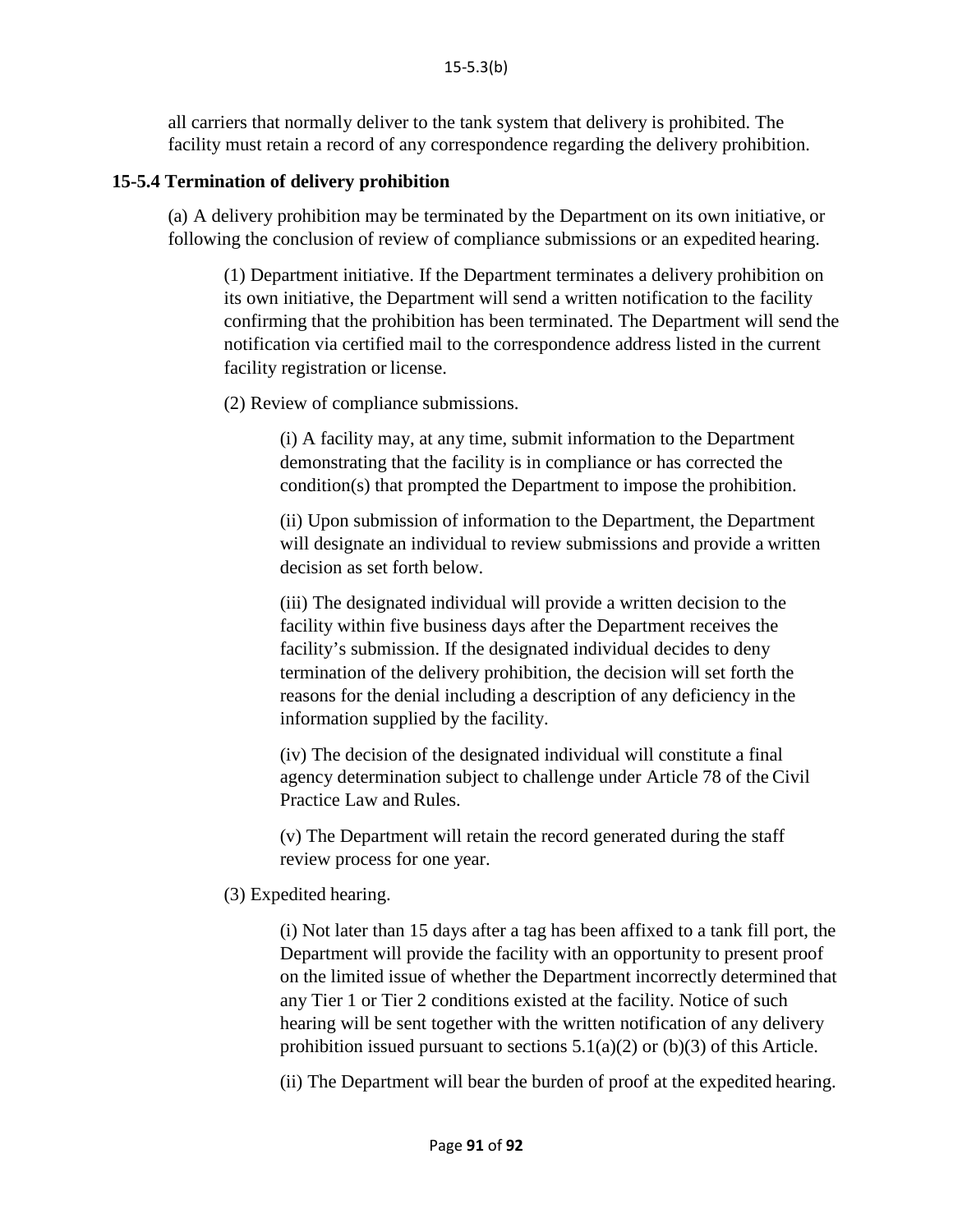all carriers that normally deliver to the tank system that delivery is prohibited. The facility must retain a record of any correspondence regarding the delivery prohibition.

### 15-5.4 Termination of delivery prohibition

(a) A delivery prohibition may be terminated by the Department on its own initiative, or following the conclusion of review of compliance submissions or an expedited hearing.

(1) Department initiative. If the Department terminates a delivery prohibition on its own initiative, the Department will send a written notification to the facility confirming that the prohibition has been terminated. The Department will send the notification via certified mail to the correspondence address listed in the current facility registration or license.

(2) Review of compliance submissions.

(i) A facility may, at any time, submit information to the Department demonstrating that the facility is in compliance or has corrected the condition(s) that prompted the Department to impose the prohibition.

(ii) Upon submission of information to the Department, the Department will designate an individual to review submissions and provide a written decision as set forth below.

(iii) The designated individual will provide a written decision to the facility within five business days after the Department receives the facility's submission. If the designated individual decides to deny termination of the delivery prohibition, the decision will set forth the reasons for the denial including a description of any deficiency in the information supplied by the facility.

(iv) The decision of the designated individual will constitute a final agency determination subject to challenge under Article 78 of the Civil Practice Law and Rules.

(v) The Department will retain the record generated during the staff review process for one year.

(3) Expedited hearing.

(i) Not later than 15 days after a tag has been affixed to a tank fill port, the Department will provide the facility with an opportunity to present proof on the limited issue of whether the Department incorrectly determined that any Tier 1 or Tier 2 conditions existed at the facility. Notice of such hearing will be sent together with the written notification of any delivery prohibition issued pursuant to sections 5.1(a)(2) or (b)(3) of this Article.

(ii) The Department will bear the burden of proof at the expedited hearing.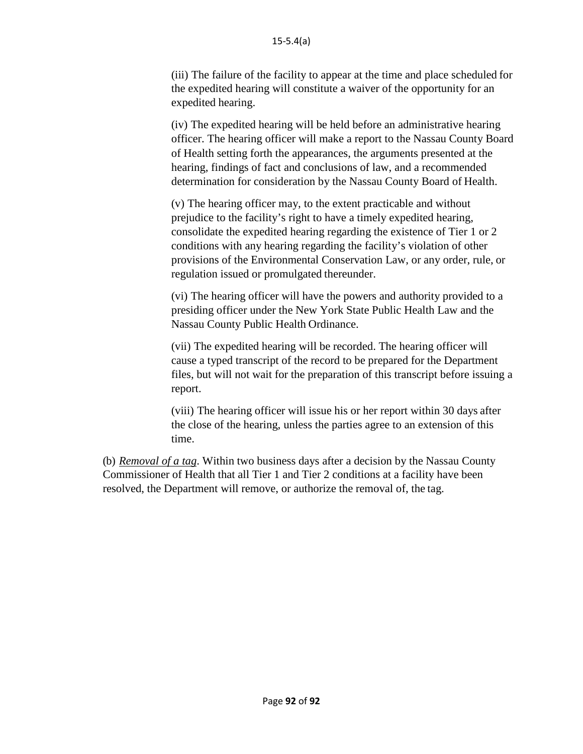(iii) The failure of the facility to appear at the time and place scheduled for the expedited hearing will constitute a waiver of the opportunity for an expedited hearing.

(iv) The expedited hearing will be held before an administrative hearing officer. The hearing officer will make a report to the Nassau County Board of Health setting forth the appearances, the arguments presented at the hearing, findings of fact and conclusions of law, and a recommended determination for consideration by the Nassau County Board of Health.

(v) The hearing officer may, to the extent practicable and without prejudice to the facility's right to have a timely expedited hearing, consolidate the expedited hearing regarding the existence of Tier 1 or 2 conditions with any hearing regarding the facility's violation of other provisions of the Environmental Conservation Law, or any order, rule, or regulation issued or promulgated thereunder.

(vi) The hearing officer will have the powers and authority provided to a presiding officer under the New York State Public Health Law and the Nassau County Public Health Ordinance.

(vii) The expedited hearing will be recorded. The hearing officer will cause a typed transcript of the record to be prepared for the Department files, but will not wait for the preparation of this transcript before issuing a report.

(viii) The hearing officer will issue his or her report within 30 days after the close of the hearing, unless the parties agree to an extension of this time.

(b) ***Removal of a tag***. Within two business days after a decision by the Nassau County Commissioner of Health that all Tier 1 and Tier 2 conditions at a facility have been resolved, the Department will remove, or authorize the removal of, the tag.